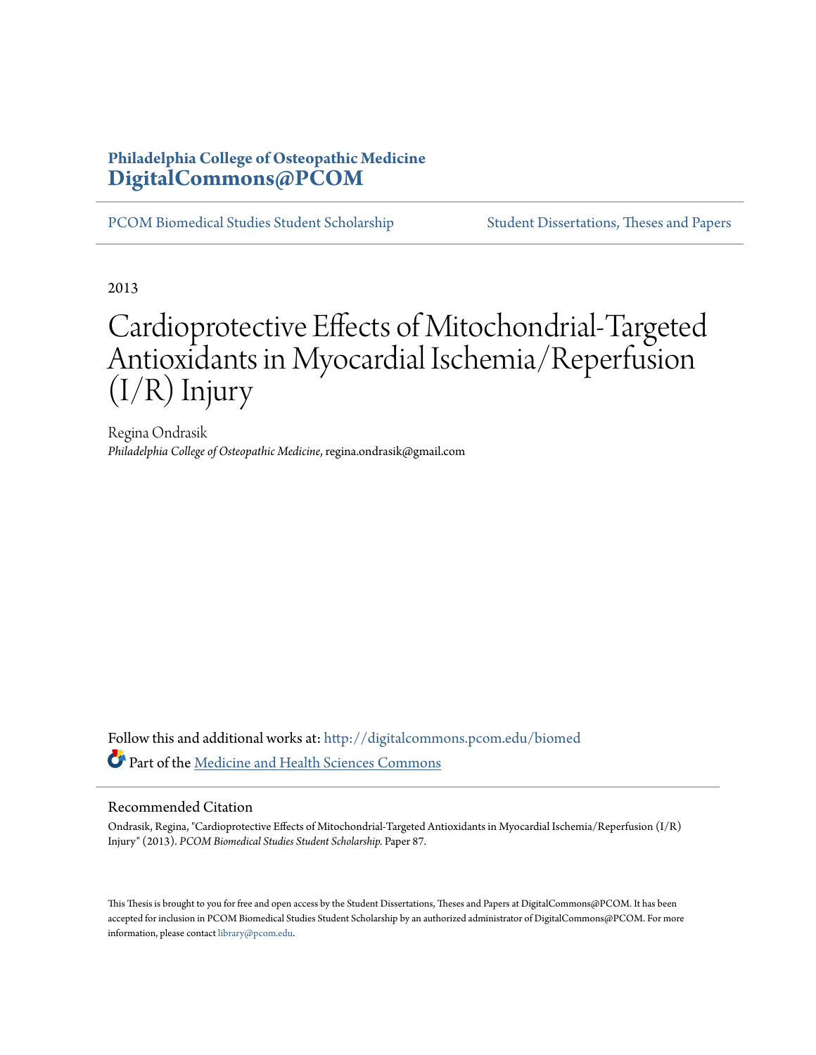**Philadelphia College of Osteopathic Medicine**
**DigitalCommons@PCOM**

PCOM Biomedical Studies Student Scholarship | Student Dissertations, Theses and Papers

2013

# Cardioprotective Effects of Mitochondrial-Targeted Antioxidants in Myocardial Ischemia/Reperfusion (I/R) Injury

Regina Ondrasik
*Philadelphia College of Osteopathic Medicine*, regina.ondrasik@gmail.com

Follow this and additional works at: http://digitalcommons.pcom.edu/biomed
Part of the Medicine and Health Sciences Commons

## Recommended Citation

Ondrasik, Regina, "Cardioprotective Effects of Mitochondrial-Targeted Antioxidants in Myocardial Ischemia/Reperfusion (I/R) Injury" (2013). *PCOM Biomedical Studies Student Scholarship.* Paper 87.

This Thesis is brought to you for free and open access by the Student Dissertations, Theses and Papers at DigitalCommons@PCOM. It has been accepted for inclusion in PCOM Biomedical Studies Student Scholarship by an authorized administrator of DigitalCommons@PCOM. For more information, please contact library@pcom.edu.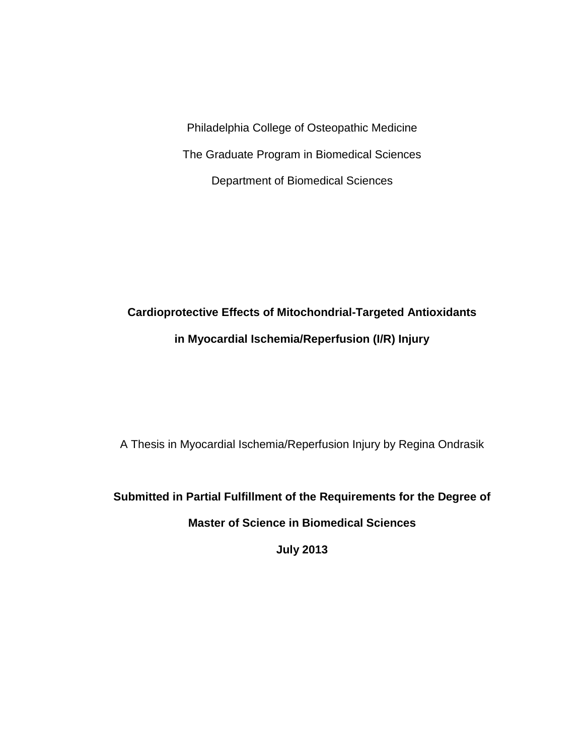Philadelphia College of Osteopathic Medicine

The Graduate Program in Biomedical Sciences

Department of Biomedical Sciences

# Cardioprotective Effects of Mitochondrial-Targeted Antioxidants in Myocardial Ischemia/Reperfusion (I/R) Injury

A Thesis in Myocardial Ischemia/Reperfusion Injury by Regina Ondrasik

**Submitted in Partial Fulfillment of the Requirements for the Degree of**

**Master of Science in Biomedical Sciences**

**July 2013**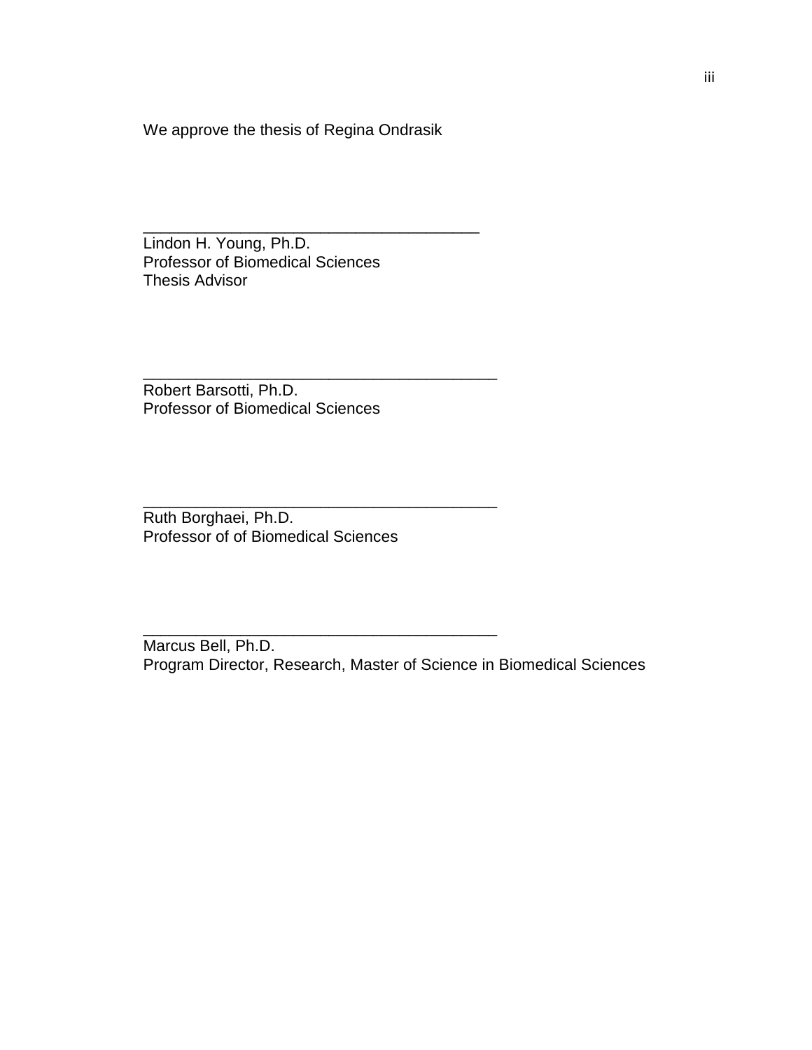We approve the thesis of Regina Ondrasik

\_\_\_\_\_\_\_\_\_\_\_\_\_\_\_\_\_\_\_\_\_\_\_\_\_\_\_\_\_\_\_\_\_\_\_\_\_\_\_\_
Lindon H. Young, Ph.D.
Professor of Biomedical Sciences
Thesis Advisor

\_\_\_\_\_\_\_\_\_\_\_\_\_\_\_\_\_\_\_\_\_\_\_\_\_\_\_\_\_\_\_\_\_\_\_\_\_\_\_\_
Robert Barsotti, Ph.D.
Professor of Biomedical Sciences

\_\_\_\_\_\_\_\_\_\_\_\_\_\_\_\_\_\_\_\_\_\_\_\_\_\_\_\_\_\_\_\_\_\_\_\_\_\_\_\_
Ruth Borghaei, Ph.D.
Professor of of Biomedical Sciences

\_\_\_\_\_\_\_\_\_\_\_\_\_\_\_\_\_\_\_\_\_\_\_\_\_\_\_\_\_\_\_\_\_\_\_\_\_\_\_\_
Marcus Bell, Ph.D.
Program Director, Research, Master of Science in Biomedical Sciences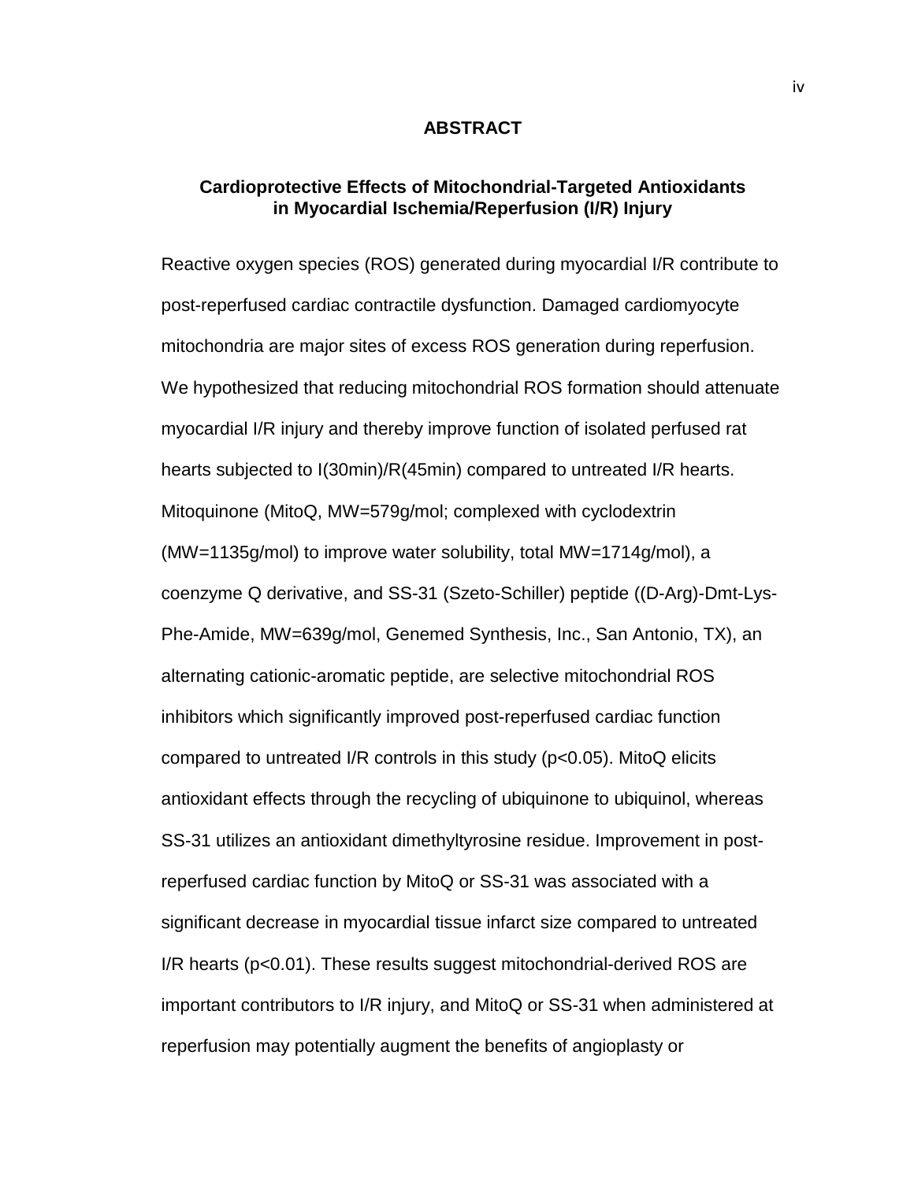# ABSTRACT

## Cardioprotective Effects of Mitochondrial-Targeted Antioxidants in Myocardial Ischemia/Reperfusion (I/R) Injury

Reactive oxygen species (ROS) generated during myocardial I/R contribute to post-reperfused cardiac contractile dysfunction. Damaged cardiomyocyte mitochondria are major sites of excess ROS generation during reperfusion. We hypothesized that reducing mitochondrial ROS formation should attenuate myocardial I/R injury and thereby improve function of isolated perfused rat hearts subjected to I(30min)/R(45min) compared to untreated I/R hearts. Mitoquinone (MitoQ, MW=579g/mol; complexed with cyclodextrin (MW=1135g/mol) to improve water solubility, total MW=1714g/mol), a coenzyme Q derivative, and SS-31 (Szeto-Schiller) peptide ((D-Arg)-Dmt-Lys-Phe-Amide, MW=639g/mol, Genemed Synthesis, Inc., San Antonio, TX), an alternating cationic-aromatic peptide, are selective mitochondrial ROS inhibitors which significantly improved post-reperfused cardiac function compared to untreated I/R controls in this study ($p<0.05$). MitoQ elicits antioxidant effects through the recycling of ubiquinone to ubiquinol, whereas SS-31 utilizes an antioxidant dimethyltyrosine residue. Improvement in post-reperfused cardiac function by MitoQ or SS-31 was associated with a significant decrease in myocardial tissue infarct size compared to untreated I/R hearts ($p<0.01$). These results suggest mitochondrial-derived ROS are important contributors to I/R injury, and MitoQ or SS-31 when administered at reperfusion may potentially augment the benefits of angioplasty or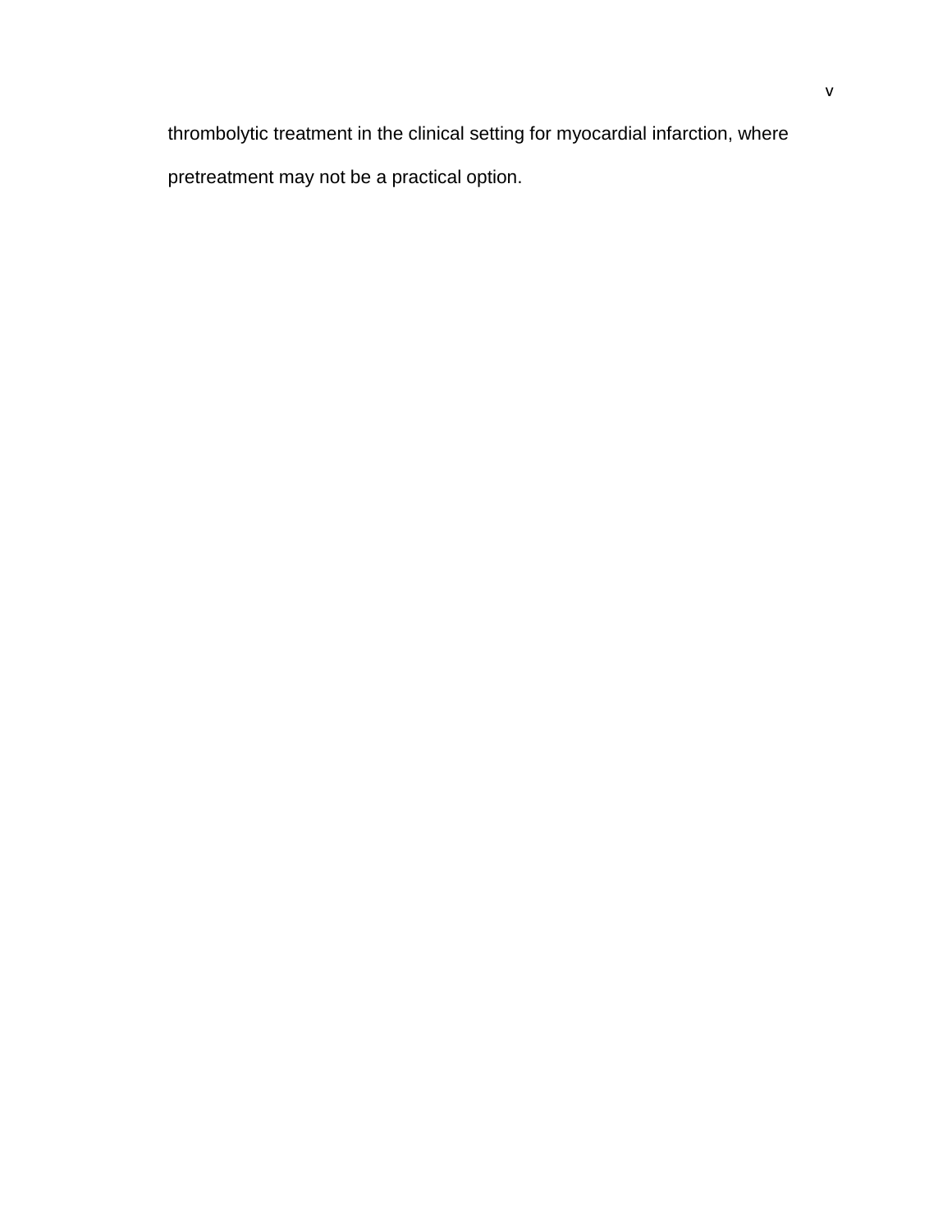thrombolytic treatment in the clinical setting for myocardial infarction, where pretreatment may not be a practical option.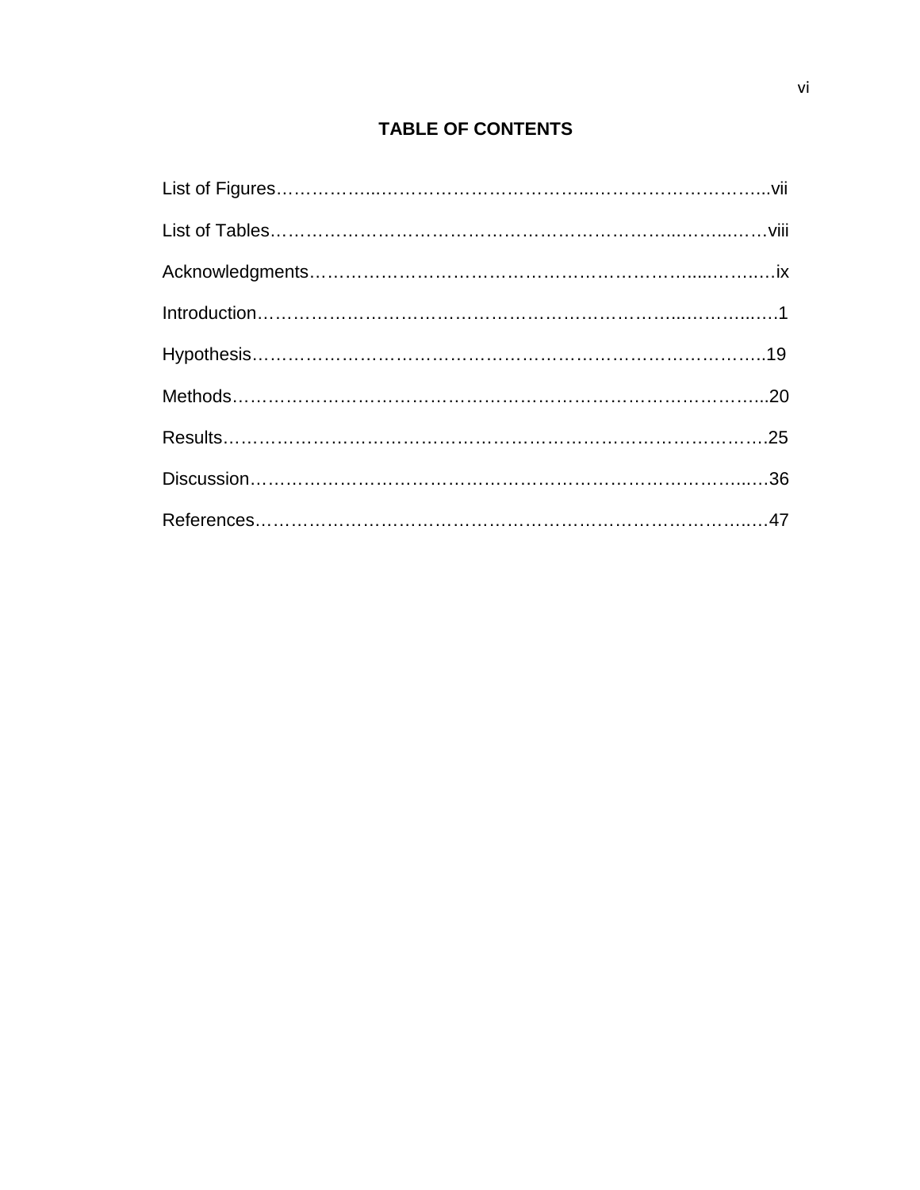# TABLE OF CONTENTS

List of Figures……………………………………………………………………………vii

List of Tables……………………………………………………………………………viii

Acknowledgments…………………………………………………………………………ix

Introduction…………………………………………………………………………………1

Hypothesis…………………………………………………………………………………19

Methods……………………………………………………………………………………20

Results………………………………………………………………………………………25

Discussion…………………………………………………………………………………36

References…………………………………………………………………………………47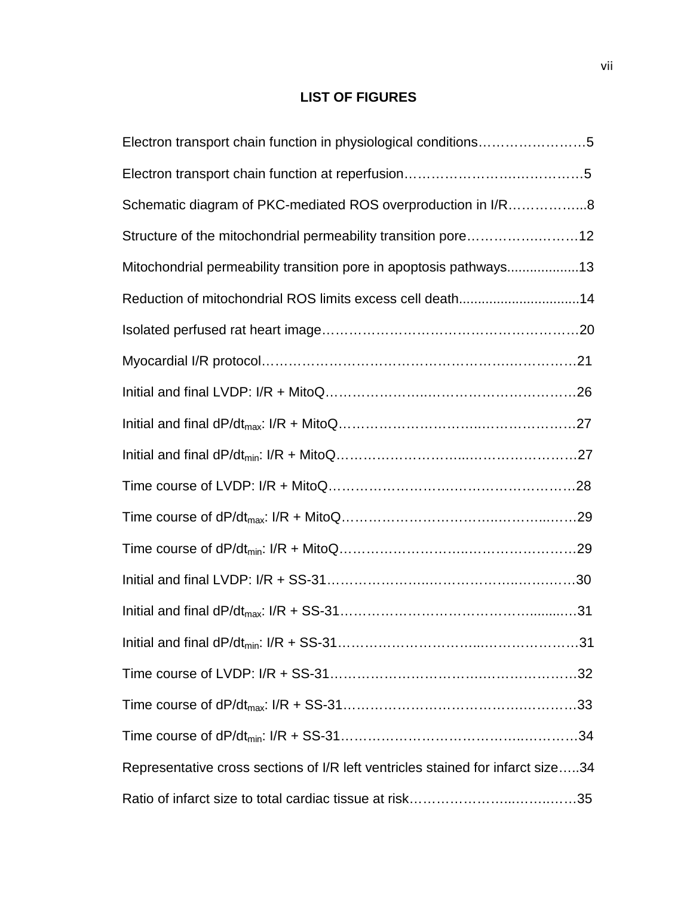# LIST OF FIGURES

Electron transport chain function in physiological conditions……………………5

Electron transport chain function at reperfusion……………………….……………5

Schematic diagram of PKC-mediated ROS overproduction in I/R……………...8

Structure of the mitochondrial permeability transition pore……………..………12

Mitochondrial permeability transition pore in apoptosis pathways...................13

Reduction of mitochondrial ROS limits excess cell death................................14

Isolated perfused rat heart image…………………………………………………20

Myocardial I/R protocol……………………….…………………….………….……21

Initial and final LVDP: I/R + MitoQ…………………...……………………….……26

Initial and final $dP/dt_{max}$: I/R + MitoQ……………………………..………………27

Initial and final $dP/dt_{min}$: I/R + MitoQ………………………...……………………27

Time course of LVDP: I/R + MitoQ………………………….……………………..28

Time course of $dP/dt_{max}$: I/R + MitoQ……………………………..…….....……29

Time course of $dP/dt_{min}$: I/R + MitoQ…………………………..…………………29

Initial and final LVDP: I/R + SS-31…………………..……………..……..….……30

Initial and final $dP/dt_{max}$: I/R + SS-31………………………………………........…31

Initial and final $dP/dt_{min}$: I/R + SS-31……………………………..…………………31

Time course of LVDP: I/R + SS-31……………………………..…………….……32

Time course of $dP/dt_{max}$: I/R + SS-31………………………………………………33

Time course of $dP/dt_{min}$: I/R + SS-31………………………………….…………34

Representative cross sections of I/R left ventricles stained for infarct size…..34

Ratio of infarct size to total cardiac tissue at risk…………………...……..……35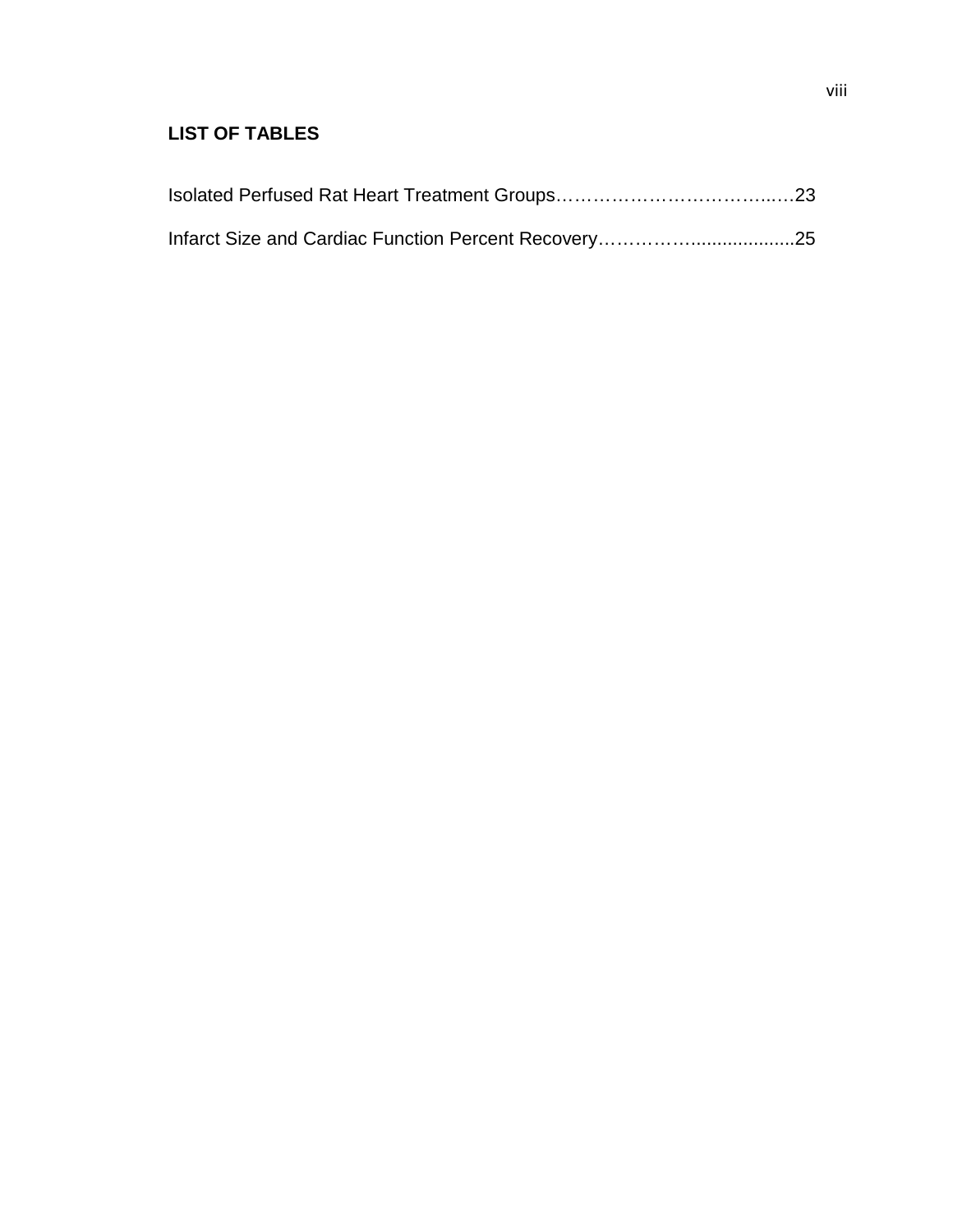## LIST OF TABLES

Isolated Perfused Rat Heart Treatment Groups……………………………...…23

Infarct Size and Cardiac Function Percent Recovery……………....................25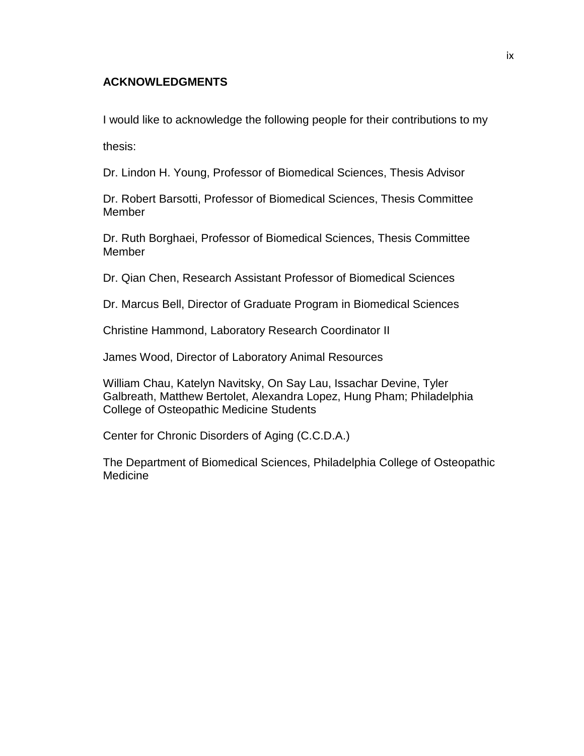## ACKNOWLEDGMENTS

I would like to acknowledge the following people for their contributions to my thesis:

Dr. Lindon H. Young, Professor of Biomedical Sciences, Thesis Advisor

Dr. Robert Barsotti, Professor of Biomedical Sciences, Thesis Committee Member

Dr. Ruth Borghaei, Professor of Biomedical Sciences, Thesis Committee Member

Dr. Qian Chen, Research Assistant Professor of Biomedical Sciences

Dr. Marcus Bell, Director of Graduate Program in Biomedical Sciences

Christine Hammond, Laboratory Research Coordinator II

James Wood, Director of Laboratory Animal Resources

William Chau, Katelyn Navitsky, On Say Lau, Issachar Devine, Tyler Galbreath, Matthew Bertolet, Alexandra Lopez, Hung Pham; Philadelphia College of Osteopathic Medicine Students

Center for Chronic Disorders of Aging (C.C.D.A.)

The Department of Biomedical Sciences, Philadelphia College of Osteopathic Medicine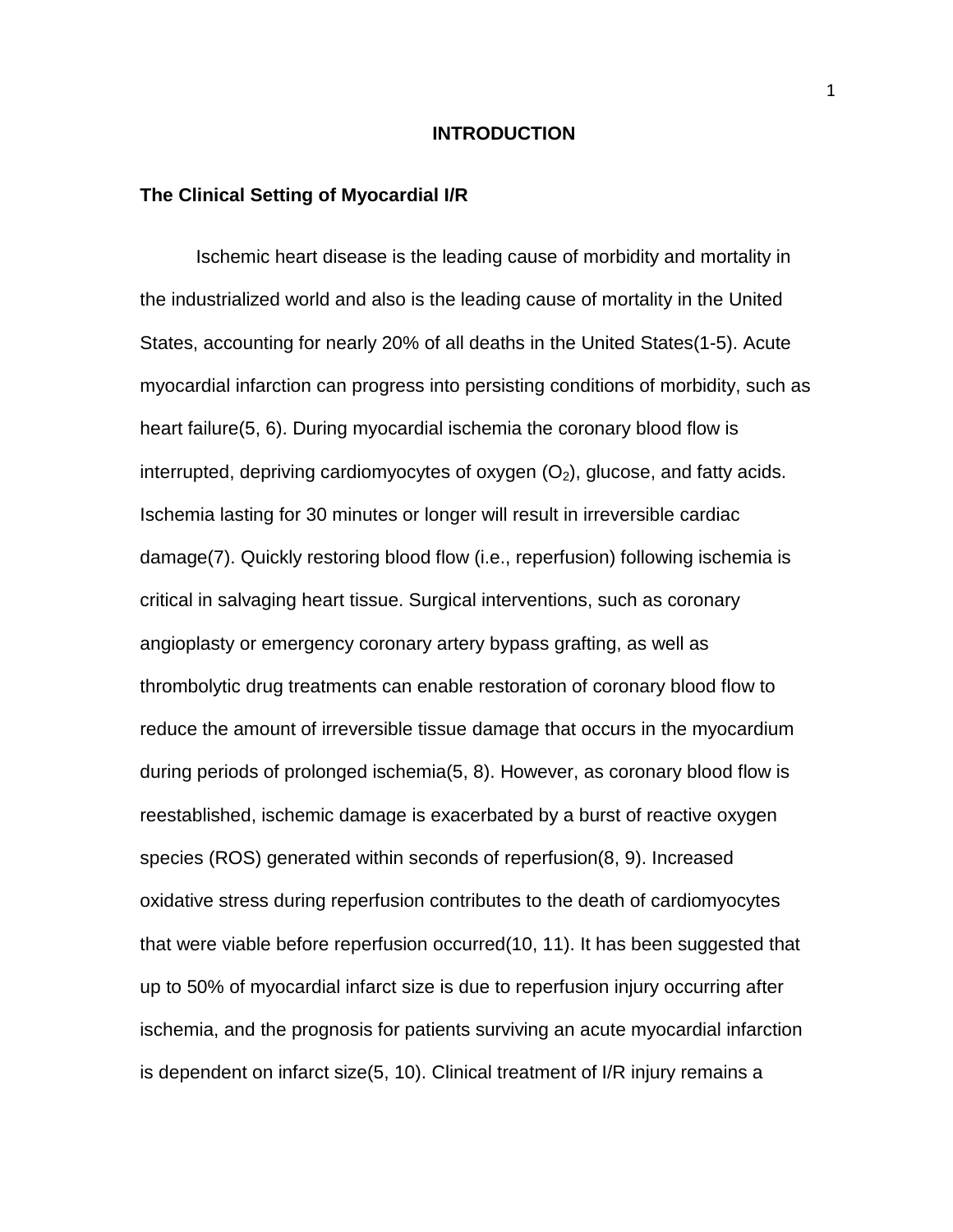# INTRODUCTION

## The Clinical Setting of Myocardial I/R

Ischemic heart disease is the leading cause of morbidity and mortality in the industrialized world and also is the leading cause of mortality in the United States, accounting for nearly 20% of all deaths in the United States(1-5). Acute myocardial infarction can progress into persisting conditions of morbidity, such as heart failure(5, 6). During myocardial ischemia the coronary blood flow is interrupted, depriving cardiomyocytes of oxygen ($O_2$), glucose, and fatty acids. Ischemia lasting for 30 minutes or longer will result in irreversible cardiac damage(7). Quickly restoring blood flow (i.e., reperfusion) following ischemia is critical in salvaging heart tissue. Surgical interventions, such as coronary angioplasty or emergency coronary artery bypass grafting, as well as thrombolytic drug treatments can enable restoration of coronary blood flow to reduce the amount of irreversible tissue damage that occurs in the myocardium during periods of prolonged ischemia(5, 8). However, as coronary blood flow is reestablished, ischemic damage is exacerbated by a burst of reactive oxygen species (ROS) generated within seconds of reperfusion(8, 9). Increased oxidative stress during reperfusion contributes to the death of cardiomyocytes that were viable before reperfusion occurred(10, 11). It has been suggested that up to 50% of myocardial infarct size is due to reperfusion injury occurring after ischemia, and the prognosis for patients surviving an acute myocardial infarction is dependent on infarct size(5, 10). Clinical treatment of I/R injury remains a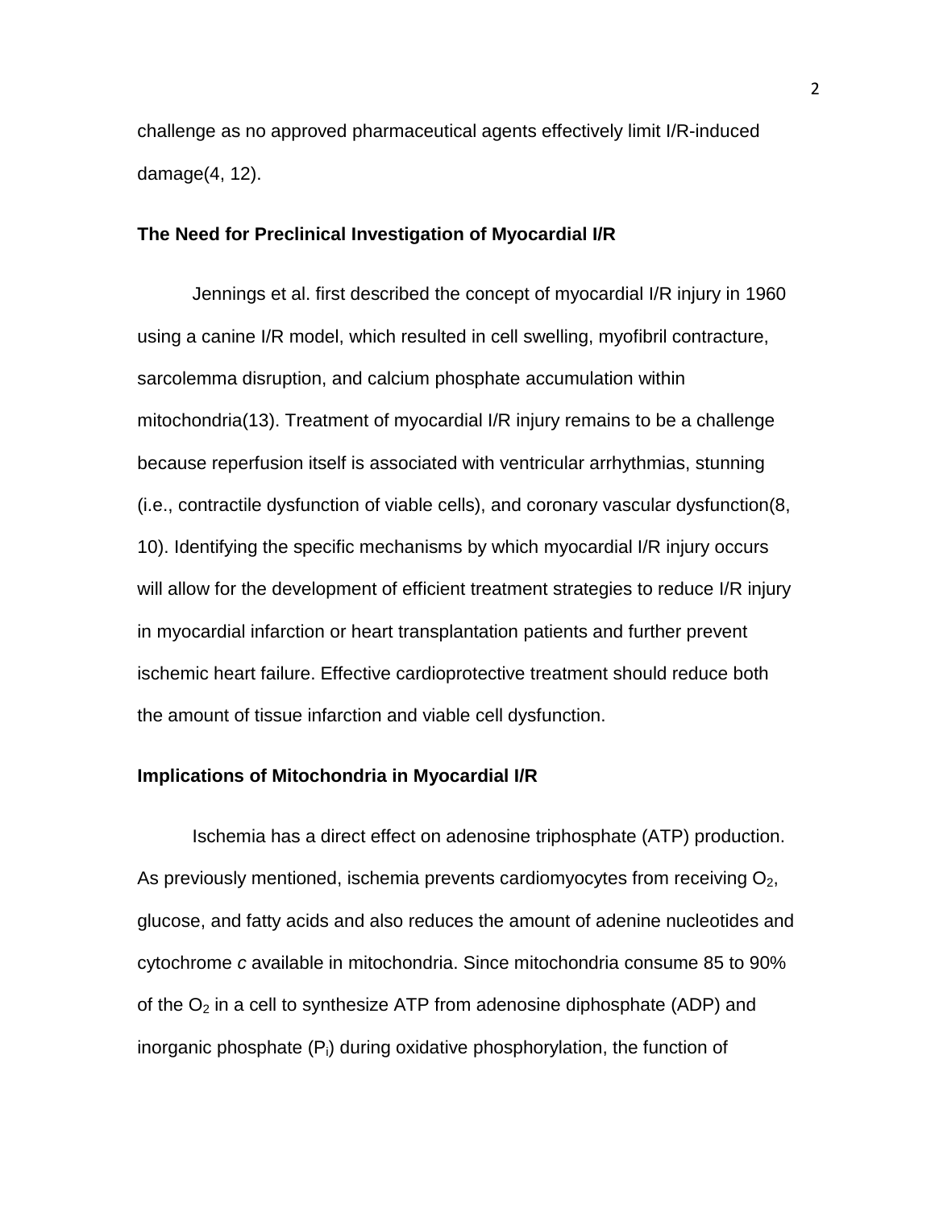challenge as no approved pharmaceutical agents effectively limit I/R-induced damage(4, 12).

### The Need for Preclinical Investigation of Myocardial I/R

Jennings et al. first described the concept of myocardial I/R injury in 1960 using a canine I/R model, which resulted in cell swelling, myofibril contracture, sarcolemma disruption, and calcium phosphate accumulation within mitochondria(13). Treatment of myocardial I/R injury remains to be a challenge because reperfusion itself is associated with ventricular arrhythmias, stunning (i.e., contractile dysfunction of viable cells), and coronary vascular dysfunction(8, 10). Identifying the specific mechanisms by which myocardial I/R injury occurs will allow for the development of efficient treatment strategies to reduce I/R injury in myocardial infarction or heart transplantation patients and further prevent ischemic heart failure. Effective cardioprotective treatment should reduce both the amount of tissue infarction and viable cell dysfunction.

### Implications of Mitochondria in Myocardial I/R

Ischemia has a direct effect on adenosine triphosphate (ATP) production. As previously mentioned, ischemia prevents cardiomyocytes from receiving $O_2$, glucose, and fatty acids and also reduces the amount of adenine nucleotides and cytochrome *c* available in mitochondria. Since mitochondria consume 85 to 90% of the $O_2$ in a cell to synthesize ATP from adenosine diphosphate (ADP) and inorganic phosphate ($P_i$) during oxidative phosphorylation, the function of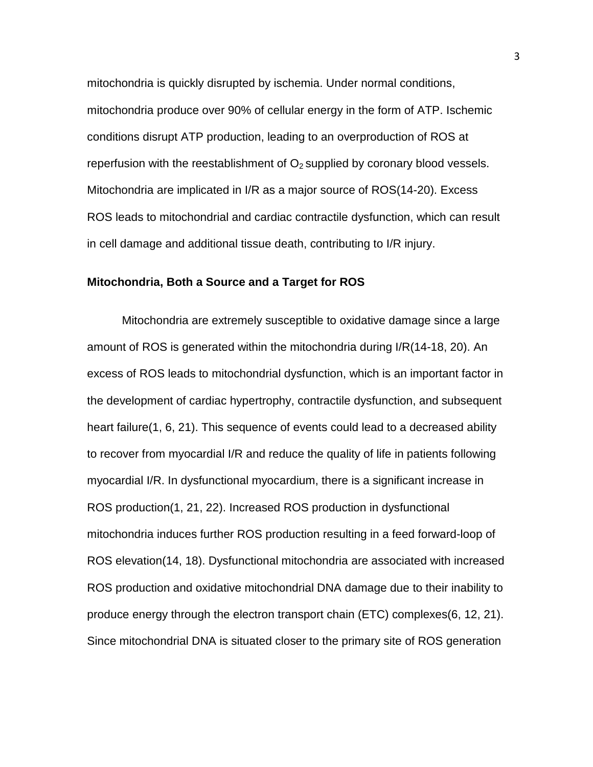mitochondria is quickly disrupted by ischemia. Under normal conditions, mitochondria produce over 90% of cellular energy in the form of ATP. Ischemic conditions disrupt ATP production, leading to an overproduction of ROS at reperfusion with the reestablishment of $O_2$ supplied by coronary blood vessels. Mitochondria are implicated in I/R as a major source of ROS(14-20). Excess ROS leads to mitochondrial and cardiac contractile dysfunction, which can result in cell damage and additional tissue death, contributing to I/R injury.

**Mitochondria, Both a Source and a Target for ROS**

Mitochondria are extremely susceptible to oxidative damage since a large amount of ROS is generated within the mitochondria during I/R(14-18, 20). An excess of ROS leads to mitochondrial dysfunction, which is an important factor in the development of cardiac hypertrophy, contractile dysfunction, and subsequent heart failure(1, 6, 21). This sequence of events could lead to a decreased ability to recover from myocardial I/R and reduce the quality of life in patients following myocardial I/R. In dysfunctional myocardium, there is a significant increase in ROS production(1, 21, 22). Increased ROS production in dysfunctional mitochondria induces further ROS production resulting in a feed forward-loop of ROS elevation(14, 18). Dysfunctional mitochondria are associated with increased ROS production and oxidative mitochondrial DNA damage due to their inability to produce energy through the electron transport chain (ETC) complexes(6, 12, 21). Since mitochondrial DNA is situated closer to the primary site of ROS generation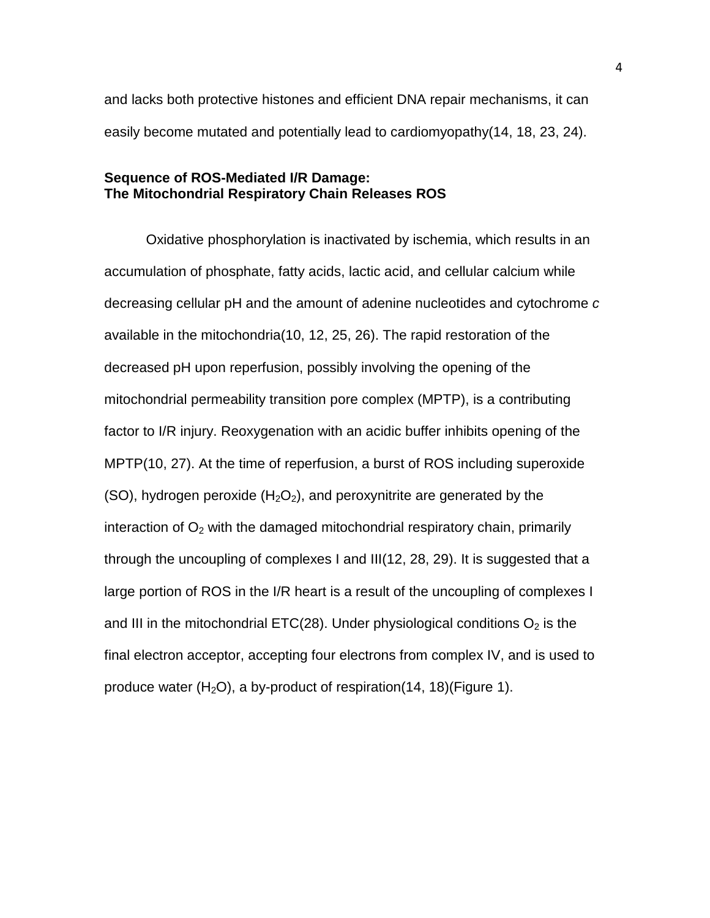and lacks both protective histones and efficient DNA repair mechanisms, it can easily become mutated and potentially lead to cardiomyopathy(14, 18, 23, 24).

**Sequence of ROS-Mediated I/R Damage:**
**The Mitochondrial Respiratory Chain Releases ROS**

Oxidative phosphorylation is inactivated by ischemia, which results in an accumulation of phosphate, fatty acids, lactic acid, and cellular calcium while decreasing cellular pH and the amount of adenine nucleotides and cytochrome *c* available in the mitochondria(10, 12, 25, 26). The rapid restoration of the decreased pH upon reperfusion, possibly involving the opening of the mitochondrial permeability transition pore complex (MPTP), is a contributing factor to I/R injury. Reoxygenation with an acidic buffer inhibits opening of the MPTP(10, 27). At the time of reperfusion, a burst of ROS including superoxide (SO), hydrogen peroxide ($H_2O_2$), and peroxynitrite are generated by the interaction of $O_2$ with the damaged mitochondrial respiratory chain, primarily through the uncoupling of complexes I and III(12, 28, 29). It is suggested that a large portion of ROS in the I/R heart is a result of the uncoupling of complexes I and III in the mitochondrial ETC(28). Under physiological conditions $O_2$ is the final electron acceptor, accepting four electrons from complex IV, and is used to produce water ($H_2O$), a by-product of respiration(14, 18)(Figure 1).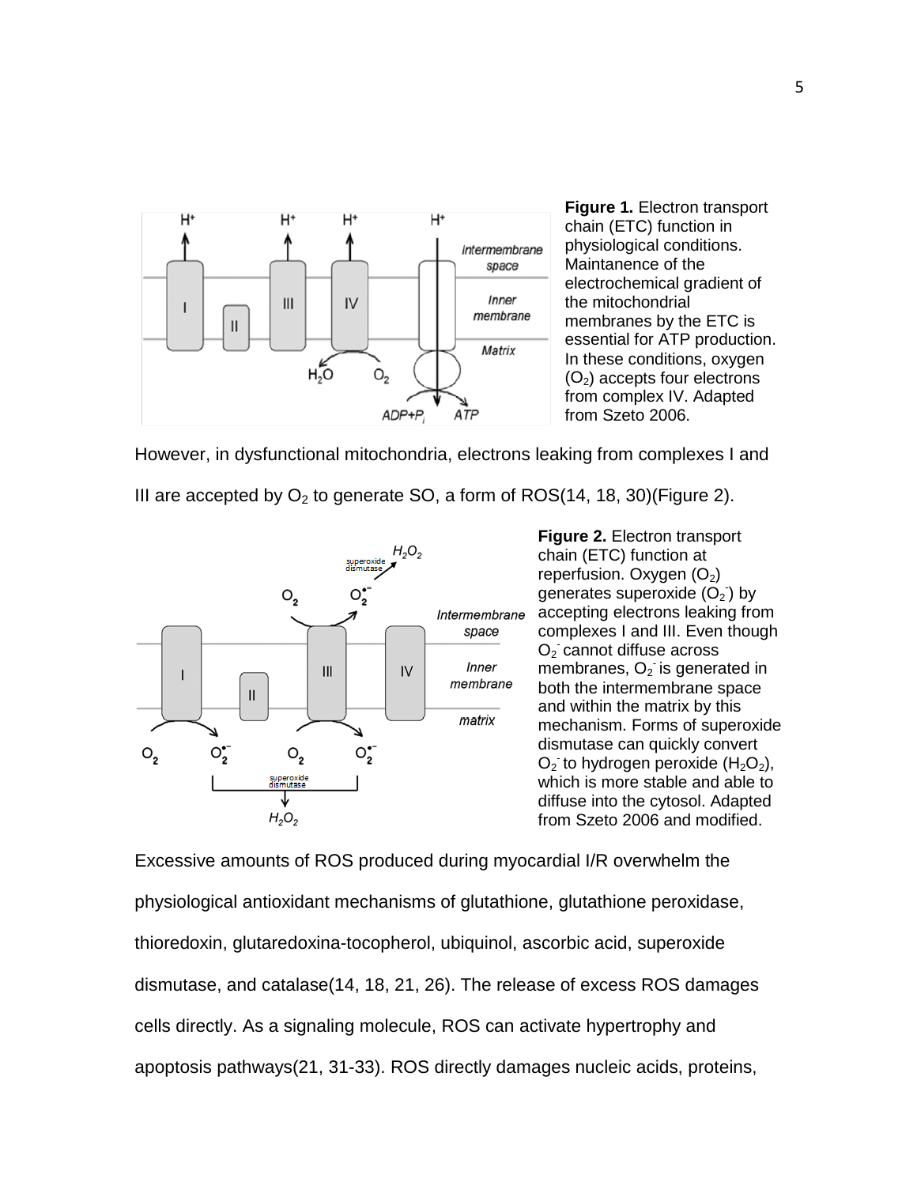**Figure 1.** Electron transport chain (ETC) function in physiological conditions. Maintanence of the electrochemical gradient of the mitochondrial membranes by the ETC is essential for ATP production. In these conditions, oxygen ($O_2$) accepts four electrons from complex IV. Adapted from Szeto 2006.

However, in dysfunctional mitochondria, electrons leaking from complexes I and III are accepted by $O_2$ to generate SO, a form of ROS(14, 18, 30)(Figure 2).

**Figure 2.** Electron transport chain (ETC) function at reperfusion. Oxygen ($O_2$) generates superoxide ($O_2^-$) by accepting electrons leaking from complexes I and III. Even though $O_2^-$ cannot diffuse across membranes, $O_2^-$ is generated in both the intermembrane space and within the matrix by this mechanism. Forms of superoxide dismutase can quickly convert $O_2^-$ to hydrogen peroxide ($H_2O_2$), which is more stable and able to diffuse into the cytosol. Adapted from Szeto 2006 and modified.

Excessive amounts of ROS produced during myocardial I/R overwhelm the physiological antioxidant mechanisms of glutathione, glutathione peroxidase, thioredoxin, glutaredoxina-tocopherol, ubiquinol, ascorbic acid, superoxide dismutase, and catalase(14, 18, 21, 26). The release of excess ROS damages cells directly. As a signaling molecule, ROS can activate hypertrophy and apoptosis pathways(21, 31-33). ROS directly damages nucleic acids, proteins,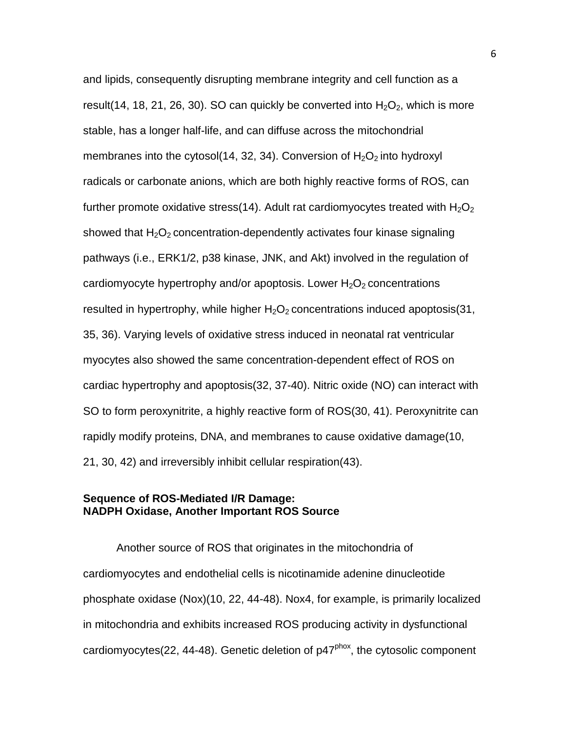and lipids, consequently disrupting membrane integrity and cell function as a result(14, 18, 21, 26, 30). SO can quickly be converted into $H_2O_2$, which is more stable, has a longer half-life, and can diffuse across the mitochondrial membranes into the cytosol(14, 32, 34). Conversion of $H_2O_2$ into hydroxyl radicals or carbonate anions, which are both highly reactive forms of ROS, can further promote oxidative stress(14). Adult rat cardiomyocytes treated with $H_2O_2$ showed that $H_2O_2$ concentration-dependently activates four kinase signaling pathways (i.e., ERK1/2, p38 kinase, JNK, and Akt) involved in the regulation of cardiomyocyte hypertrophy and/or apoptosis. Lower $H_2O_2$ concentrations resulted in hypertrophy, while higher $H_2O_2$ concentrations induced apoptosis(31, 35, 36). Varying levels of oxidative stress induced in neonatal rat ventricular myocytes also showed the same concentration-dependent effect of ROS on cardiac hypertrophy and apoptosis(32, 37-40). Nitric oxide (NO) can interact with SO to form peroxynitrite, a highly reactive form of ROS(30, 41). Peroxynitrite can rapidly modify proteins, DNA, and membranes to cause oxidative damage(10, 21, 30, 42) and irreversibly inhibit cellular respiration(43).

**Sequence of ROS-Mediated I/R Damage:**
**NADPH Oxidase, Another Important ROS Source**

Another source of ROS that originates in the mitochondria of cardiomyocytes and endothelial cells is nicotinamide adenine dinucleotide phosphate oxidase (Nox)(10, 22, 44-48). Nox4, for example, is primarily localized in mitochondria and exhibits increased ROS producing activity in dysfunctional cardiomyocytes(22, 44-48). Genetic deletion of $p47^{phox}$, the cytosolic component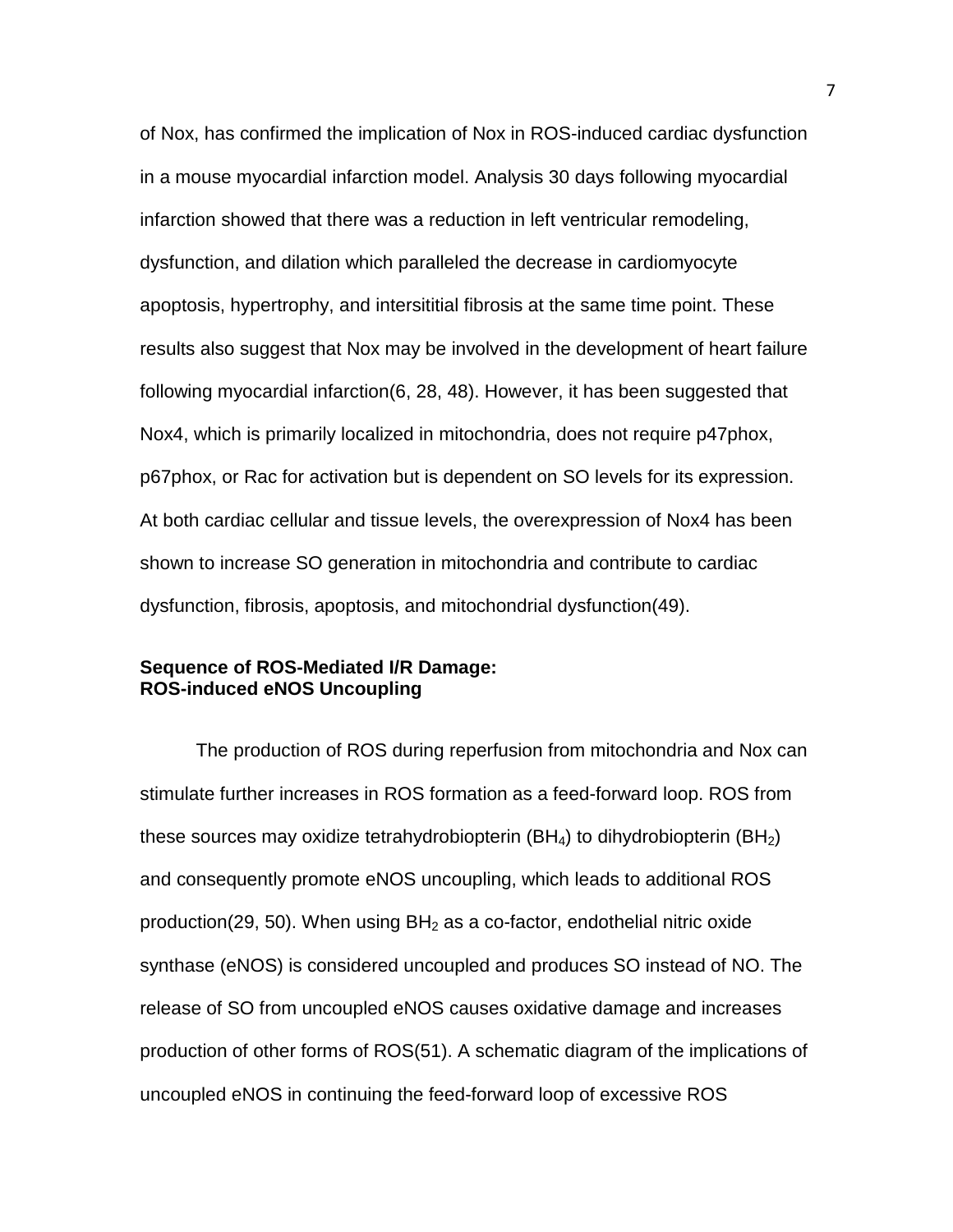of Nox, has confirmed the implication of Nox in ROS-induced cardiac dysfunction in a mouse myocardial infarction model. Analysis 30 days following myocardial infarction showed that there was a reduction in left ventricular remodeling, dysfunction, and dilation which paralleled the decrease in cardiomyocyte apoptosis, hypertrophy, and intersititial fibrosis at the same time point. These results also suggest that Nox may be involved in the development of heart failure following myocardial infarction(6, 28, 48). However, it has been suggested that Nox4, which is primarily localized in mitochondria, does not require p47phox, p67phox, or Rac for activation but is dependent on SO levels for its expression. At both cardiac cellular and tissue levels, the overexpression of Nox4 has been shown to increase SO generation in mitochondria and contribute to cardiac dysfunction, fibrosis, apoptosis, and mitochondrial dysfunction(49).

**Sequence of ROS-Mediated I/R Damage:**
**ROS-induced eNOS Uncoupling**

The production of ROS during reperfusion from mitochondria and Nox can stimulate further increases in ROS formation as a feed-forward loop. ROS from these sources may oxidize tetrahydrobiopterin ($BH_4$) to dihydrobiopterin ($BH_2$) and consequently promote eNOS uncoupling, which leads to additional ROS production(29, 50). When using $BH_2$ as a co-factor, endothelial nitric oxide synthase (eNOS) is considered uncoupled and produces SO instead of NO. The release of SO from uncoupled eNOS causes oxidative damage and increases production of other forms of ROS(51). A schematic diagram of the implications of uncoupled eNOS in continuing the feed-forward loop of excessive ROS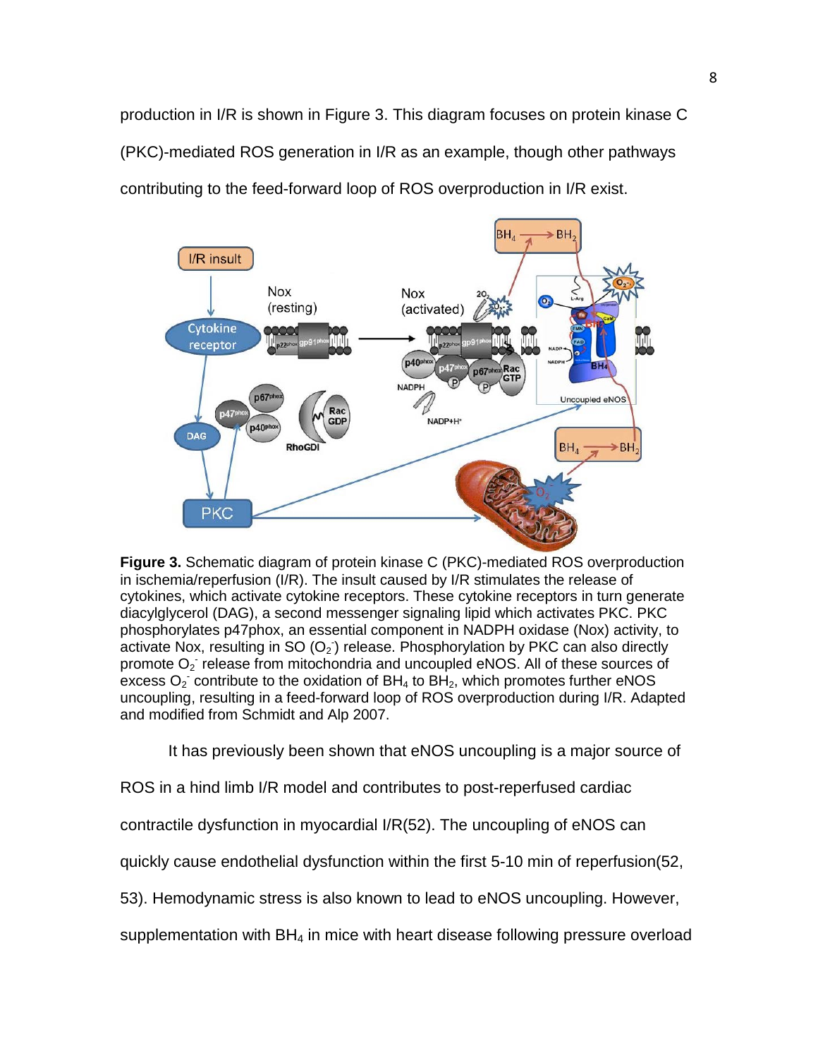production in I/R is shown in Figure 3. This diagram focuses on protein kinase C (PKC)-mediated ROS generation in I/R as an example, though other pathways contributing to the feed-forward loop of ROS overproduction in I/R exist.

**Figure 3.** Schematic diagram of protein kinase C (PKC)-mediated ROS overproduction in ischemia/reperfusion (I/R). The insult caused by I/R stimulates the release of cytokines, which activate cytokine receptors. These cytokine receptors in turn generate diacylglycerol (DAG), a second messenger signaling lipid which activates PKC. PKC phosphorylates p47phox, an essential component in NADPH oxidase (Nox) activity, to activate Nox, resulting in SO ($O_2^-$) release. Phosphorylation by PKC can also directly promote $O_2^-$ release from mitochondria and uncoupled eNOS. All of these sources of excess $O_2^-$ contribute to the oxidation of $BH_4$ to $BH_2$, which promotes further eNOS uncoupling, resulting in a feed-forward loop of ROS overproduction during I/R. Adapted and modified from Schmidt and Alp 2007.

It has previously been shown that eNOS uncoupling is a major source of ROS in a hind limb I/R model and contributes to post-reperfused cardiac contractile dysfunction in myocardial I/R(52). The uncoupling of eNOS can quickly cause endothelial dysfunction within the first 5-10 min of reperfusion(52, 53). Hemodynamic stress is also known to lead to eNOS uncoupling. However, supplementation with $BH_4$ in mice with heart disease following pressure overload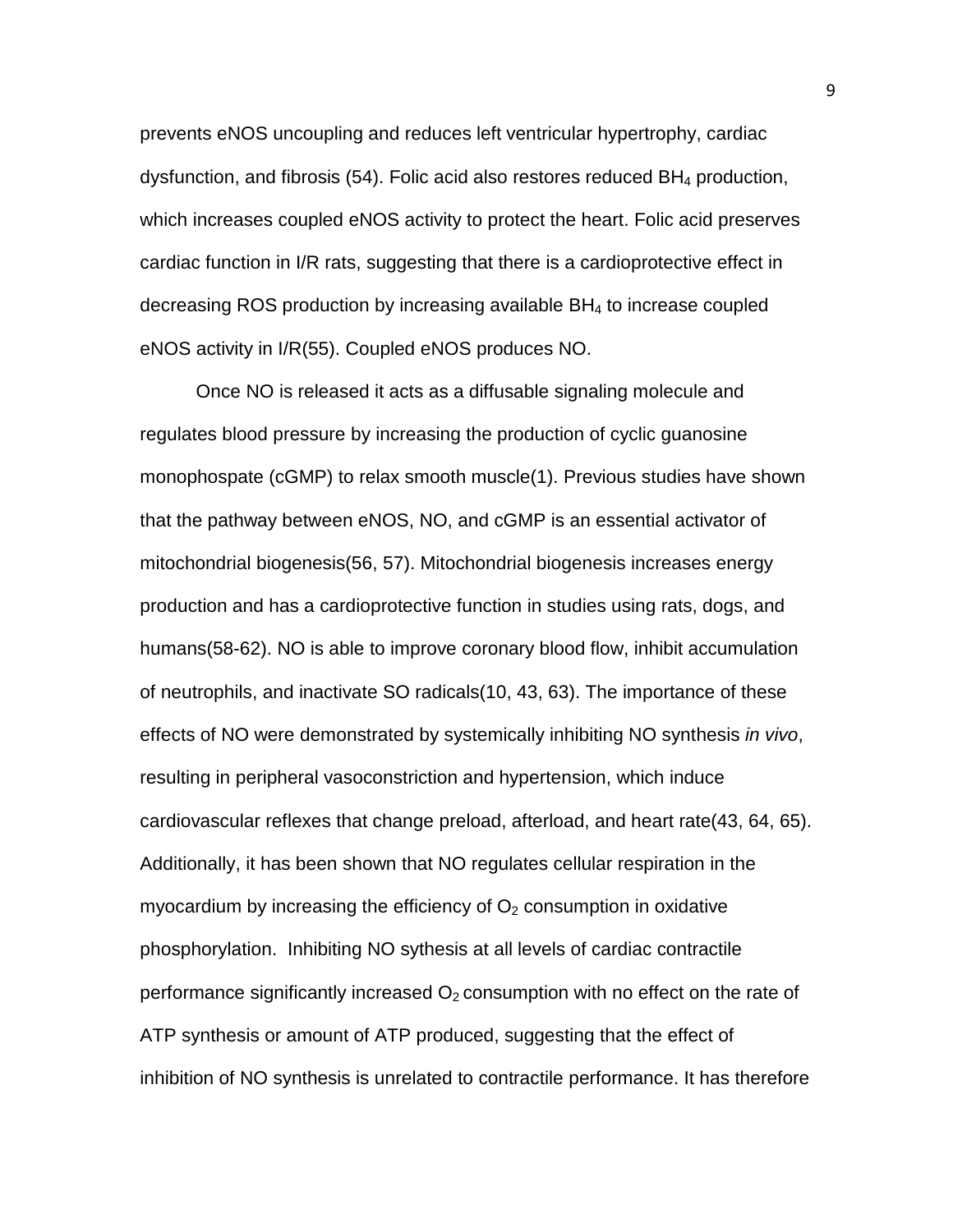prevents eNOS uncoupling and reduces left ventricular hypertrophy, cardiac dysfunction, and fibrosis (54). Folic acid also restores reduced $BH_4$ production, which increases coupled eNOS activity to protect the heart. Folic acid preserves cardiac function in I/R rats, suggesting that there is a cardioprotective effect in decreasing ROS production by increasing available $BH_4$ to increase coupled eNOS activity in I/R(55). Coupled eNOS produces NO.

Once NO is released it acts as a diffusable signaling molecule and regulates blood pressure by increasing the production of cyclic guanosine monophospate (cGMP) to relax smooth muscle(1). Previous studies have shown that the pathway between eNOS, NO, and cGMP is an essential activator of mitochondrial biogenesis(56, 57). Mitochondrial biogenesis increases energy production and has a cardioprotective function in studies using rats, dogs, and humans(58-62). NO is able to improve coronary blood flow, inhibit accumulation of neutrophils, and inactivate SO radicals(10, 43, 63). The importance of these effects of NO were demonstrated by systemically inhibiting NO synthesis *in vivo*, resulting in peripheral vasoconstriction and hypertension, which induce cardiovascular reflexes that change preload, afterload, and heart rate(43, 64, 65). Additionally, it has been shown that NO regulates cellular respiration in the myocardium by increasing the efficiency of $O_2$ consumption in oxidative phosphorylation. Inhibiting NO sythesis at all levels of cardiac contractile performance significantly increased $O_2$ consumption with no effect on the rate of ATP synthesis or amount of ATP produced, suggesting that the effect of inhibition of NO synthesis is unrelated to contractile performance. It has therefore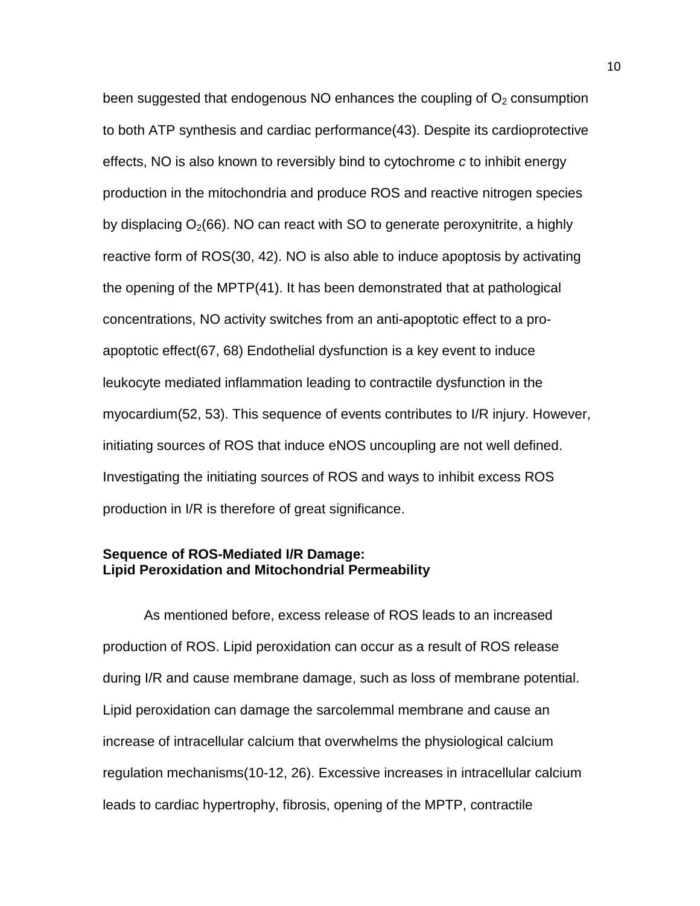been suggested that endogenous NO enhances the coupling of $O_2$ consumption to both ATP synthesis and cardiac performance(43). Despite its cardioprotective effects, NO is also known to reversibly bind to cytochrome *c* to inhibit energy production in the mitochondria and produce ROS and reactive nitrogen species by displacing $O_2$(66). NO can react with SO to generate peroxynitrite, a highly reactive form of ROS(30, 42). NO is also able to induce apoptosis by activating the opening of the MPTP(41). It has been demonstrated that at pathological concentrations, NO activity switches from an anti-apoptotic effect to a pro-apoptotic effect(67, 68) Endothelial dysfunction is a key event to induce leukocyte mediated inflammation leading to contractile dysfunction in the myocardium(52, 53). This sequence of events contributes to I/R injury. However, initiating sources of ROS that induce eNOS uncoupling are not well defined. Investigating the initiating sources of ROS and ways to inhibit excess ROS production in I/R is therefore of great significance.

### Sequence of ROS-Mediated I/R Damage: Lipid Peroxidation and Mitochondrial Permeability

As mentioned before, excess release of ROS leads to an increased production of ROS. Lipid peroxidation can occur as a result of ROS release during I/R and cause membrane damage, such as loss of membrane potential. Lipid peroxidation can damage the sarcolemmal membrane and cause an increase of intracellular calcium that overwhelms the physiological calcium regulation mechanisms(10-12, 26). Excessive increases in intracellular calcium leads to cardiac hypertrophy, fibrosis, opening of the MPTP, contractile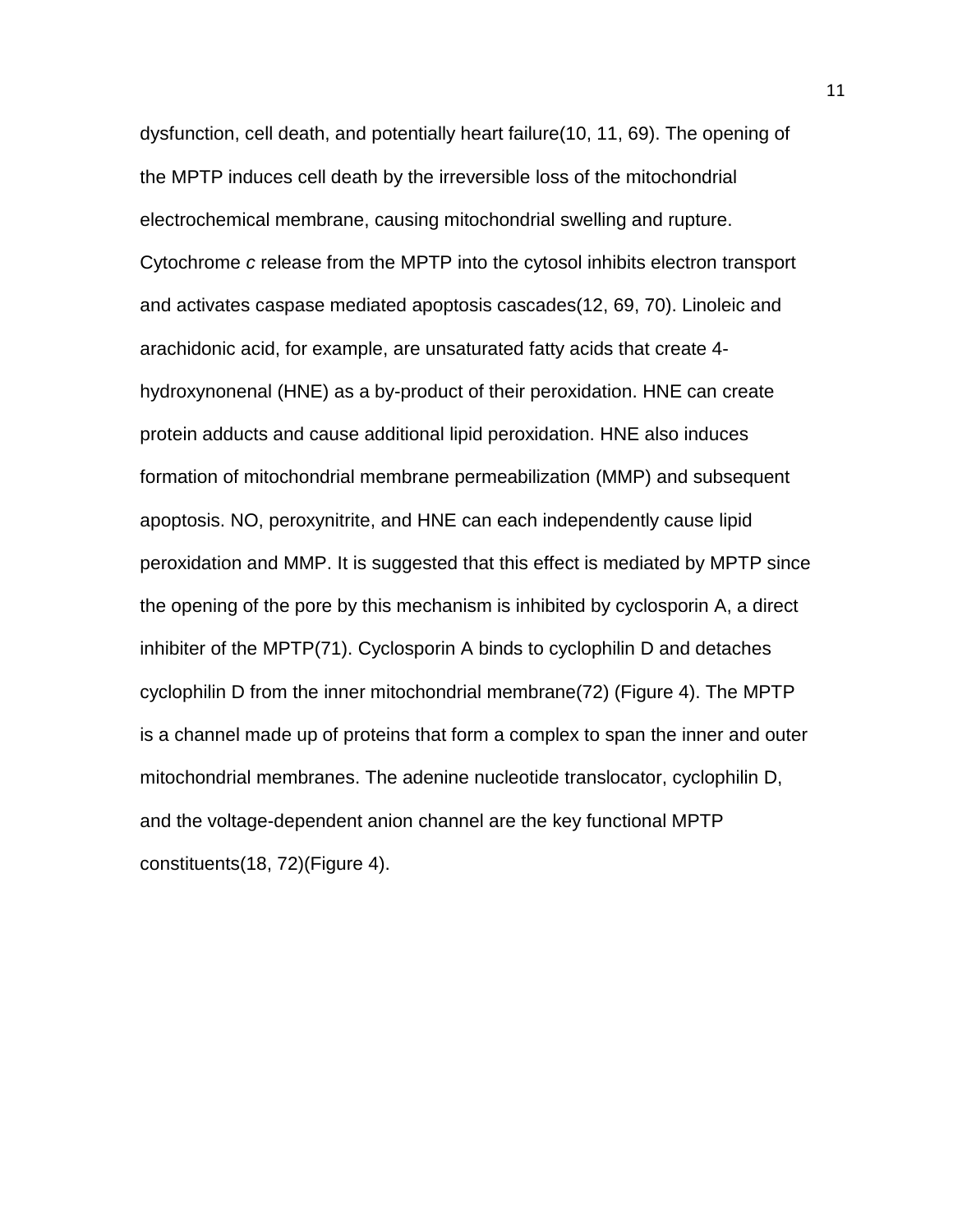dysfunction, cell death, and potentially heart failure(10, 11, 69). The opening of the MPTP induces cell death by the irreversible loss of the mitochondrial electrochemical membrane, causing mitochondrial swelling and rupture. Cytochrome *c* release from the MPTP into the cytosol inhibits electron transport and activates caspase mediated apoptosis cascades(12, 69, 70). Linoleic and arachidonic acid, for example, are unsaturated fatty acids that create 4-hydroxynonenal (HNE) as a by-product of their peroxidation. HNE can create protein adducts and cause additional lipid peroxidation. HNE also induces formation of mitochondrial membrane permeabilization (MMP) and subsequent apoptosis. NO, peroxynitrite, and HNE can each independently cause lipid peroxidation and MMP. It is suggested that this effect is mediated by MPTP since the opening of the pore by this mechanism is inhibited by cyclosporin A, a direct inhibiter of the MPTP(71). Cyclosporin A binds to cyclophilin D and detaches cyclophilin D from the inner mitochondrial membrane(72) (Figure 4). The MPTP is a channel made up of proteins that form a complex to span the inner and outer mitochondrial membranes. The adenine nucleotide translocator, cyclophilin D, and the voltage-dependent anion channel are the key functional MPTP constituents(18, 72)(Figure 4).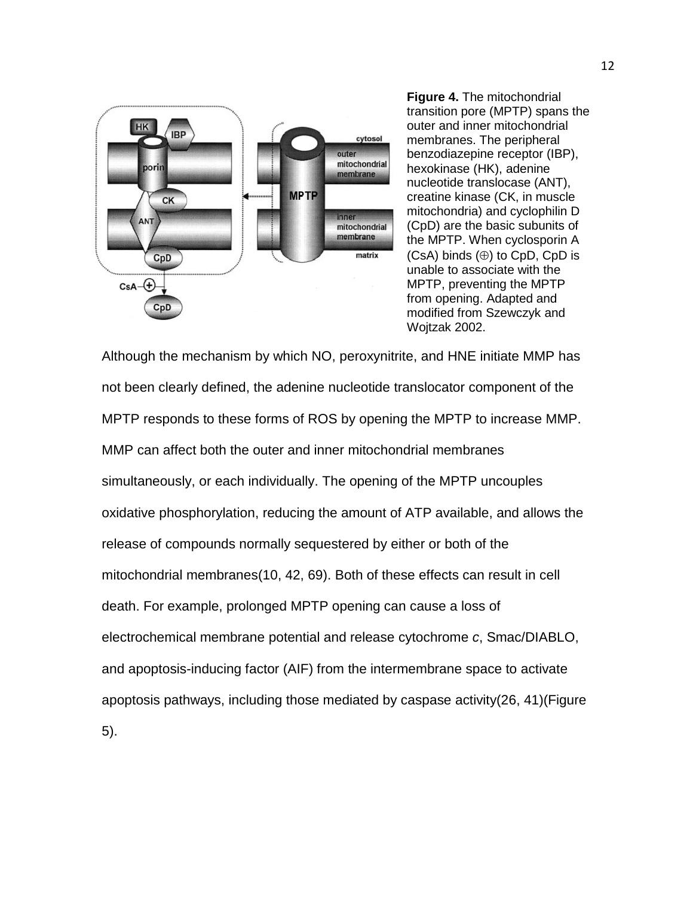**Figure 4.** The mitochondrial transition pore (MPTP) spans the outer and inner mitochondrial membranes. The peripheral benzodiazepine receptor (IBP), hexokinase (HK), adenine nucleotide translocase (ANT), creatine kinase (CK, in muscle mitochondria) and cyclophilin D (CpD) are the basic subunits of the MPTP. When cyclosporin A (CsA) binds (⊕) to CpD, CpD is unable to associate with the MPTP, preventing the MPTP from opening. Adapted and modified from Szewczyk and Wojtzak 2002.

Although the mechanism by which NO, peroxynitrite, and HNE initiate MMP has not been clearly defined, the adenine nucleotide translocator component of the MPTP responds to these forms of ROS by opening the MPTP to increase MMP. MMP can affect both the outer and inner mitochondrial membranes simultaneously, or each individually. The opening of the MPTP uncouples oxidative phosphorylation, reducing the amount of ATP available, and allows the release of compounds normally sequestered by either or both of the mitochondrial membranes(10, 42, 69). Both of these effects can result in cell death. For example, prolonged MPTP opening can cause a loss of electrochemical membrane potential and release cytochrome *c*, Smac/DIABLO, and apoptosis-inducing factor (AIF) from the intermembrane space to activate apoptosis pathways, including those mediated by caspase activity(26, 41)(Figure 5).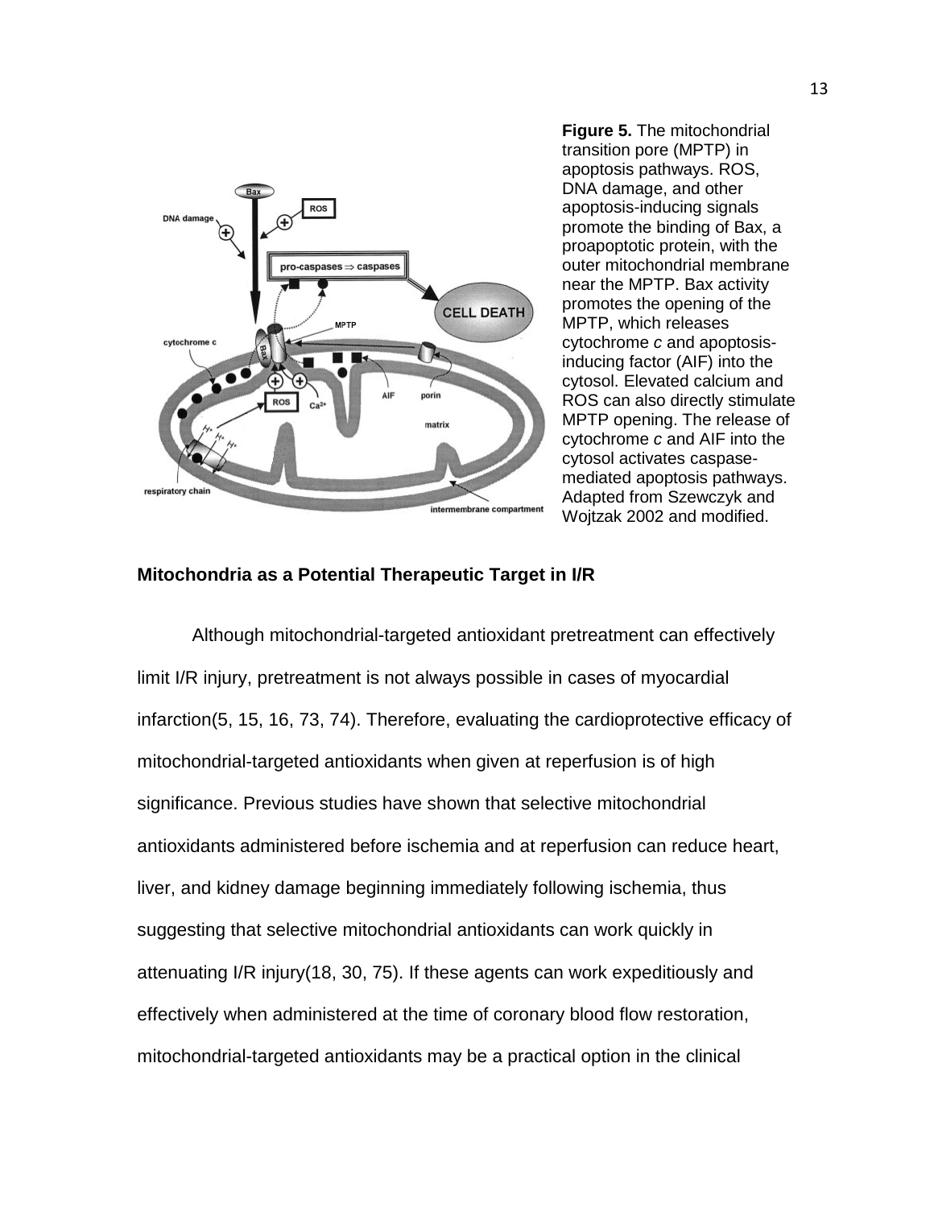**Figure 5.** The mitochondrial transition pore (MPTP) in apoptosis pathways. ROS, DNA damage, and other apoptosis-inducing signals promote the binding of Bax, a proapoptotic protein, with the outer mitochondrial membrane near the MPTP. Bax activity promotes the opening of the MPTP, which releases cytochrome *c* and apoptosis-inducing factor (AIF) into the cytosol. Elevated calcium and ROS can also directly stimulate MPTP opening. The release of cytochrome *c* and AIF into the cytosol activates caspase-mediated apoptosis pathways. Adapted from Szewczyk and Wojtzak 2002 and modified.

### Mitochondria as a Potential Therapeutic Target in I/R

Although mitochondrial-targeted antioxidant pretreatment can effectively limit I/R injury, pretreatment is not always possible in cases of myocardial infarction(5, 15, 16, 73, 74). Therefore, evaluating the cardioprotective efficacy of mitochondrial-targeted antioxidants when given at reperfusion is of high significance. Previous studies have shown that selective mitochondrial antioxidants administered before ischemia and at reperfusion can reduce heart, liver, and kidney damage beginning immediately following ischemia, thus suggesting that selective mitochondrial antioxidants can work quickly in attenuating I/R injury(18, 30, 75). If these agents can work expeditiously and effectively when administered at the time of coronary blood flow restoration, mitochondrial-targeted antioxidants may be a practical option in the clinical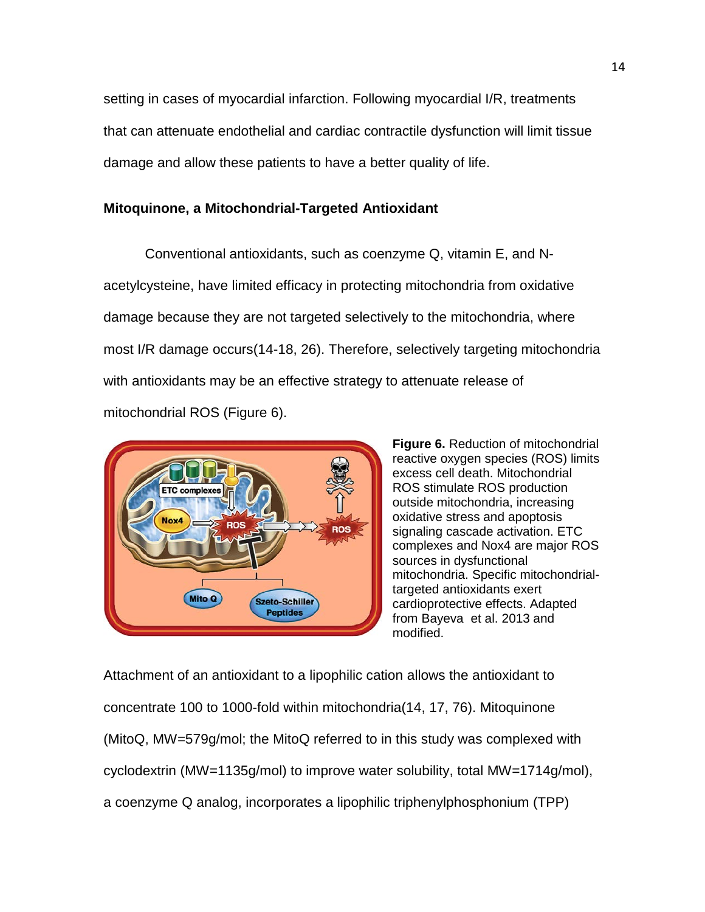setting in cases of myocardial infarction. Following myocardial I/R, treatments that can attenuate endothelial and cardiac contractile dysfunction will limit tissue damage and allow these patients to have a better quality of life.

**Mitoquinone, a Mitochondrial-Targeted Antioxidant**

Conventional antioxidants, such as coenzyme Q, vitamin E, and N-acetylcysteine, have limited efficacy in protecting mitochondria from oxidative damage because they are not targeted selectively to the mitochondria, where most I/R damage occurs(14-18, 26). Therefore, selectively targeting mitochondria with antioxidants may be an effective strategy to attenuate release of mitochondrial ROS (Figure 6).

**Figure 6.** Reduction of mitochondrial reactive oxygen species (ROS) limits excess cell death. Mitochondrial ROS stimulate ROS production outside mitochondria, increasing oxidative stress and apoptosis signaling cascade activation. ETC complexes and Nox4 are major ROS sources in dysfunctional mitochondria. Specific mitochondrial-targeted antioxidants exert cardioprotective effects. Adapted from Bayeva et al. 2013 and modified.

Attachment of an antioxidant to a lipophilic cation allows the antioxidant to concentrate 100 to 1000-fold within mitochondria(14, 17, 76). Mitoquinone (MitoQ, MW=579g/mol; the MitoQ referred to in this study was complexed with cyclodextrin (MW=1135g/mol) to improve water solubility, total MW=1714g/mol), a coenzyme Q analog, incorporates a lipophilic triphenylphosphonium (TPP)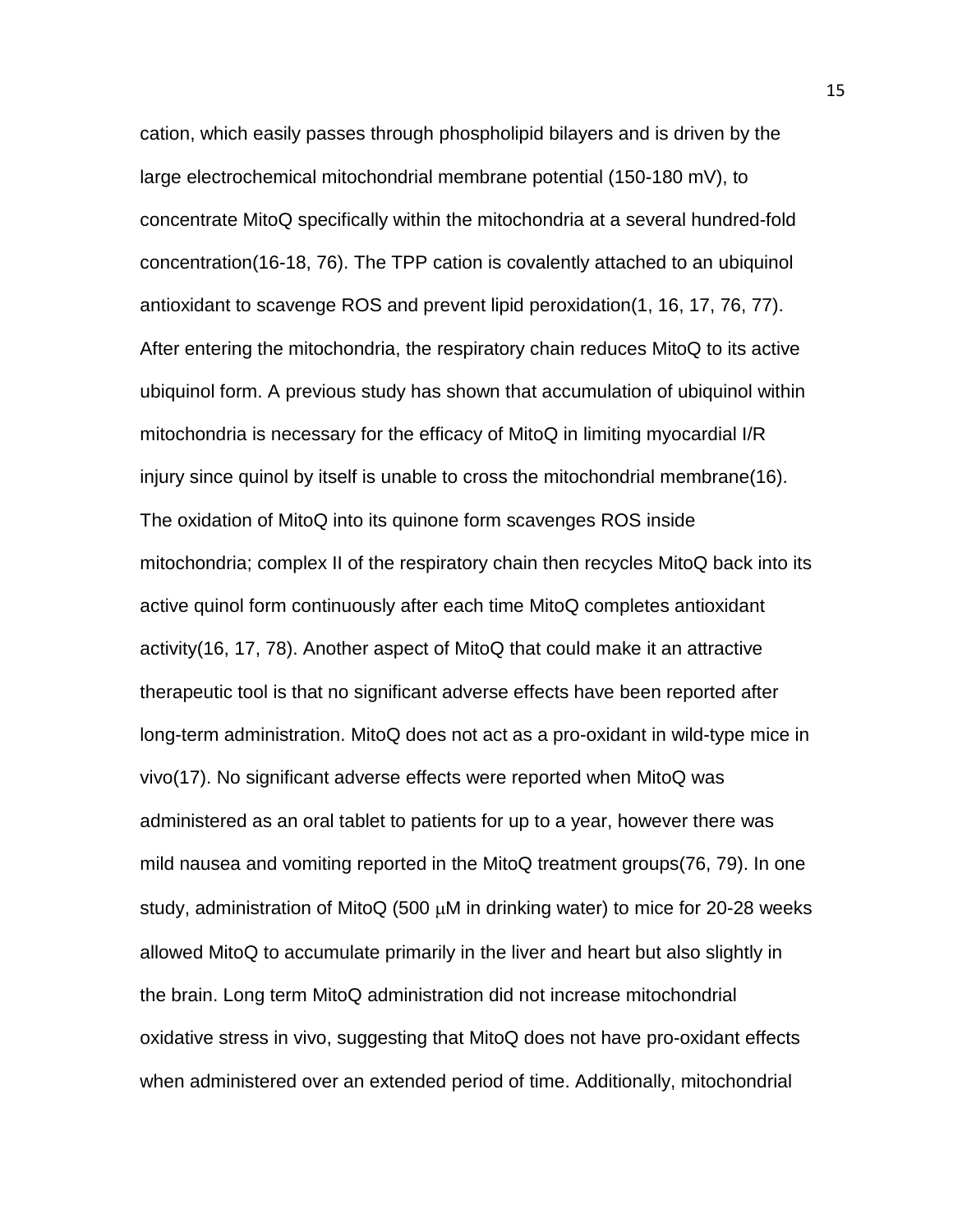cation, which easily passes through phospholipid bilayers and is driven by the large electrochemical mitochondrial membrane potential (150-180 mV), to concentrate MitoQ specifically within the mitochondria at a several hundred-fold concentration(16-18, 76). The TPP cation is covalently attached to an ubiquinol antioxidant to scavenge ROS and prevent lipid peroxidation(1, 16, 17, 76, 77). After entering the mitochondria, the respiratory chain reduces MitoQ to its active ubiquinol form. A previous study has shown that accumulation of ubiquinol within mitochondria is necessary for the efficacy of MitoQ in limiting myocardial I/R injury since quinol by itself is unable to cross the mitochondrial membrane(16). The oxidation of MitoQ into its quinone form scavenges ROS inside mitochondria; complex II of the respiratory chain then recycles MitoQ back into its active quinol form continuously after each time MitoQ completes antioxidant activity(16, 17, 78). Another aspect of MitoQ that could make it an attractive therapeutic tool is that no significant adverse effects have been reported after long-term administration. MitoQ does not act as a pro-oxidant in wild-type mice in vivo(17). No significant adverse effects were reported when MitoQ was administered as an oral tablet to patients for up to a year, however there was mild nausea and vomiting reported in the MitoQ treatment groups(76, 79). In one study, administration of MitoQ (500 $\mu$M in drinking water) to mice for 20-28 weeks allowed MitoQ to accumulate primarily in the liver and heart but also slightly in the brain. Long term MitoQ administration did not increase mitochondrial oxidative stress in vivo, suggesting that MitoQ does not have pro-oxidant effects when administered over an extended period of time. Additionally, mitochondrial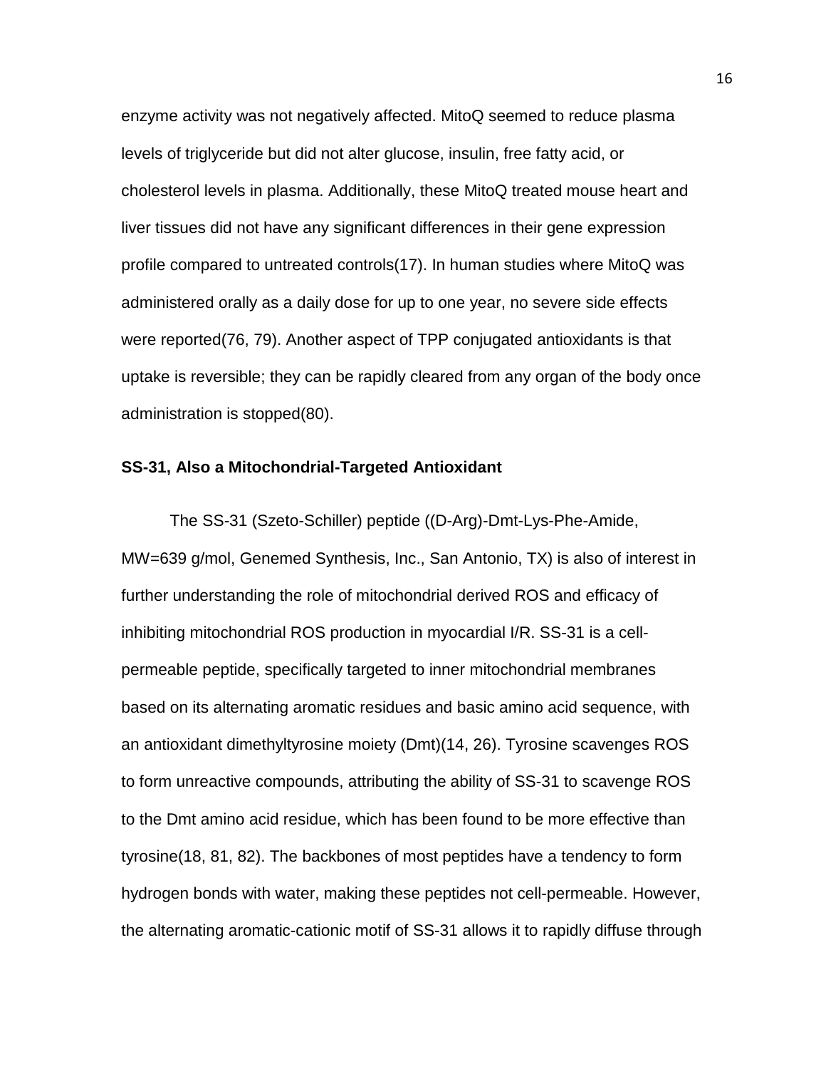enzyme activity was not negatively affected. MitoQ seemed to reduce plasma levels of triglyceride but did not alter glucose, insulin, free fatty acid, or cholesterol levels in plasma. Additionally, these MitoQ treated mouse heart and liver tissues did not have any significant differences in their gene expression profile compared to untreated controls(17). In human studies where MitoQ was administered orally as a daily dose for up to one year, no severe side effects were reported(76, 79). Another aspect of TPP conjugated antioxidants is that uptake is reversible; they can be rapidly cleared from any organ of the body once administration is stopped(80).

### SS-31, Also a Mitochondrial-Targeted Antioxidant

The SS-31 (Szeto-Schiller) peptide ((D-Arg)-Dmt-Lys-Phe-Amide, MW=639 g/mol, Genemed Synthesis, Inc., San Antonio, TX) is also of interest in further understanding the role of mitochondrial derived ROS and efficacy of inhibiting mitochondrial ROS production in myocardial I/R. SS-31 is a cell-permeable peptide, specifically targeted to inner mitochondrial membranes based on its alternating aromatic residues and basic amino acid sequence, with an antioxidant dimethyltyrosine moiety (Dmt)(14, 26). Tyrosine scavenges ROS to form unreactive compounds, attributing the ability of SS-31 to scavenge ROS to the Dmt amino acid residue, which has been found to be more effective than tyrosine(18, 81, 82). The backbones of most peptides have a tendency to form hydrogen bonds with water, making these peptides not cell-permeable. However, the alternating aromatic-cationic motif of SS-31 allows it to rapidly diffuse through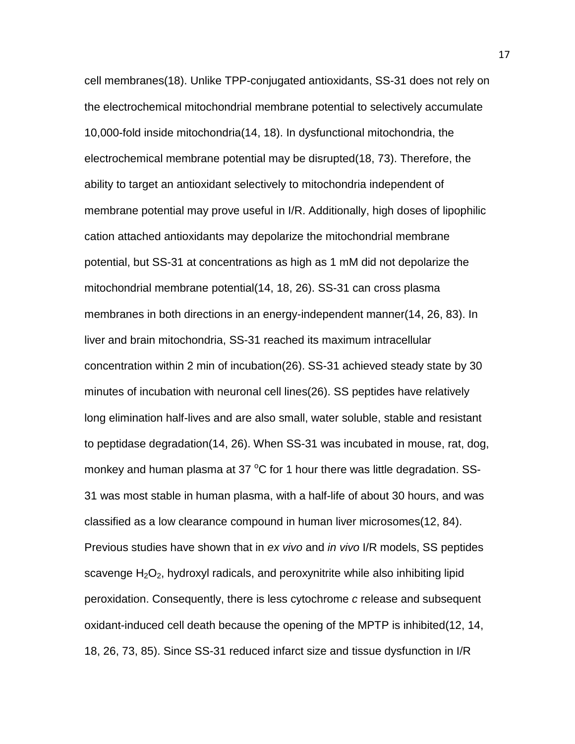cell membranes(18). Unlike TPP-conjugated antioxidants, SS-31 does not rely on the electrochemical mitochondrial membrane potential to selectively accumulate 10,000-fold inside mitochondria(14, 18). In dysfunctional mitochondria, the electrochemical membrane potential may be disrupted(18, 73). Therefore, the ability to target an antioxidant selectively to mitochondria independent of membrane potential may prove useful in I/R. Additionally, high doses of lipophilic cation attached antioxidants may depolarize the mitochondrial membrane potential, but SS-31 at concentrations as high as 1 mM did not depolarize the mitochondrial membrane potential(14, 18, 26). SS-31 can cross plasma membranes in both directions in an energy-independent manner(14, 26, 83). In liver and brain mitochondria, SS-31 reached its maximum intracellular concentration within 2 min of incubation(26). SS-31 achieved steady state by 30 minutes of incubation with neuronal cell lines(26). SS peptides have relatively long elimination half-lives and are also small, water soluble, stable and resistant to peptidase degradation(14, 26). When SS-31 was incubated in mouse, rat, dog, monkey and human plasma at 37 $^{o}$C for 1 hour there was little degradation. SS-31 was most stable in human plasma, with a half-life of about 30 hours, and was classified as a low clearance compound in human liver microsomes(12, 84). Previous studies have shown that in *ex vivo* and *in vivo* I/R models, SS peptides scavenge $H_2O_2$, hydroxyl radicals, and peroxynitrite while also inhibiting lipid peroxidation. Consequently, there is less cytochrome *c* release and subsequent oxidant-induced cell death because the opening of the MPTP is inhibited(12, 14, 18, 26, 73, 85). Since SS-31 reduced infarct size and tissue dysfunction in I/R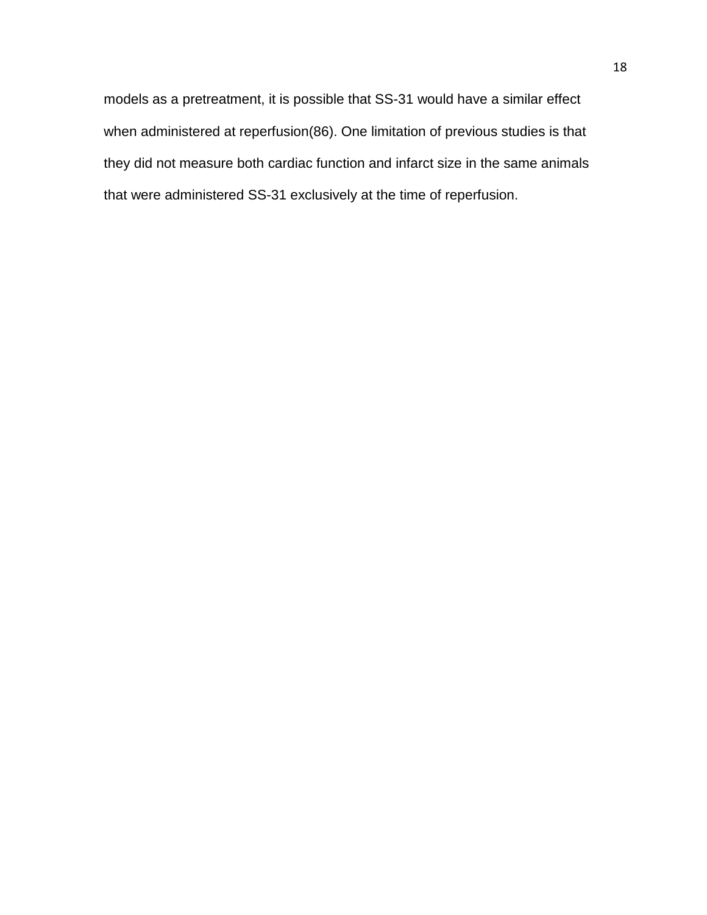models as a pretreatment, it is possible that SS-31 would have a similar effect when administered at reperfusion(86). One limitation of previous studies is that they did not measure both cardiac function and infarct size in the same animals that were administered SS-31 exclusively at the time of reperfusion.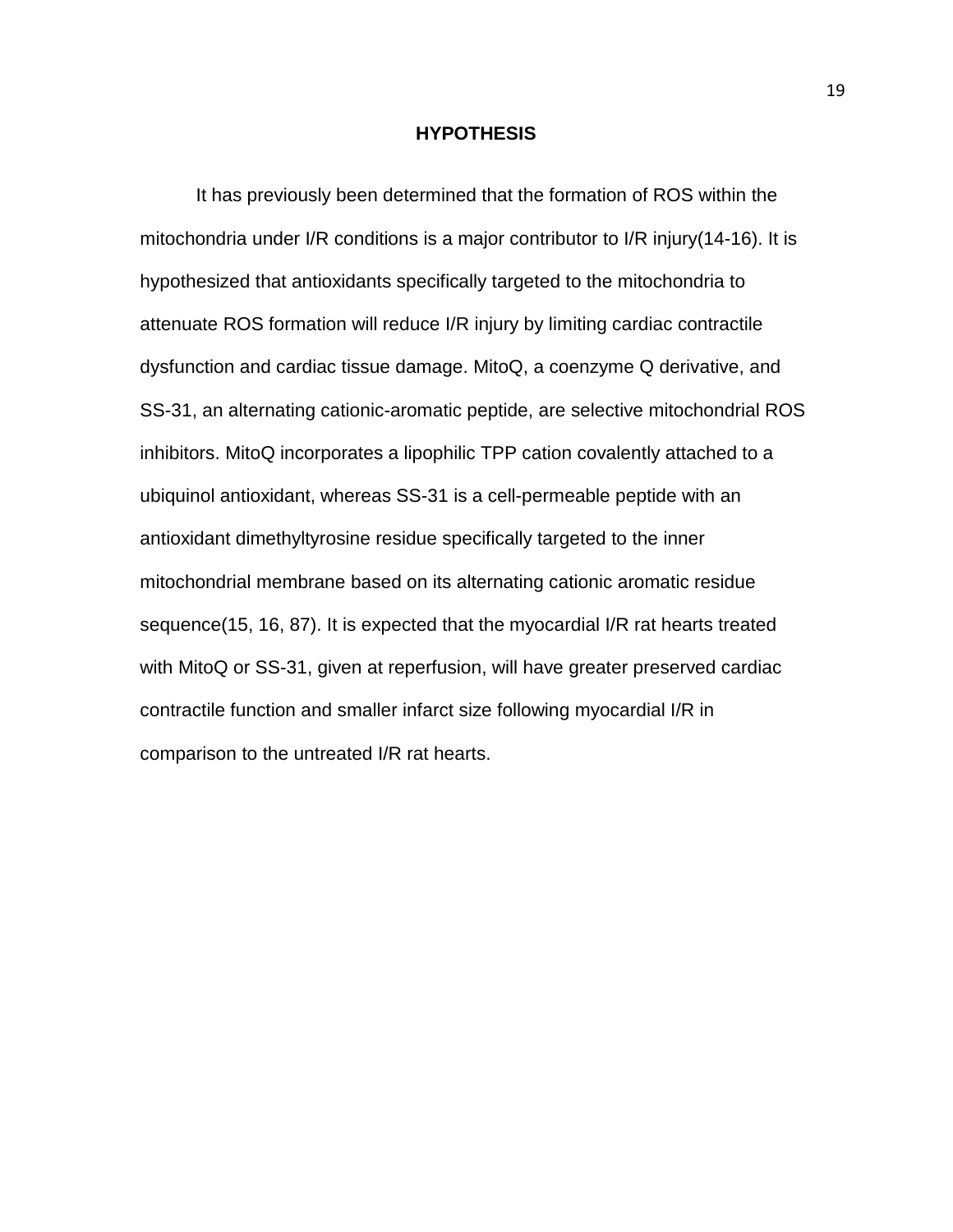## HYPOTHESIS

It has previously been determined that the formation of ROS within the mitochondria under I/R conditions is a major contributor to I/R injury(14-16). It is hypothesized that antioxidants specifically targeted to the mitochondria to attenuate ROS formation will reduce I/R injury by limiting cardiac contractile dysfunction and cardiac tissue damage. MitoQ, a coenzyme Q derivative, and SS-31, an alternating cationic-aromatic peptide, are selective mitochondrial ROS inhibitors. MitoQ incorporates a lipophilic TPP cation covalently attached to a ubiquinol antioxidant, whereas SS-31 is a cell-permeable peptide with an antioxidant dimethyltyrosine residue specifically targeted to the inner mitochondrial membrane based on its alternating cationic aromatic residue sequence(15, 16, 87). It is expected that the myocardial I/R rat hearts treated with MitoQ or SS-31, given at reperfusion, will have greater preserved cardiac contractile function and smaller infarct size following myocardial I/R in comparison to the untreated I/R rat hearts.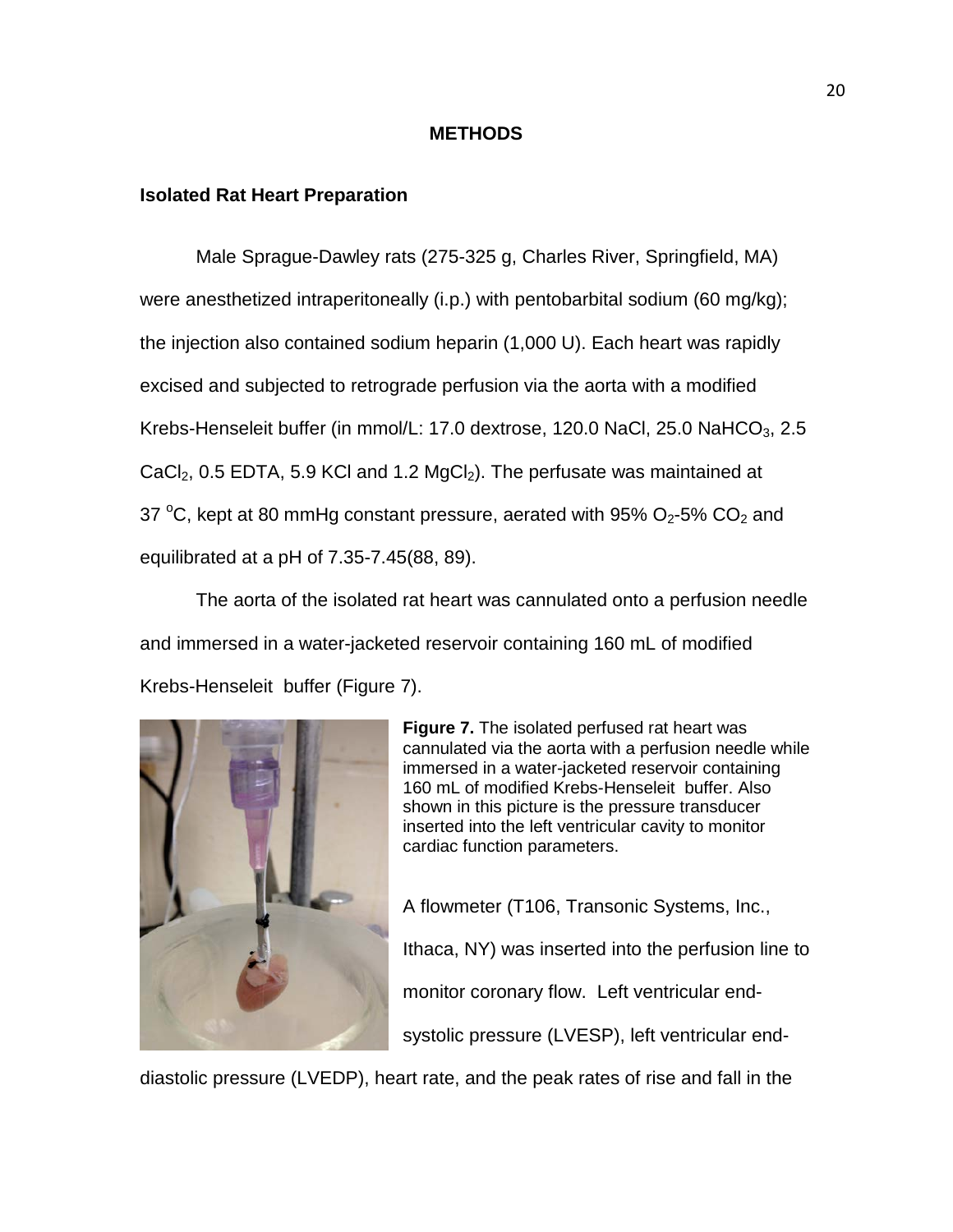# METHODS

## Isolated Rat Heart Preparation

Male Sprague-Dawley rats (275-325 g, Charles River, Springfield, MA) were anesthetized intraperitoneally (i.p.) with pentobarbital sodium (60 mg/kg); the injection also contained sodium heparin (1,000 U). Each heart was rapidly excised and subjected to retrograde perfusion via the aorta with a modified Krebs-Henseleit buffer (in mmol/L: 17.0 dextrose, 120.0 NaCl, 25.0 $NaHCO_3$, 2.5 $CaCl_2$, 0.5 EDTA, 5.9 KCl and 1.2 $MgCl_2$). The perfusate was maintained at 37 $^{o}$C, kept at 80 mmHg constant pressure, aerated with 95% $O_2$-5% $CO_2$ and equilibrated at a pH of 7.35-7.45(88, 89).

The aorta of the isolated rat heart was cannulated onto a perfusion needle and immersed in a water-jacketed reservoir containing 160 mL of modified Krebs-Henseleit buffer (Figure 7).

**Figure 7.** The isolated perfused rat heart was cannulated via the aorta with a perfusion needle while immersed in a water-jacketed reservoir containing 160 mL of modified Krebs-Henseleit buffer. Also shown in this picture is the pressure transducer inserted into the left ventricular cavity to monitor cardiac function parameters.

A flowmeter (T106, Transonic Systems, Inc., Ithaca, NY) was inserted into the perfusion line to monitor coronary flow. Left ventricular end-systolic pressure (LVESP), left ventricular end-diastolic pressure (LVEDP), heart rate, and the peak rates of rise and fall in the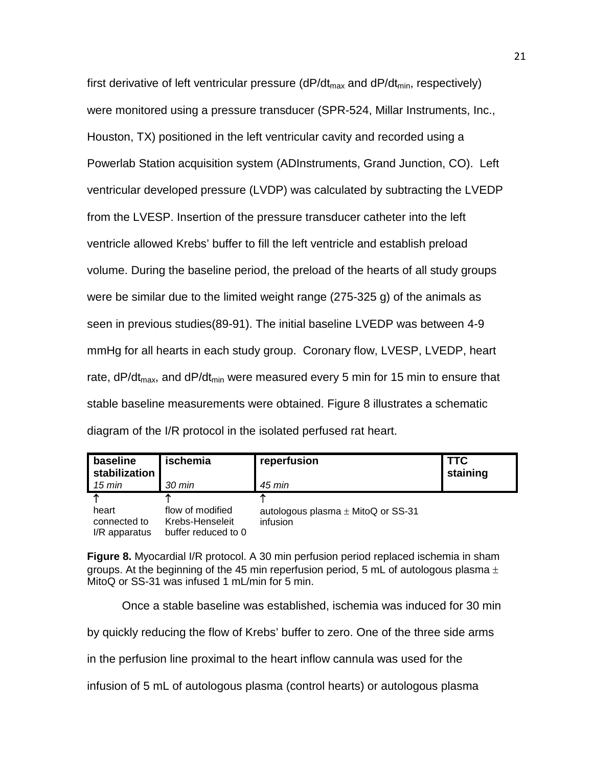first derivative of left ventricular pressure ($dP/dt_{max}$ and $dP/dt_{min}$, respectively) were monitored using a pressure transducer (SPR-524, Millar Instruments, Inc., Houston, TX) positioned in the left ventricular cavity and recorded using a Powerlab Station acquisition system (ADInstruments, Grand Junction, CO). Left ventricular developed pressure (LVDP) was calculated by subtracting the LVEDP from the LVESP. Insertion of the pressure transducer catheter into the left ventricle allowed Krebs' buffer to fill the left ventricle and establish preload volume. During the baseline period, the preload of the hearts of all study groups were be similar due to the limited weight range (275-325 g) of the animals as seen in previous studies(89-91). The initial baseline LVEDP was between 4-9 mmHg for all hearts in each study group. Coronary flow, LVESP, LVEDP, heart rate, $dP/dt_{max}$, and $dP/dt_{min}$ were measured every 5 min for 15 min to ensure that stable baseline measurements were obtained. Figure 8 illustrates a schematic diagram of the I/R protocol in the isolated perfused rat heart.

| **baseline stabilization** *15 min* | **ischemia** *30 min* | **reperfusion** *45 min* | **TTC staining** |
|---|---|---|---|
| ↑ heart connected to I/R apparatus | ↑ flow of modified Krebs-Henseleit buffer reduced to 0 | ↑ autologous plasma ± MitoQ or SS-31 infusion | |

**Figure 8.** Myocardial I/R protocol. A 30 min perfusion period replaced ischemia in sham groups. At the beginning of the 45 min reperfusion period, 5 mL of autologous plasma ± MitoQ or SS-31 was infused 1 mL/min for 5 min.

Once a stable baseline was established, ischemia was induced for 30 min by quickly reducing the flow of Krebs' buffer to zero. One of the three side arms in the perfusion line proximal to the heart inflow cannula was used for the infusion of 5 mL of autologous plasma (control hearts) or autologous plasma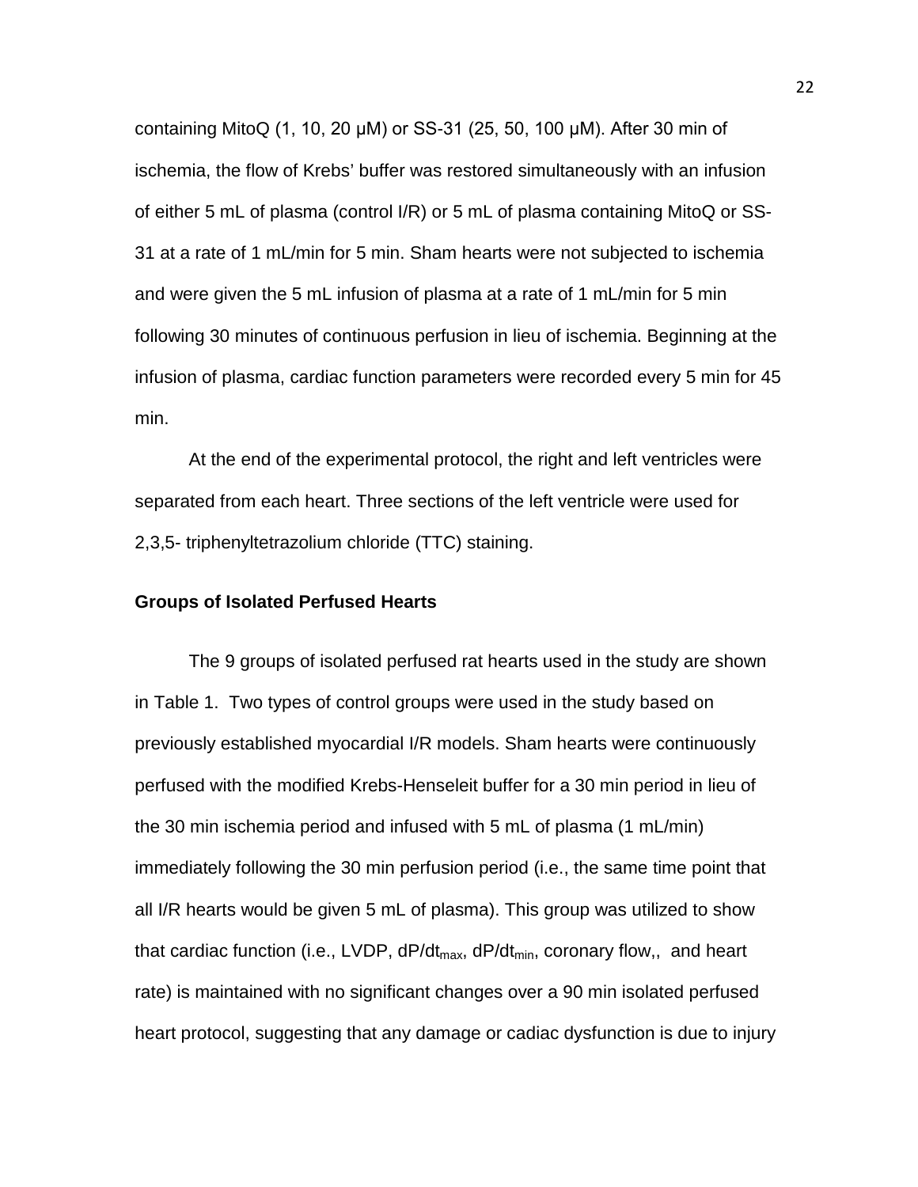containing MitoQ (1, 10, 20 μM) or SS-31 (25, 50, 100 μM). After 30 min of ischemia, the flow of Krebs' buffer was restored simultaneously with an infusion of either 5 mL of plasma (control I/R) or 5 mL of plasma containing MitoQ or SS-31 at a rate of 1 mL/min for 5 min. Sham hearts were not subjected to ischemia and were given the 5 mL infusion of plasma at a rate of 1 mL/min for 5 min following 30 minutes of continuous perfusion in lieu of ischemia. Beginning at the infusion of plasma, cardiac function parameters were recorded every 5 min for 45 min.

At the end of the experimental protocol, the right and left ventricles were separated from each heart. Three sections of the left ventricle were used for 2,3,5- triphenyltetrazolium chloride (TTC) staining.

**Groups of Isolated Perfused Hearts**

The 9 groups of isolated perfused rat hearts used in the study are shown in Table 1. Two types of control groups were used in the study based on previously established myocardial I/R models. Sham hearts were continuously perfused with the modified Krebs-Henseleit buffer for a 30 min period in lieu of the 30 min ischemia period and infused with 5 mL of plasma (1 mL/min) immediately following the 30 min perfusion period (i.e., the same time point that all I/R hearts would be given 5 mL of plasma). This group was utilized to show that cardiac function (i.e., LVDP, $dP/dt_{max}$, $dP/dt_{min}$, coronary flow,, and heart rate) is maintained with no significant changes over a 90 min isolated perfused heart protocol, suggesting that any damage or cadiac dysfunction is due to injury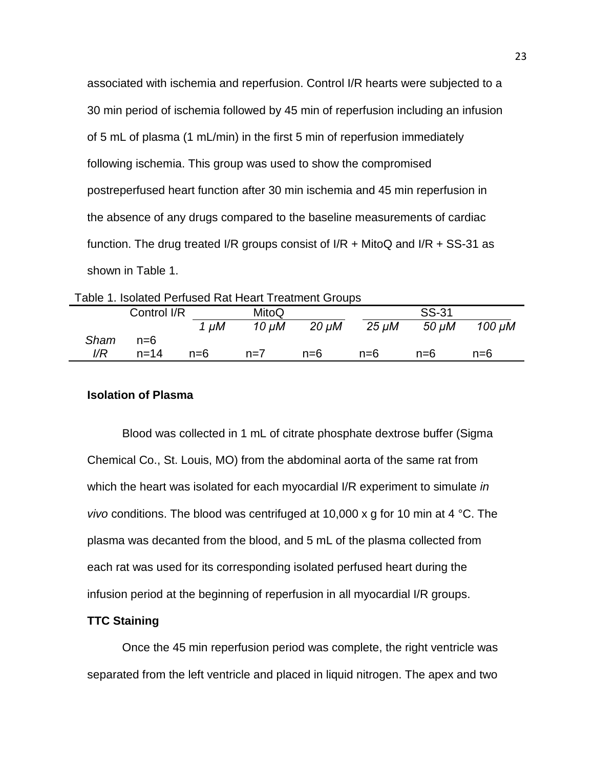associated with ischemia and reperfusion. Control I/R hearts were subjected to a 30 min period of ischemia followed by 45 min of reperfusion including an infusion of 5 mL of plasma (1 mL/min) in the first 5 min of reperfusion immediately following ischemia. This group was used to show the compromised postreperfused heart function after 30 min ischemia and 45 min reperfusion in the absence of any drugs compared to the baseline measurements of cardiac function. The drug treated I/R groups consist of I/R + MitoQ and I/R + SS-31 as shown in Table 1.

Table 1. Isolated Perfused Rat Heart Treatment Groups

| | Control I/R | MitoQ | | | SS-31 | | |
|---|---|---|---|---|---|---|---|
| | | *1 μM* | *10 μM* | *20 μM* | *25 μM* | *50 μM* | *100 μM* |
| *Sham* | n=6 | | | | | | |
| *I/R* | n=14 | n=6 | n=7 | n=6 | n=6 | n=6 | n=6 |

**Isolation of Plasma**

Blood was collected in 1 mL of citrate phosphate dextrose buffer (Sigma Chemical Co., St. Louis, MO) from the abdominal aorta of the same rat from which the heart was isolated for each myocardial I/R experiment to simulate *in vivo* conditions. The blood was centrifuged at 10,000 x g for 10 min at 4 °C. The plasma was decanted from the blood, and 5 mL of the plasma collected from each rat was used for its corresponding isolated perfused heart during the infusion period at the beginning of reperfusion in all myocardial I/R groups.

**TTC Staining**

Once the 45 min reperfusion period was complete, the right ventricle was separated from the left ventricle and placed in liquid nitrogen. The apex and two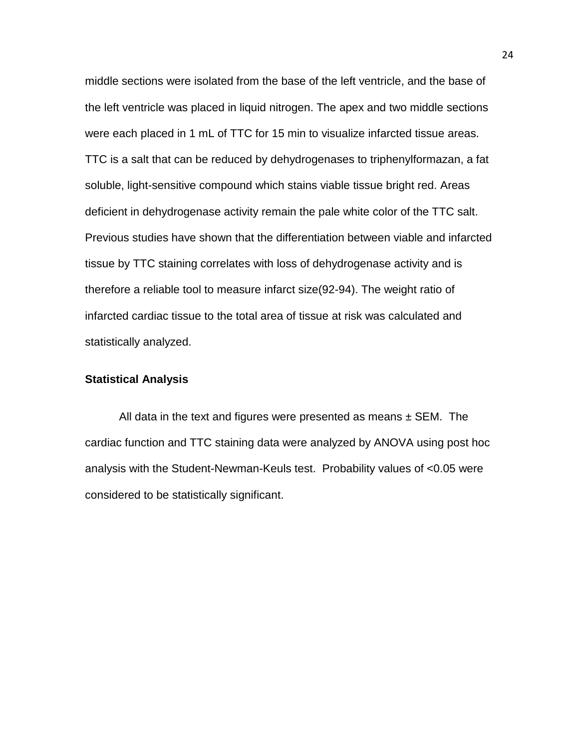middle sections were isolated from the base of the left ventricle, and the base of the left ventricle was placed in liquid nitrogen. The apex and two middle sections were each placed in 1 mL of TTC for 15 min to visualize infarcted tissue areas. TTC is a salt that can be reduced by dehydrogenases to triphenylformazan, a fat soluble, light-sensitive compound which stains viable tissue bright red. Areas deficient in dehydrogenase activity remain the pale white color of the TTC salt. Previous studies have shown that the differentiation between viable and infarcted tissue by TTC staining correlates with loss of dehydrogenase activity and is therefore a reliable tool to measure infarct size(92-94). The weight ratio of infarcted cardiac tissue to the total area of tissue at risk was calculated and statistically analyzed.

### Statistical Analysis

All data in the text and figures were presented as means ± SEM. The cardiac function and TTC staining data were analyzed by ANOVA using post hoc analysis with the Student-Newman-Keuls test. Probability values of <0.05 were considered to be statistically significant.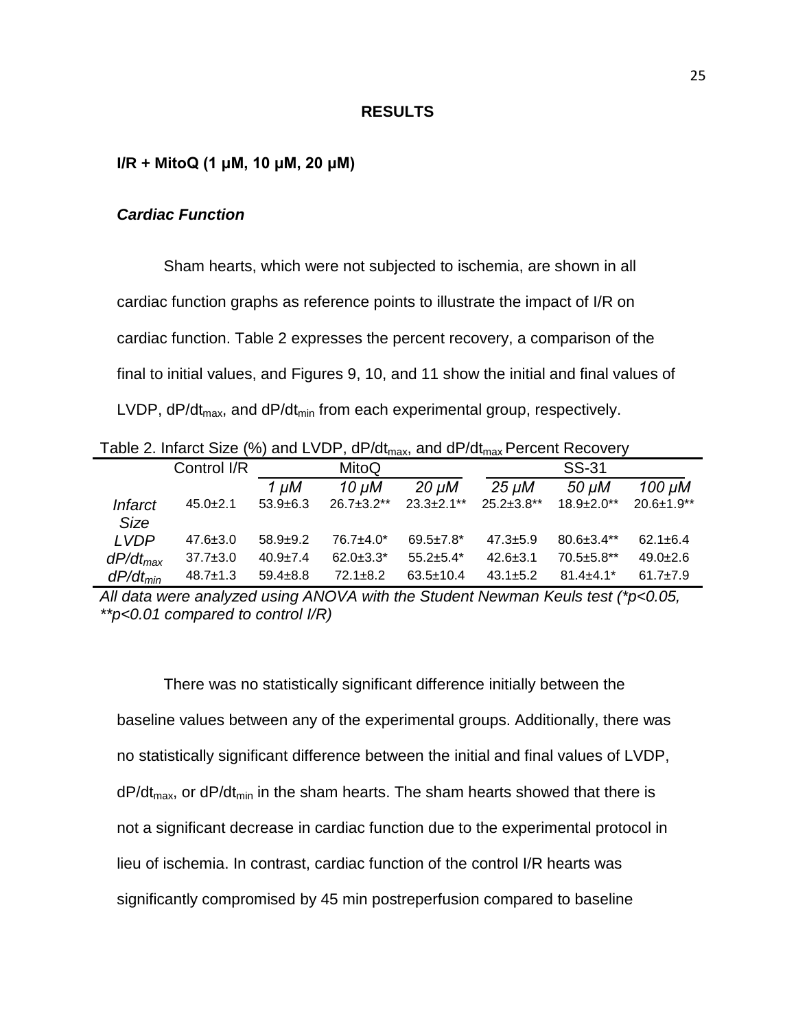## RESULTS

### I/R + MitoQ (1 μM, 10 μM, 20 μM)

#### *Cardiac Function*

Sham hearts, which were not subjected to ischemia, are shown in all cardiac function graphs as reference points to illustrate the impact of I/R on cardiac function. Table 2 expresses the percent recovery, a comparison of the final to initial values, and Figures 9, 10, and 11 show the initial and final values of LVDP, $dP/dt_{max}$, and $dP/dt_{min}$ from each experimental group, respectively.

Table 2. Infarct Size (%) and LVDP, $dP/dt_{max}$, and $dP/dt_{max}$ Percent Recovery

| | Control I/R | MitoQ | | | SS-31 | | |
|---|---|---|---|---|---|---|---|
| | | *1 μM* | *10 μM* | *20 μM* | *25 μM* | *50 μM* | *100 μM* |
| *Infarct Size* | 45.0±2.1 | 53.9±6.3 | 26.7±3.2** | 23.3±2.1** | 25.2±3.8** | 18.9±2.0** | 20.6±1.9** |
| *LVDP* | 47.6±3.0 | 58.9±9.2 | 76.7±4.0* | 69.5±7.8* | 47.3±5.9 | 80.6±3.4** | 62.1±6.4 |
| *$dP/dt_{max}$* | 37.7±3.0 | 40.9±7.4 | 62.0±3.3* | 55.2±5.4* | 42.6±3.1 | 70.5±5.8** | 49.0±2.6 |
| *$dP/dt_{min}$* | 48.7±1.3 | 59.4±8.8 | 72.1±8.2 | 63.5±10.4 | 43.1±5.2 | 81.4±4.1* | 61.7±7.9 |

*All data were analyzed using ANOVA with the Student Newman Keuls test (*p<0.05, **p<0.01 compared to control I/R)*

There was no statistically significant difference initially between the baseline values between any of the experimental groups. Additionally, there was no statistically significant difference between the initial and final values of LVDP, $dP/dt_{max}$, or $dP/dt_{min}$ in the sham hearts. The sham hearts showed that there is not a significant decrease in cardiac function due to the experimental protocol in lieu of ischemia. In contrast, cardiac function of the control I/R hearts was significantly compromised by 45 min postreperfusion compared to baseline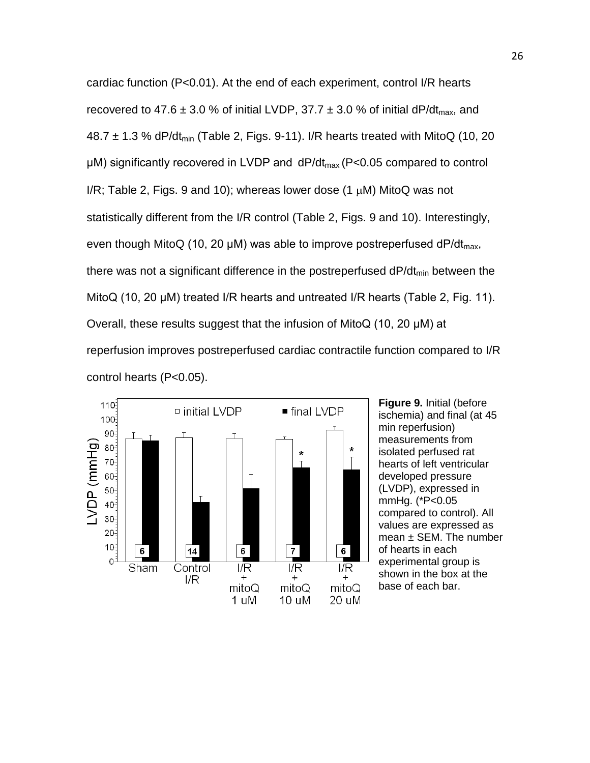cardiac function (P<0.01). At the end of each experiment, control I/R hearts recovered to 47.6 ± 3.0 % of initial LVDP, 37.7 ± 3.0 % of initial $dP/dt_{max}$, and 48.7 ± 1.3 % $dP/dt_{min}$ (Table 2, Figs. 9-11). I/R hearts treated with MitoQ (10, 20 μM) significantly recovered in LVDP and $dP/dt_{max}$ (P<0.05 compared to control I/R; Table 2, Figs. 9 and 10); whereas lower dose (1 μM) MitoQ was not statistically different from the I/R control (Table 2, Figs. 9 and 10). Interestingly, even though MitoQ (10, 20 μM) was able to improve postreperfused $dP/dt_{max}$, there was not a significant difference in the postreperfused $dP/dt_{min}$ between the MitoQ (10, 20 μM) treated I/R hearts and untreated I/R hearts (Table 2, Fig. 11). Overall, these results suggest that the infusion of MitoQ (10, 20 μM) at reperfusion improves postreperfused cardiac contractile function compared to I/R control hearts (P<0.05).

**Figure 9.** Initial (before ischemia) and final (at 45 min reperfusion) measurements from isolated perfused rat hearts of left ventricular developed pressure (LVDP), expressed in mmHg. (*P<0.05 compared to control). All values are expressed as mean ± SEM. The number of hearts in each experimental group is shown in the box at the base of each bar.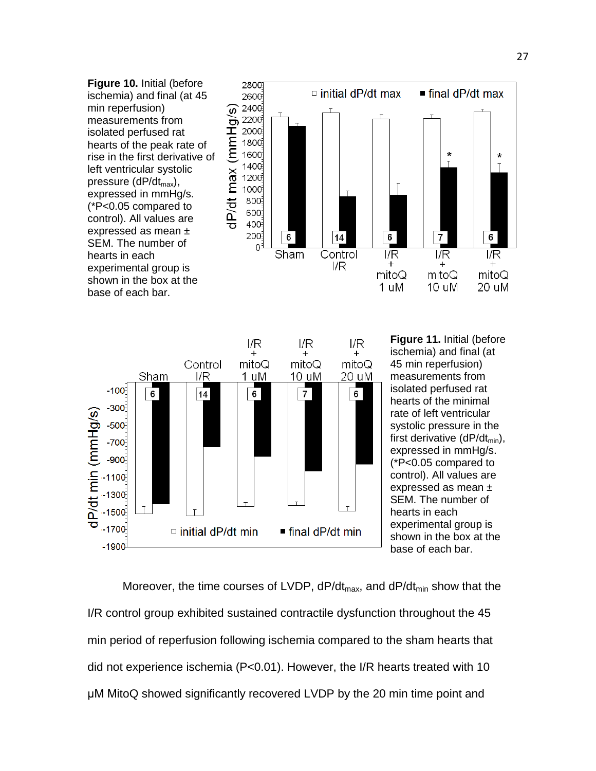**Figure 10.** Initial (before ischemia) and final (at 45 min reperfusion) measurements from isolated perfused rat hearts of the peak rate of rise in the first derivative of left ventricular systolic pressure ($dP/dt_{max}$), expressed in mmHg/s. (*P<0.05 compared to control). All values are expressed as mean ± SEM. The number of hearts in each experimental group is shown in the box at the base of each bar.

**Figure 11.** Initial (before ischemia) and final (at 45 min reperfusion) measurements from isolated perfused rat hearts of the minimal rate of left ventricular systolic pressure in the first derivative ($dP/dt_{min}$), expressed in mmHg/s. (*P<0.05 compared to control). All values are expressed as mean ± SEM. The number of hearts in each experimental group is shown in the box at the base of each bar.

Moreover, the time courses of LVDP, $dP/dt_{max}$, and $dP/dt_{min}$ show that the I/R control group exhibited sustained contractile dysfunction throughout the 45 min period of reperfusion following ischemia compared to the sham hearts that did not experience ischemia (P<0.01). However, the I/R hearts treated with 10 μM MitoQ showed significantly recovered LVDP by the 20 min time point and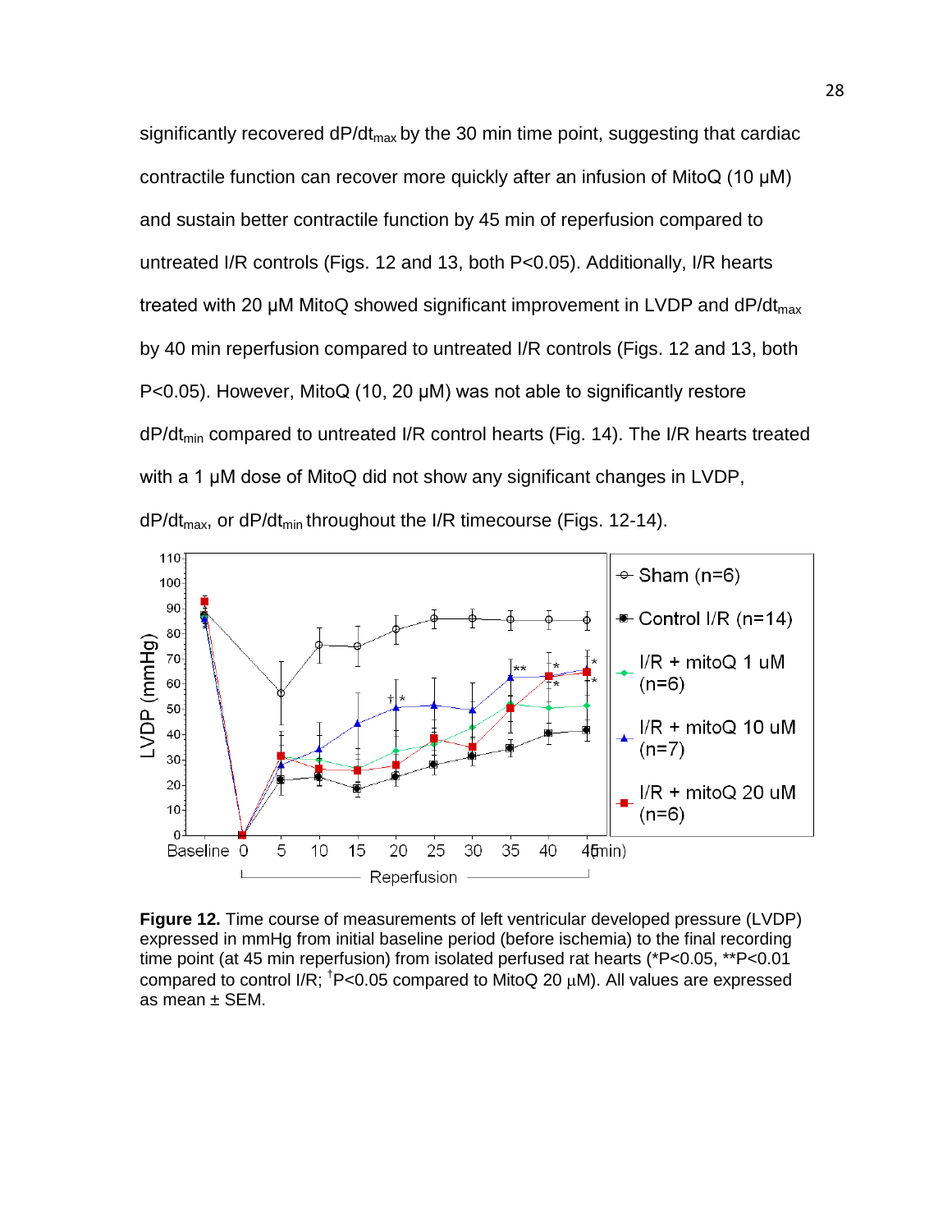significantly recovered $dP/dt_{max}$ by the 30 min time point, suggesting that cardiac contractile function can recover more quickly after an infusion of MitoQ (10 μM) and sustain better contractile function by 45 min of reperfusion compared to untreated I/R controls (Figs. 12 and 13, both $P<0.05$). Additionally, I/R hearts treated with 20 μM MitoQ showed significant improvement in LVDP and $dP/dt_{max}$ by 40 min reperfusion compared to untreated I/R controls (Figs. 12 and 13, both $P<0.05$). However, MitoQ (10, 20 μM) was not able to significantly restore $dP/dt_{min}$ compared to untreated I/R control hearts (Fig. 14). The I/R hearts treated with a 1 μM dose of MitoQ did not show any significant changes in LVDP, $dP/dt_{max}$, or $dP/dt_{min}$ throughout the I/R timecourse (Figs. 12-14).

**Figure 12.** Time course of measurements of left ventricular developed pressure (LVDP) expressed in mmHg from initial baseline period (before ischemia) to the final recording time point (at 45 min reperfusion) from isolated perfused rat hearts (*$P<0.05$, **$P<0.01$ compared to control I/R; †$P<0.05$ compared to MitoQ 20 μM). All values are expressed as mean ± SEM.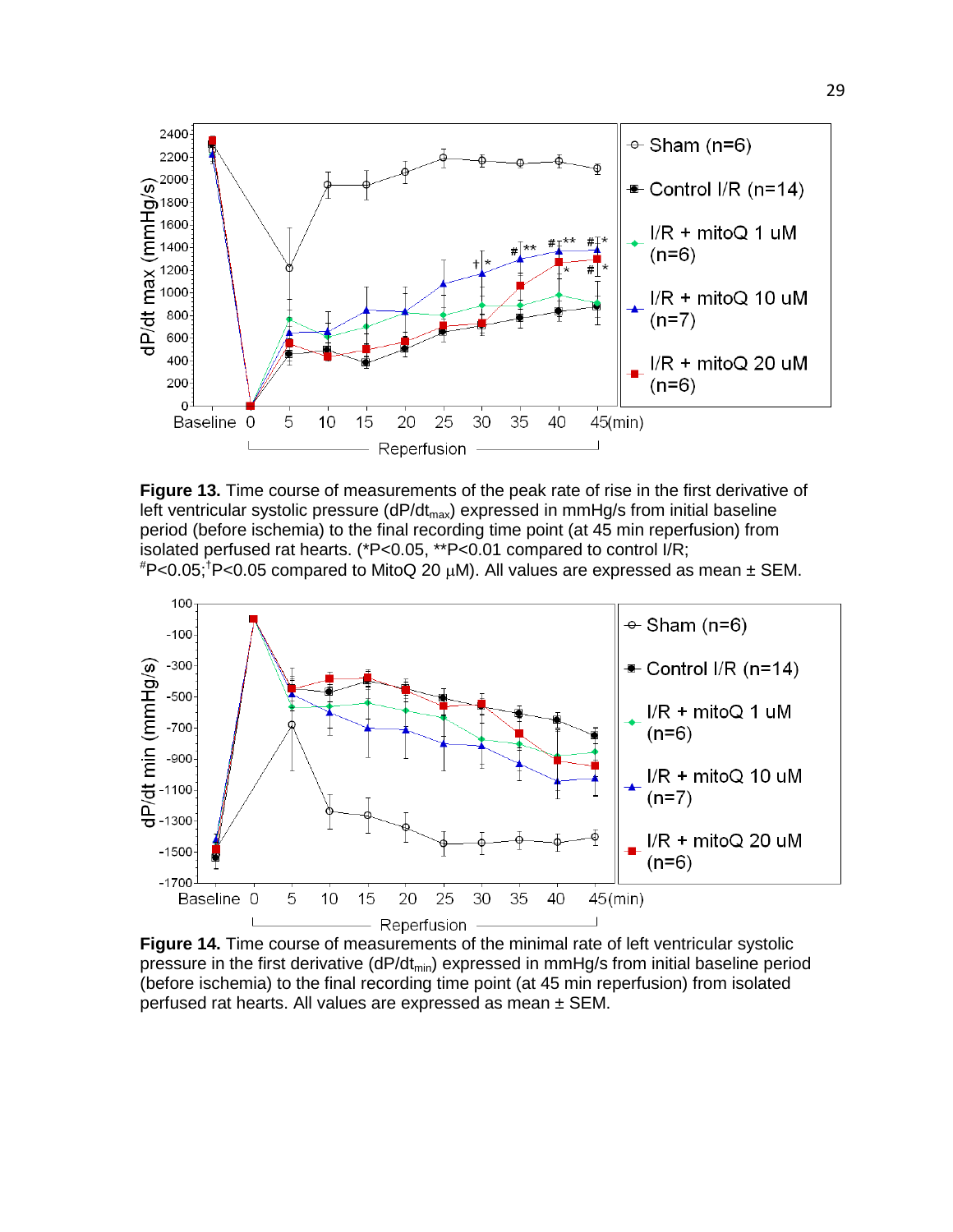**Figure 13.** Time course of measurements of the peak rate of rise in the first derivative of left ventricular systolic pressure ($dP/dt_{max}$) expressed in mmHg/s from initial baseline period (before ischemia) to the final recording time point (at 45 min reperfusion) from isolated perfused rat hearts. (*P<0.05, **P<0.01 compared to control I/R; #P<0.05; †P<0.05 compared to MitoQ 20 μM). All values are expressed as mean ± SEM.

**Figure 14.** Time course of measurements of the minimal rate of left ventricular systolic pressure in the first derivative ($dP/dt_{min}$) expressed in mmHg/s from initial baseline period (before ischemia) to the final recording time point (at 45 min reperfusion) from isolated perfused rat hearts. All values are expressed as mean ± SEM.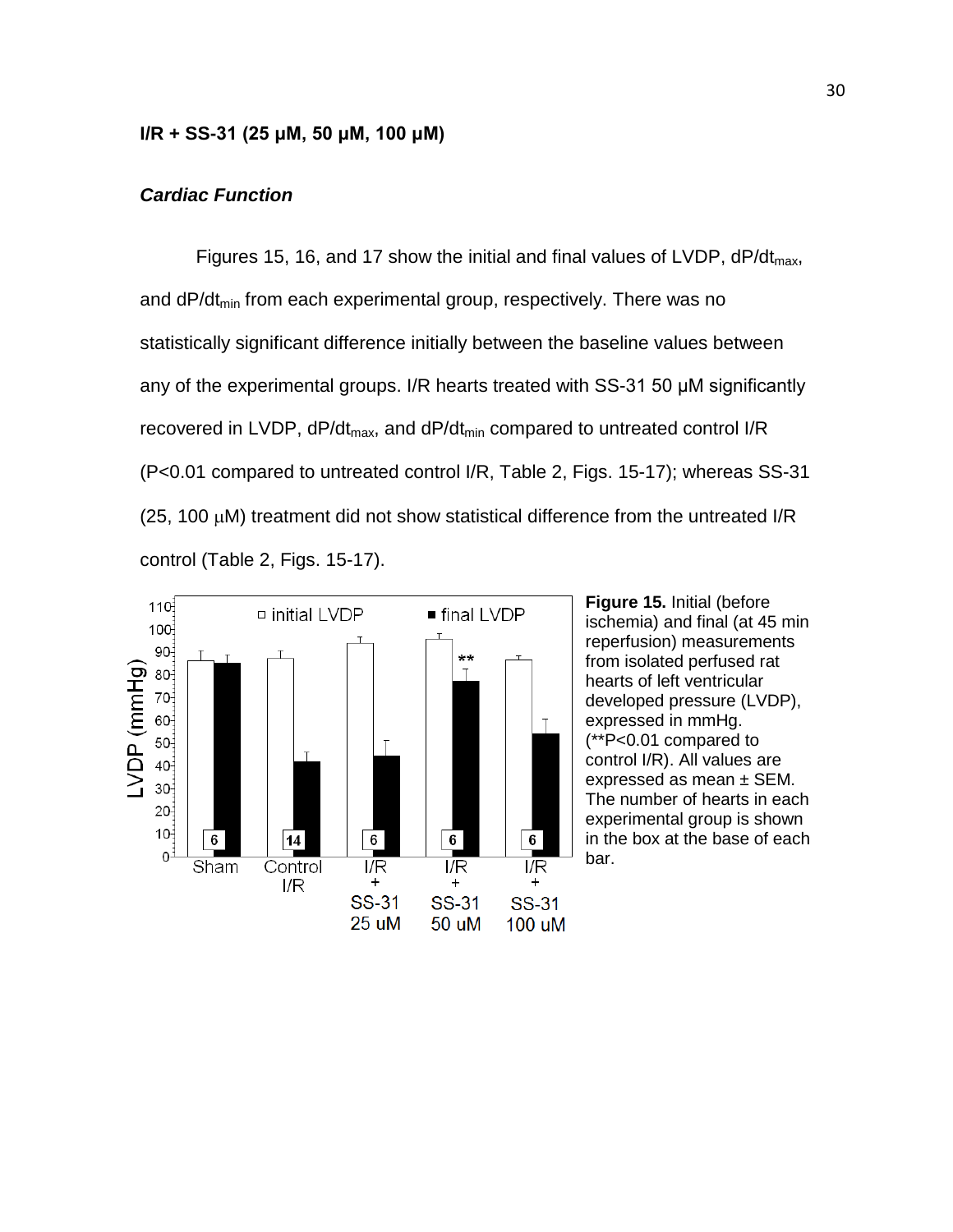### I/R + SS-31 (25 μM, 50 μM, 100 μM)

#### *Cardiac Function*

Figures 15, 16, and 17 show the initial and final values of LVDP, $dP/dt_{max}$, and $dP/dt_{min}$ from each experimental group, respectively. There was no statistically significant difference initially between the baseline values between any of the experimental groups. I/R hearts treated with SS-31 50 μM significantly recovered in LVDP, $dP/dt_{max}$, and $dP/dt_{min}$ compared to untreated control I/R (P<0.01 compared to untreated control I/R, Table 2, Figs. 15-17); whereas SS-31 (25, 100 μM) treatment did not show statistical difference from the untreated I/R control (Table 2, Figs. 15-17).

**Figure 15.** Initial (before ischemia) and final (at 45 min reperfusion) measurements from isolated perfused rat hearts of left ventricular developed pressure (LVDP), expressed in mmHg. (**P<0.01 compared to control I/R). All values are expressed as mean ± SEM. The number of hearts in each experimental group is shown in the box at the base of each bar.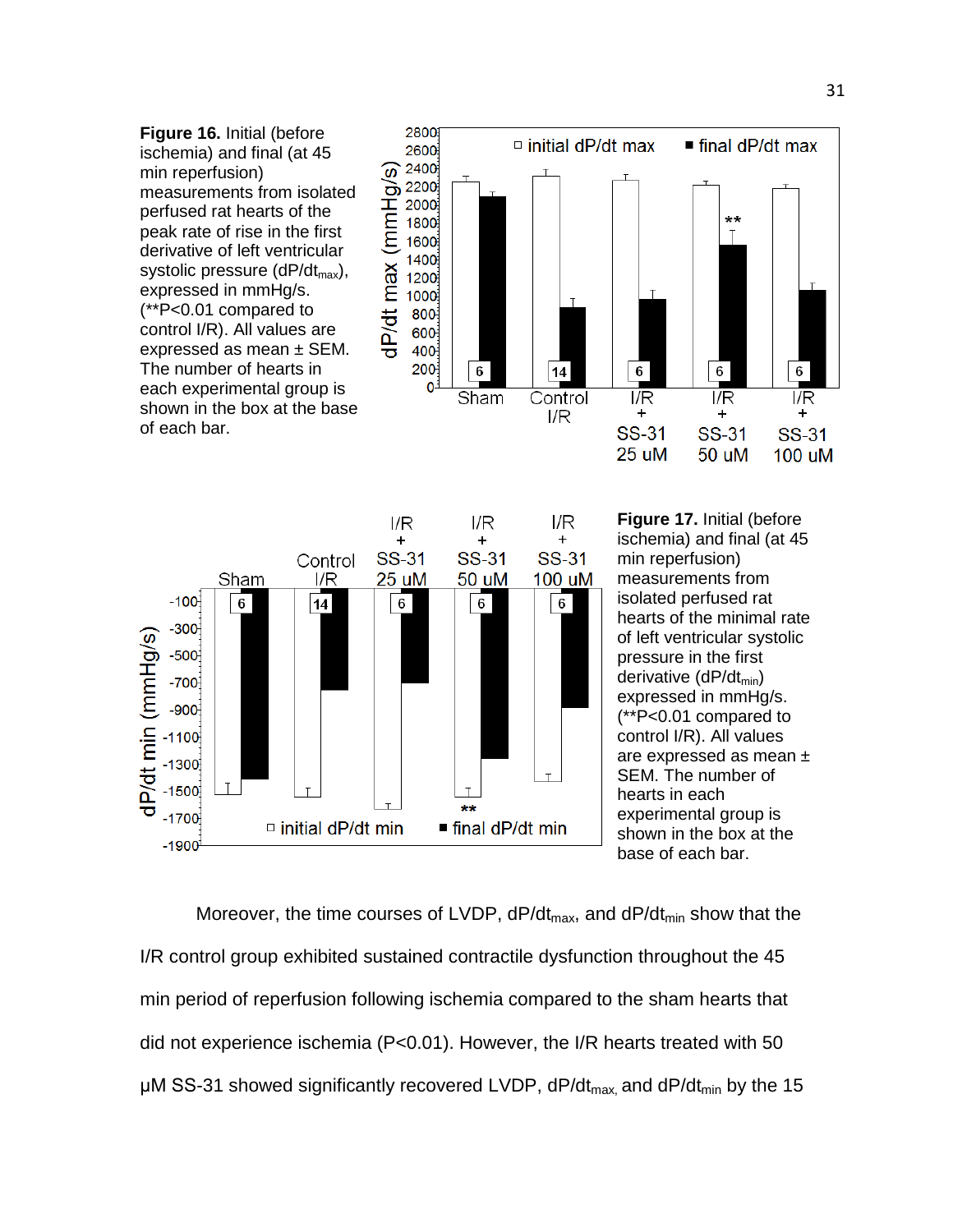**Figure 16.** Initial (before ischemia) and final (at 45 min reperfusion) measurements from isolated perfused rat hearts of the peak rate of rise in the first derivative of left ventricular systolic pressure ($dP/dt_{max}$), expressed in mmHg/s. (**P<0.01 compared to control I/R). All values are expressed as mean ± SEM. The number of hearts in each experimental group is shown in the box at the base of each bar.

**Figure 17.** Initial (before ischemia) and final (at 45 min reperfusion) measurements from isolated perfused rat hearts of the minimal rate of left ventricular systolic pressure in the first derivative ($dP/dt_{min}$) expressed in mmHg/s. (**P<0.01 compared to control I/R). All values are expressed as mean ± SEM. The number of hearts in each experimental group is shown in the box at the base of each bar.

Moreover, the time courses of LVDP, $dP/dt_{max}$, and $dP/dt_{min}$ show that the I/R control group exhibited sustained contractile dysfunction throughout the 45 min period of reperfusion following ischemia compared to the sham hearts that did not experience ischemia (P<0.01). However, the I/R hearts treated with 50 μM SS-31 showed significantly recovered LVDP, $dP/dt_{max}$, and $dP/dt_{min}$ by the 15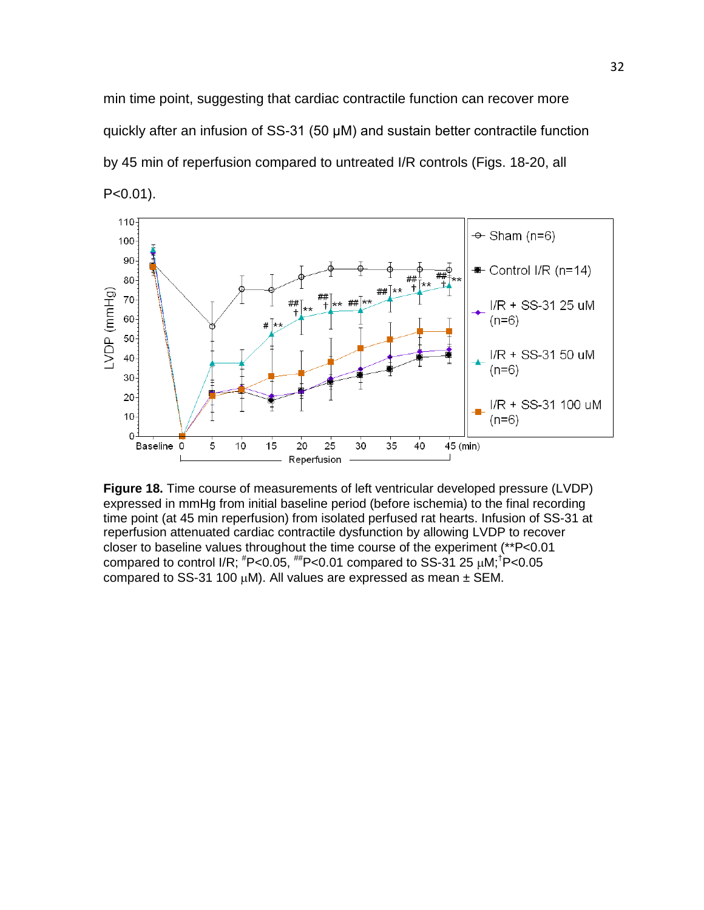min time point, suggesting that cardiac contractile function can recover more quickly after an infusion of SS-31 (50 μM) and sustain better contractile function by 45 min of reperfusion compared to untreated I/R controls (Figs. 18-20, all P<0.01).

**Figure 18.** Time course of measurements of left ventricular developed pressure (LVDP) expressed in mmHg from initial baseline period (before ischemia) to the final recording time point (at 45 min reperfusion) from isolated perfused rat hearts. Infusion of SS-31 at reperfusion attenuated cardiac contractile dysfunction by allowing LVDP to recover closer to baseline values throughout the time course of the experiment (**P<0.01 compared to control I/R; #P<0.05, ##P<0.01 compared to SS-31 25 μM; †P<0.05 compared to SS-31 100 μM). All values are expressed as mean ± SEM.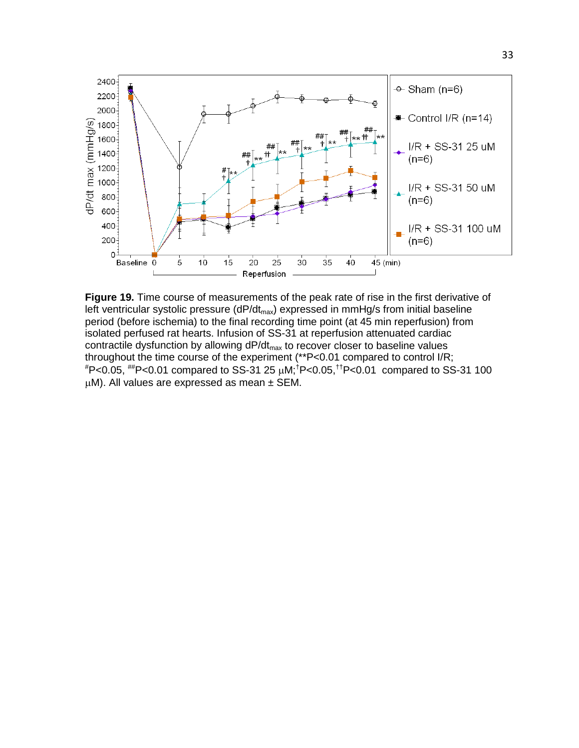**Figure 19.** Time course of measurements of the peak rate of rise in the first derivative of left ventricular systolic pressure ($dP/dt_{max}$) expressed in mmHg/s from initial baseline period (before ischemia) to the final recording time point (at 45 min reperfusion) from isolated perfused rat hearts. Infusion of SS-31 at reperfusion attenuated cardiac contractile dysfunction by allowing $dP/dt_{max}$ to recover closer to baseline values throughout the time course of the experiment (**P<0.01 compared to control I/R; $^{\#}$P<0.05, $^{\#\#}$P<0.01 compared to SS-31 25 μM; $^{\dagger}$P<0.05, $^{\dagger\dagger}$P<0.01 compared to SS-31 100 μM). All values are expressed as mean ± SEM.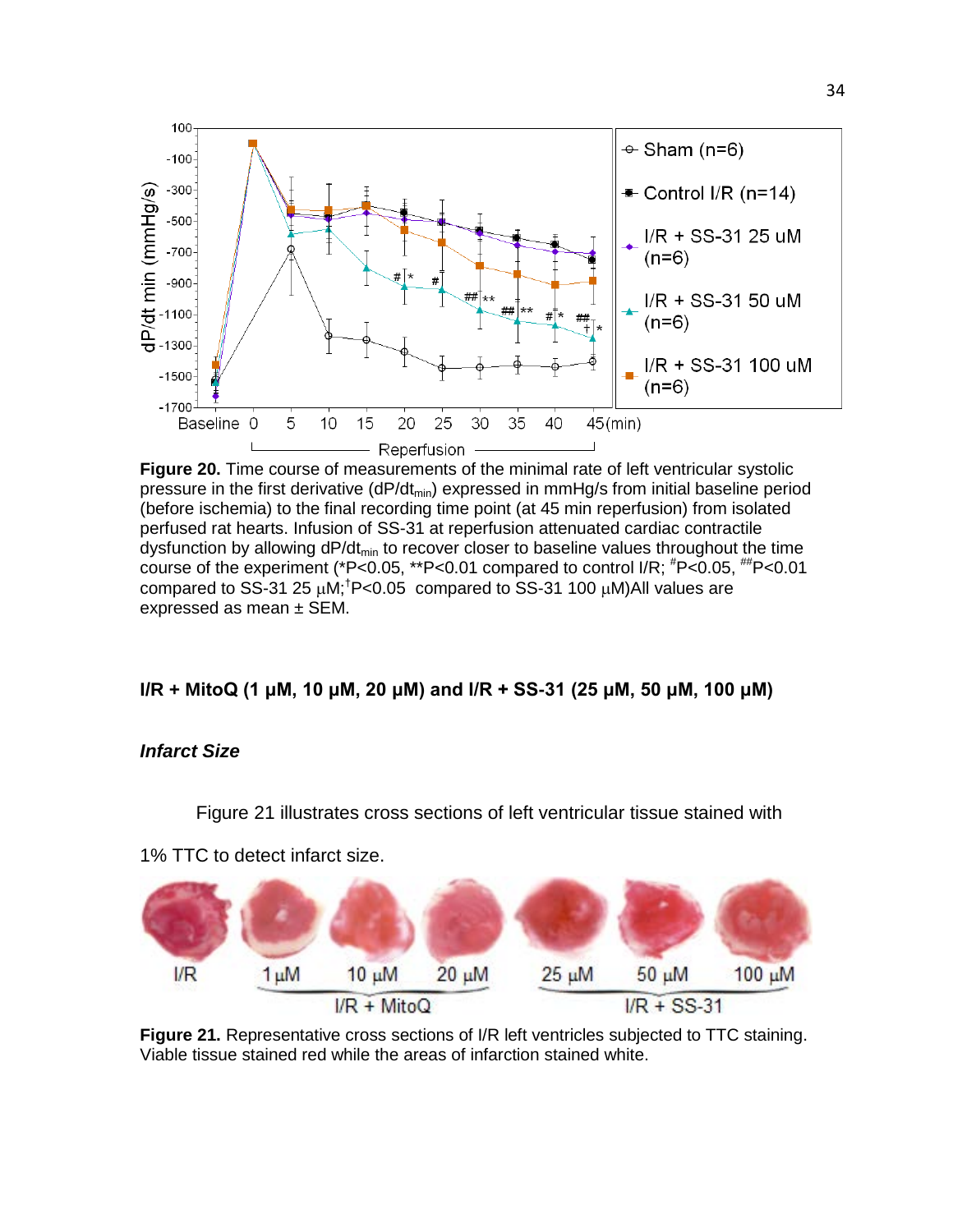**Figure 20.** Time course of measurements of the minimal rate of left ventricular systolic pressure in the first derivative ($dP/dt_{min}$) expressed in mmHg/s from initial baseline period (before ischemia) to the final recording time point (at 45 min reperfusion) from isolated perfused rat hearts. Infusion of SS-31 at reperfusion attenuated cardiac contractile dysfunction by allowing $dP/dt_{min}$ to recover closer to baseline values throughout the time course of the experiment (*P<0.05, **P<0.01 compared to control I/R; #P<0.05, ##P<0.01 compared to SS-31 25 µM; †P<0.05 compared to SS-31 100 µM)All values are expressed as mean ± SEM.

**I/R + MitoQ (1 µM, 10 µM, 20 µM) and I/R + SS-31 (25 µM, 50 µM, 100 µM)**

***Infarct Size***

Figure 21 illustrates cross sections of left ventricular tissue stained with 1% TTC to detect infarct size.

**Figure 21.** Representative cross sections of I/R left ventricles subjected to TTC staining. Viable tissue stained red while the areas of infarction stained white.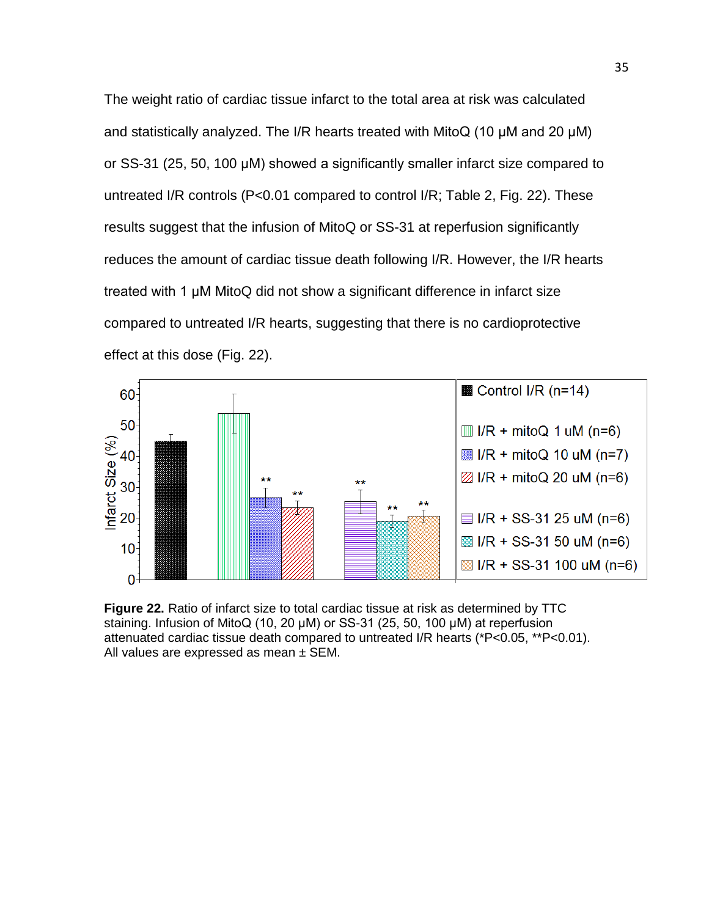The weight ratio of cardiac tissue infarct to the total area at risk was calculated and statistically analyzed. The I/R hearts treated with MitoQ (10 μM and 20 μM) or SS-31 (25, 50, 100 μM) showed a significantly smaller infarct size compared to untreated I/R controls (P<0.01 compared to control I/R; Table 2, Fig. 22). These results suggest that the infusion of MitoQ or SS-31 at reperfusion significantly reduces the amount of cardiac tissue death following I/R. However, the I/R hearts treated with 1 μM MitoQ did not show a significant difference in infarct size compared to untreated I/R hearts, suggesting that there is no cardioprotective effect at this dose (Fig. 22).

**Figure 22.** Ratio of infarct size to total cardiac tissue at risk as determined by TTC staining. Infusion of MitoQ (10, 20 μM) or SS-31 (25, 50, 100 μM) at reperfusion attenuated cardiac tissue death compared to untreated I/R hearts (*P<0.05, **P<0.01). All values are expressed as mean ± SEM.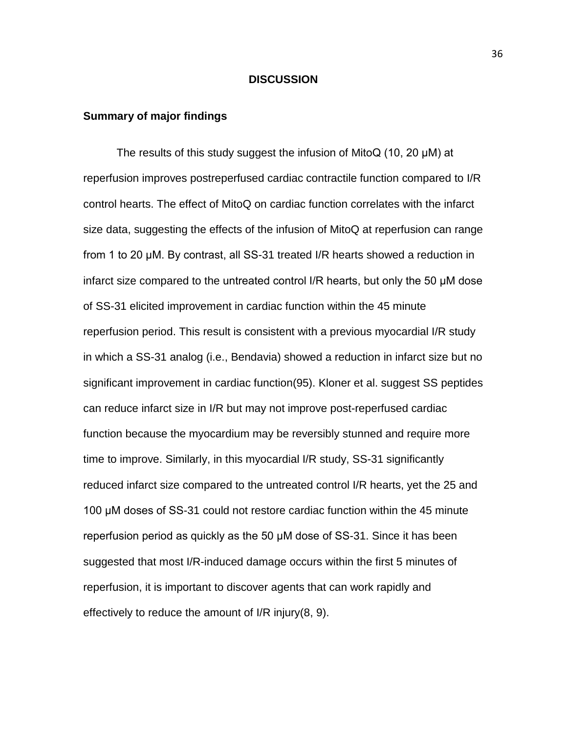# DISCUSSION

## Summary of major findings

The results of this study suggest the infusion of MitoQ (10, 20 μM) at reperfusion improves postreperfused cardiac contractile function compared to I/R control hearts. The effect of MitoQ on cardiac function correlates with the infarct size data, suggesting the effects of the infusion of MitoQ at reperfusion can range from 1 to 20 μM. By contrast, all SS-31 treated I/R hearts showed a reduction in infarct size compared to the untreated control I/R hearts, but only the 50 μM dose of SS-31 elicited improvement in cardiac function within the 45 minute reperfusion period. This result is consistent with a previous myocardial I/R study in which a SS-31 analog (i.e., Bendavia) showed a reduction in infarct size but no significant improvement in cardiac function(95). Kloner et al. suggest SS peptides can reduce infarct size in I/R but may not improve post-reperfused cardiac function because the myocardium may be reversibly stunned and require more time to improve. Similarly, in this myocardial I/R study, SS-31 significantly reduced infarct size compared to the untreated control I/R hearts, yet the 25 and 100 μM doses of SS-31 could not restore cardiac function within the 45 minute reperfusion period as quickly as the 50 μM dose of SS-31. Since it has been suggested that most I/R-induced damage occurs within the first 5 minutes of reperfusion, it is important to discover agents that can work rapidly and effectively to reduce the amount of I/R injury(8, 9).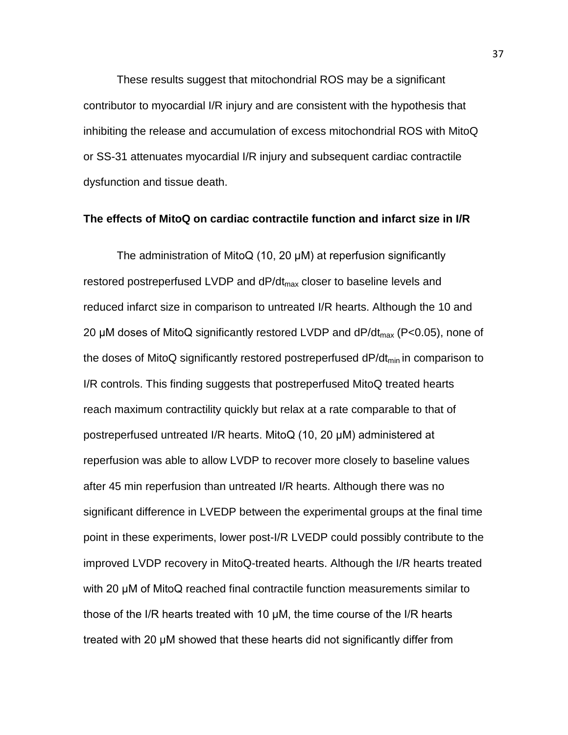These results suggest that mitochondrial ROS may be a significant contributor to myocardial I/R injury and are consistent with the hypothesis that inhibiting the release and accumulation of excess mitochondrial ROS with MitoQ or SS-31 attenuates myocardial I/R injury and subsequent cardiac contractile dysfunction and tissue death.

**The effects of MitoQ on cardiac contractile function and infarct size in I/R**

The administration of MitoQ (10, 20 μM) at reperfusion significantly restored postreperfused LVDP and $dP/dt_{max}$ closer to baseline levels and reduced infarct size in comparison to untreated I/R hearts. Although the 10 and 20 μM doses of MitoQ significantly restored LVDP and $dP/dt_{max}$ ($P<0.05$), none of the doses of MitoQ significantly restored postreperfused $dP/dt_{min}$ in comparison to I/R controls. This finding suggests that postreperfused MitoQ treated hearts reach maximum contractility quickly but relax at a rate comparable to that of postreperfused untreated I/R hearts. MitoQ (10, 20 μM) administered at reperfusion was able to allow LVDP to recover more closely to baseline values after 45 min reperfusion than untreated I/R hearts. Although there was no significant difference in LVEDP between the experimental groups at the final time point in these experiments, lower post-I/R LVEDP could possibly contribute to the improved LVDP recovery in MitoQ-treated hearts. Although the I/R hearts treated with 20 μM of MitoQ reached final contractile function measurements similar to those of the I/R hearts treated with 10 μM, the time course of the I/R hearts treated with 20 μM showed that these hearts did not significantly differ from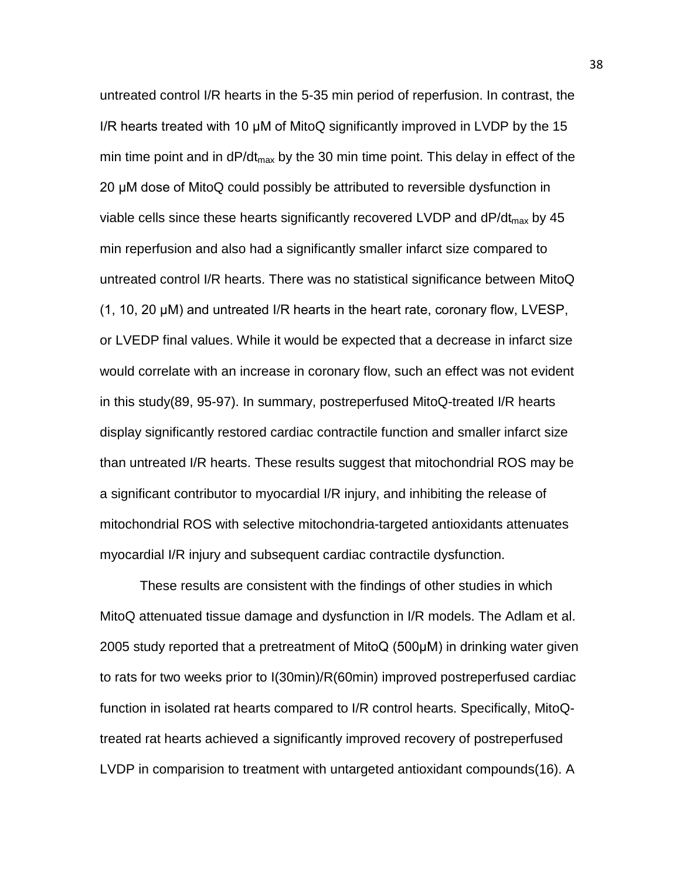untreated control I/R hearts in the 5-35 min period of reperfusion. In contrast, the I/R hearts treated with 10 μM of MitoQ significantly improved in LVDP by the 15 min time point and in $dP/dt_{max}$ by the 30 min time point. This delay in effect of the 20 μM dose of MitoQ could possibly be attributed to reversible dysfunction in viable cells since these hearts significantly recovered LVDP and $dP/dt_{max}$ by 45 min reperfusion and also had a significantly smaller infarct size compared to untreated control I/R hearts. There was no statistical significance between MitoQ (1, 10, 20 μM) and untreated I/R hearts in the heart rate, coronary flow, LVESP, or LVEDP final values. While it would be expected that a decrease in infarct size would correlate with an increase in coronary flow, such an effect was not evident in this study(89, 95-97). In summary, postreperfused MitoQ-treated I/R hearts display significantly restored cardiac contractile function and smaller infarct size than untreated I/R hearts. These results suggest that mitochondrial ROS may be a significant contributor to myocardial I/R injury, and inhibiting the release of mitochondrial ROS with selective mitochondria-targeted antioxidants attenuates myocardial I/R injury and subsequent cardiac contractile dysfunction.

These results are consistent with the findings of other studies in which MitoQ attenuated tissue damage and dysfunction in I/R models. The Adlam et al. 2005 study reported that a pretreatment of MitoQ (500μM) in drinking water given to rats for two weeks prior to I(30min)/R(60min) improved postreperfused cardiac function in isolated rat hearts compared to I/R control hearts. Specifically, MitoQ-treated rat hearts achieved a significantly improved recovery of postreperfused LVDP in comparision to treatment with untargeted antioxidant compounds(16). A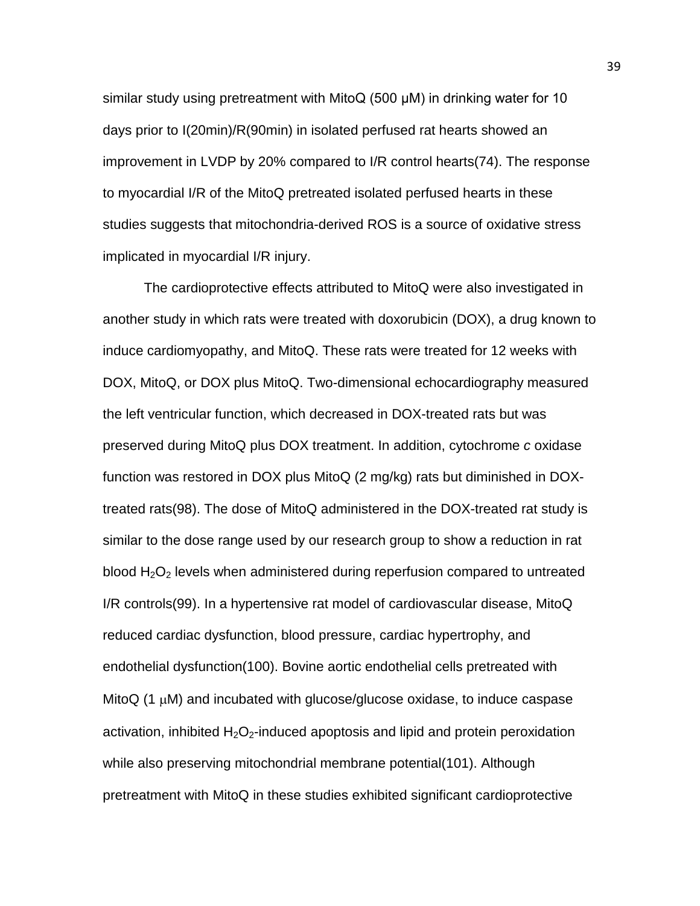similar study using pretreatment with MitoQ (500 μM) in drinking water for 10 days prior to I(20min)/R(90min) in isolated perfused rat hearts showed an improvement in LVDP by 20% compared to I/R control hearts(74). The response to myocardial I/R of the MitoQ pretreated isolated perfused hearts in these studies suggests that mitochondria-derived ROS is a source of oxidative stress implicated in myocardial I/R injury.

The cardioprotective effects attributed to MitoQ were also investigated in another study in which rats were treated with doxorubicin (DOX), a drug known to induce cardiomyopathy, and MitoQ. These rats were treated for 12 weeks with DOX, MitoQ, or DOX plus MitoQ. Two-dimensional echocardiography measured the left ventricular function, which decreased in DOX-treated rats but was preserved during MitoQ plus DOX treatment. In addition, cytochrome *c* oxidase function was restored in DOX plus MitoQ (2 mg/kg) rats but diminished in DOX-treated rats(98). The dose of MitoQ administered in the DOX-treated rat study is similar to the dose range used by our research group to show a reduction in rat blood $H_2O_2$ levels when administered during reperfusion compared to untreated I/R controls(99). In a hypertensive rat model of cardiovascular disease, MitoQ reduced cardiac dysfunction, blood pressure, cardiac hypertrophy, and endothelial dysfunction(100). Bovine aortic endothelial cells pretreated with MitoQ (1 μM) and incubated with glucose/glucose oxidase, to induce caspase activation, inhibited $H_2O_2$-induced apoptosis and lipid and protein peroxidation while also preserving mitochondrial membrane potential(101). Although pretreatment with MitoQ in these studies exhibited significant cardioprotective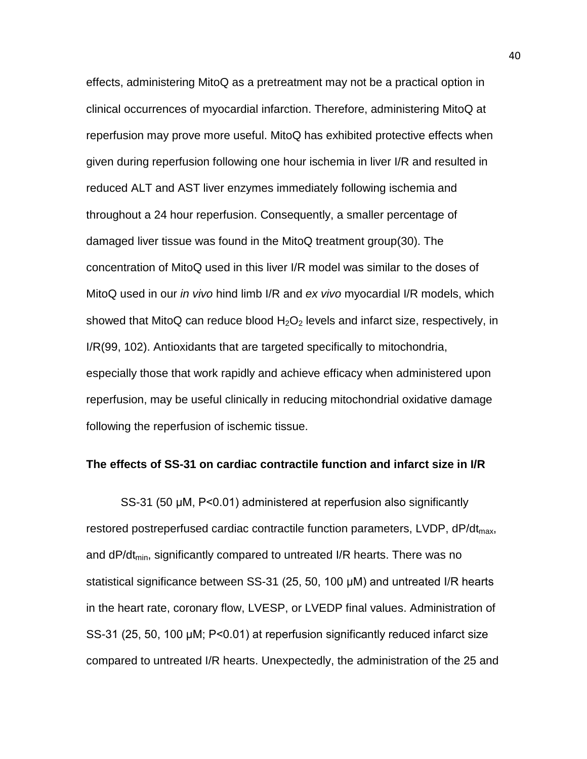effects, administering MitoQ as a pretreatment may not be a practical option in clinical occurrences of myocardial infarction. Therefore, administering MitoQ at reperfusion may prove more useful. MitoQ has exhibited protective effects when given during reperfusion following one hour ischemia in liver I/R and resulted in reduced ALT and AST liver enzymes immediately following ischemia and throughout a 24 hour reperfusion. Consequently, a smaller percentage of damaged liver tissue was found in the MitoQ treatment group(30). The concentration of MitoQ used in this liver I/R model was similar to the doses of MitoQ used in our *in vivo* hind limb I/R and *ex vivo* myocardial I/R models, which showed that MitoQ can reduce blood $H_2O_2$ levels and infarct size, respectively, in I/R(99, 102). Antioxidants that are targeted specifically to mitochondria, especially those that work rapidly and achieve efficacy when administered upon reperfusion, may be useful clinically in reducing mitochondrial oxidative damage following the reperfusion of ischemic tissue.

### The effects of SS-31 on cardiac contractile function and infarct size in I/R

SS-31 (50 μM, $P<0.01$) administered at reperfusion also significantly restored postreperfused cardiac contractile function parameters, LVDP, $dP/dt_{max}$, and $dP/dt_{min}$, significantly compared to untreated I/R hearts. There was no statistical significance between SS-31 (25, 50, 100 μM) and untreated I/R hearts in the heart rate, coronary flow, LVESP, or LVEDP final values. Administration of SS-31 (25, 50, 100 μM; $P<0.01$) at reperfusion significantly reduced infarct size compared to untreated I/R hearts. Unexpectedly, the administration of the 25 and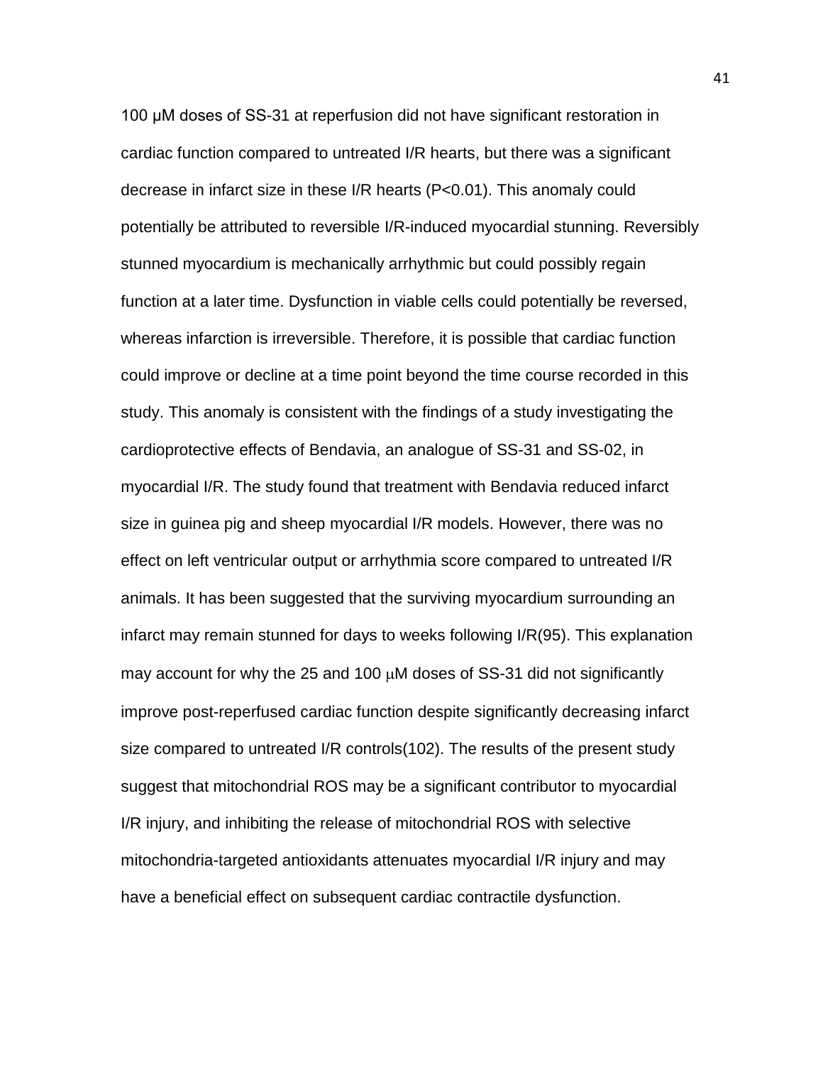100 μM doses of SS-31 at reperfusion did not have significant restoration in cardiac function compared to untreated I/R hearts, but there was a significant decrease in infarct size in these I/R hearts (P<0.01). This anomaly could potentially be attributed to reversible I/R-induced myocardial stunning. Reversibly stunned myocardium is mechanically arrhythmic but could possibly regain function at a later time. Dysfunction in viable cells could potentially be reversed, whereas infarction is irreversible. Therefore, it is possible that cardiac function could improve or decline at a time point beyond the time course recorded in this study. This anomaly is consistent with the findings of a study investigating the cardioprotective effects of Bendavia, an analogue of SS-31 and SS-02, in myocardial I/R. The study found that treatment with Bendavia reduced infarct size in guinea pig and sheep myocardial I/R models. However, there was no effect on left ventricular output or arrhythmia score compared to untreated I/R animals. It has been suggested that the surviving myocardium surrounding an infarct may remain stunned for days to weeks following I/R(95). This explanation may account for why the 25 and 100 μM doses of SS-31 did not significantly improve post-reperfused cardiac function despite significantly decreasing infarct size compared to untreated I/R controls(102). The results of the present study suggest that mitochondrial ROS may be a significant contributor to myocardial I/R injury, and inhibiting the release of mitochondrial ROS with selective mitochondria-targeted antioxidants attenuates myocardial I/R injury and may have a beneficial effect on subsequent cardiac contractile dysfunction.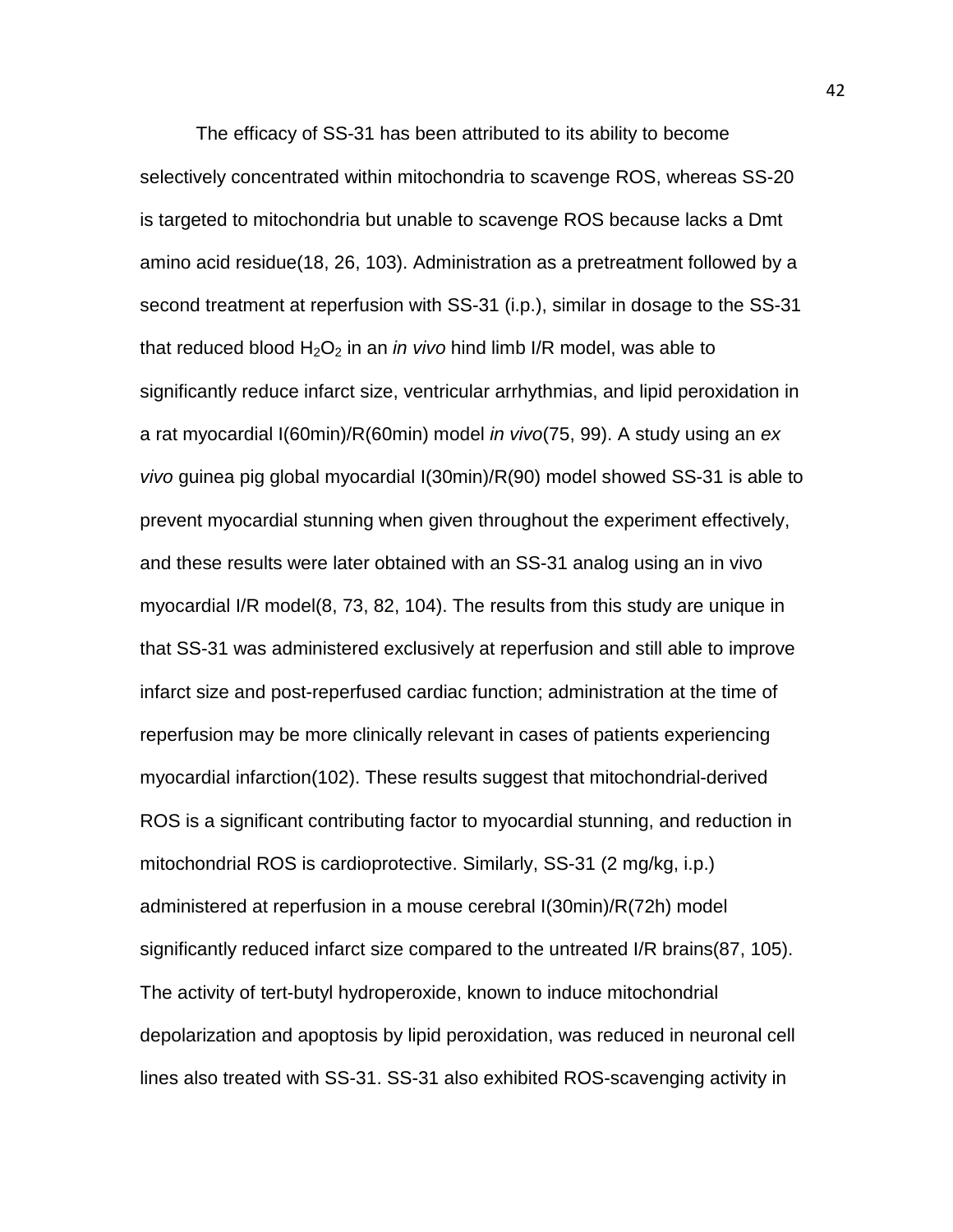The efficacy of SS-31 has been attributed to its ability to become selectively concentrated within mitochondria to scavenge ROS, whereas SS-20 is targeted to mitochondria but unable to scavenge ROS because lacks a Dmt amino acid residue(18, 26, 103). Administration as a pretreatment followed by a second treatment at reperfusion with SS-31 (i.p.), similar in dosage to the SS-31 that reduced blood $H_2O_2$ in an *in vivo* hind limb I/R model, was able to significantly reduce infarct size, ventricular arrhythmias, and lipid peroxidation in a rat myocardial I(60min)/R(60min) model *in vivo*(75, 99). A study using an *ex vivo* guinea pig global myocardial I(30min)/R(90) model showed SS-31 is able to prevent myocardial stunning when given throughout the experiment effectively, and these results were later obtained with an SS-31 analog using an in vivo myocardial I/R model(8, 73, 82, 104). The results from this study are unique in that SS-31 was administered exclusively at reperfusion and still able to improve infarct size and post-reperfused cardiac function; administration at the time of reperfusion may be more clinically relevant in cases of patients experiencing myocardial infarction(102). These results suggest that mitochondrial-derived ROS is a significant contributing factor to myocardial stunning, and reduction in mitochondrial ROS is cardioprotective. Similarly, SS-31 (2 mg/kg, i.p.) administered at reperfusion in a mouse cerebral I(30min)/R(72h) model significantly reduced infarct size compared to the untreated I/R brains(87, 105). The activity of tert-butyl hydroperoxide, known to induce mitochondrial depolarization and apoptosis by lipid peroxidation, was reduced in neuronal cell lines also treated with SS-31. SS-31 also exhibited ROS-scavenging activity in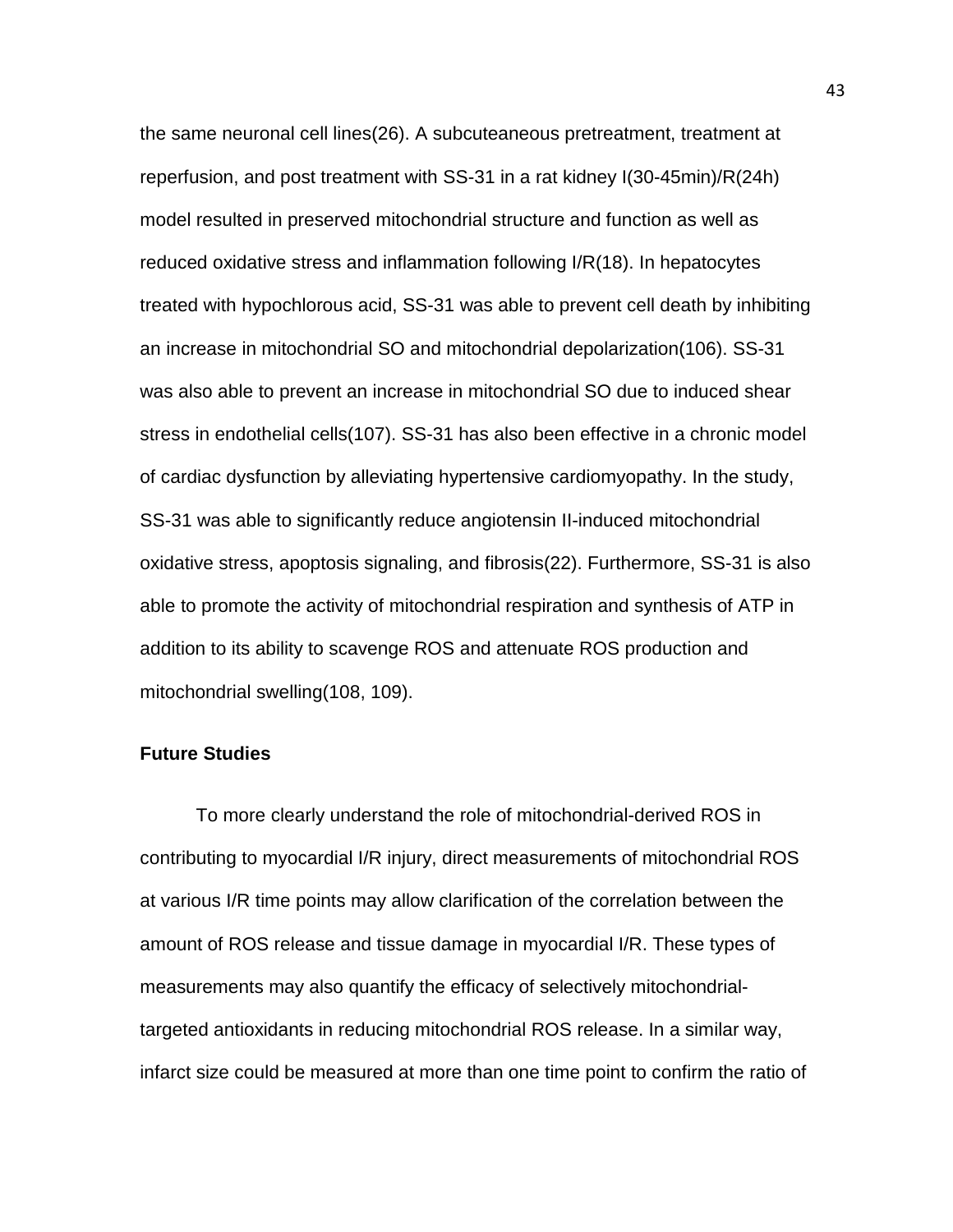the same neuronal cell lines(26). A subcuteaneous pretreatment, treatment at reperfusion, and post treatment with SS-31 in a rat kidney I(30-45min)/R(24h) model resulted in preserved mitochondrial structure and function as well as reduced oxidative stress and inflammation following I/R(18). In hepatocytes treated with hypochlorous acid, SS-31 was able to prevent cell death by inhibiting an increase in mitochondrial SO and mitochondrial depolarization(106). SS-31 was also able to prevent an increase in mitochondrial SO due to induced shear stress in endothelial cells(107). SS-31 has also been effective in a chronic model of cardiac dysfunction by alleviating hypertensive cardiomyopathy. In the study, SS-31 was able to significantly reduce angiotensin II-induced mitochondrial oxidative stress, apoptosis signaling, and fibrosis(22). Furthermore, SS-31 is also able to promote the activity of mitochondrial respiration and synthesis of ATP in addition to its ability to scavenge ROS and attenuate ROS production and mitochondrial swelling(108, 109).

### Future Studies

To more clearly understand the role of mitochondrial-derived ROS in contributing to myocardial I/R injury, direct measurements of mitochondrial ROS at various I/R time points may allow clarification of the correlation between the amount of ROS release and tissue damage in myocardial I/R. These types of measurements may also quantify the efficacy of selectively mitochondrial-targeted antioxidants in reducing mitochondrial ROS release. In a similar way, infarct size could be measured at more than one time point to confirm the ratio of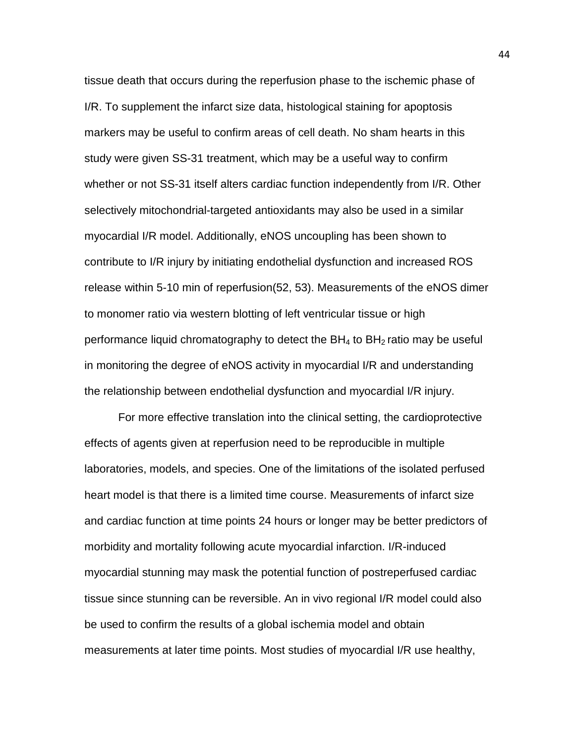tissue death that occurs during the reperfusion phase to the ischemic phase of I/R. To supplement the infarct size data, histological staining for apoptosis markers may be useful to confirm areas of cell death. No sham hearts in this study were given SS-31 treatment, which may be a useful way to confirm whether or not SS-31 itself alters cardiac function independently from I/R. Other selectively mitochondrial-targeted antioxidants may also be used in a similar myocardial I/R model. Additionally, eNOS uncoupling has been shown to contribute to I/R injury by initiating endothelial dysfunction and increased ROS release within 5-10 min of reperfusion(52, 53). Measurements of the eNOS dimer to monomer ratio via western blotting of left ventricular tissue or high performance liquid chromatography to detect the $BH_4$ to $BH_2$ ratio may be useful in monitoring the degree of eNOS activity in myocardial I/R and understanding the relationship between endothelial dysfunction and myocardial I/R injury.

For more effective translation into the clinical setting, the cardioprotective effects of agents given at reperfusion need to be reproducible in multiple laboratories, models, and species. One of the limitations of the isolated perfused heart model is that there is a limited time course. Measurements of infarct size and cardiac function at time points 24 hours or longer may be better predictors of morbidity and mortality following acute myocardial infarction. I/R-induced myocardial stunning may mask the potential function of postreperfused cardiac tissue since stunning can be reversible. An in vivo regional I/R model could also be used to confirm the results of a global ischemia model and obtain measurements at later time points. Most studies of myocardial I/R use healthy,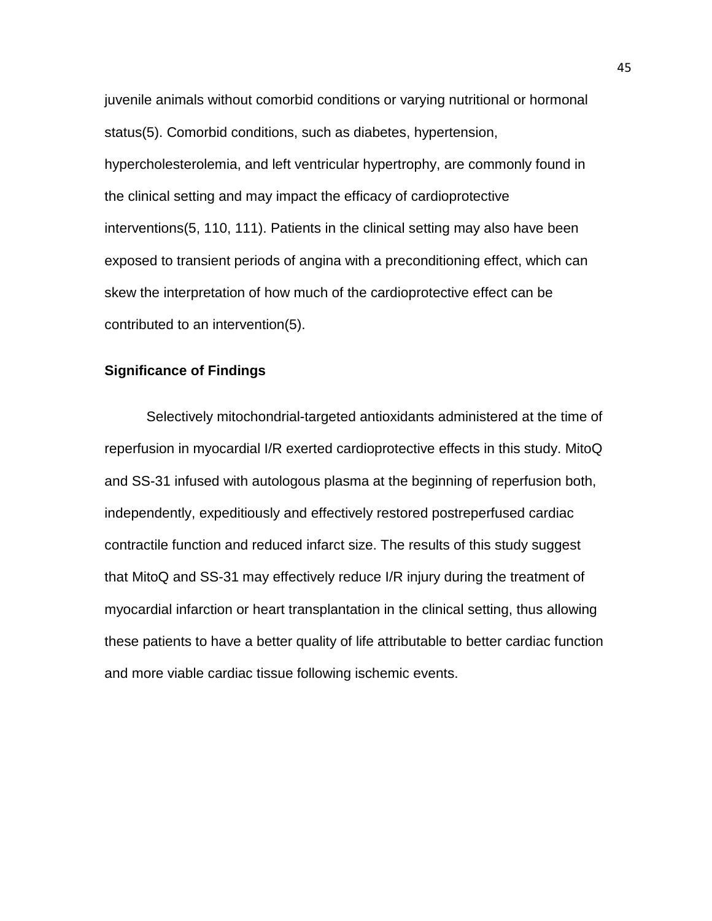juvenile animals without comorbid conditions or varying nutritional or hormonal status(5). Comorbid conditions, such as diabetes, hypertension, hypercholesterolemia, and left ventricular hypertrophy, are commonly found in the clinical setting and may impact the efficacy of cardioprotective interventions(5, 110, 111). Patients in the clinical setting may also have been exposed to transient periods of angina with a preconditioning effect, which can skew the interpretation of how much of the cardioprotective effect can be contributed to an intervention(5).

### Significance of Findings

Selectively mitochondrial-targeted antioxidants administered at the time of reperfusion in myocardial I/R exerted cardioprotective effects in this study. MitoQ and SS-31 infused with autologous plasma at the beginning of reperfusion both, independently, expeditiously and effectively restored postreperfused cardiac contractile function and reduced infarct size. The results of this study suggest that MitoQ and SS-31 may effectively reduce I/R injury during the treatment of myocardial infarction or heart transplantation in the clinical setting, thus allowing these patients to have a better quality of life attributable to better cardiac function and more viable cardiac tissue following ischemic events.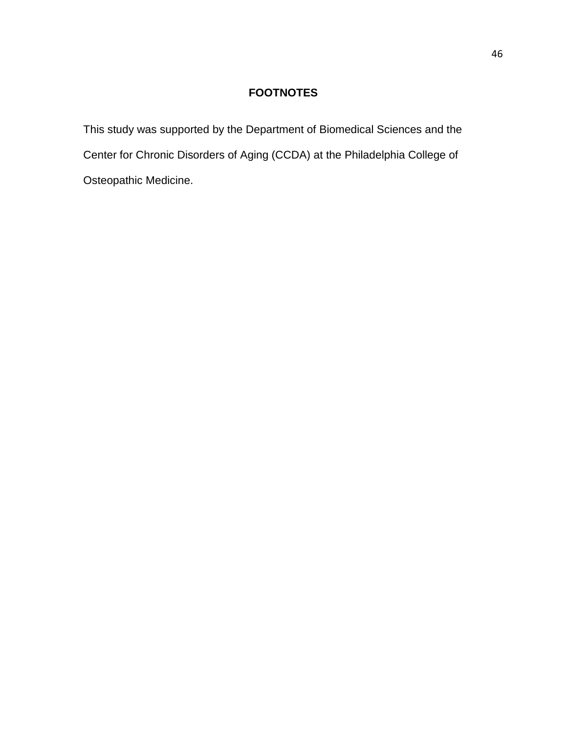# FOOTNOTES

This study was supported by the Department of Biomedical Sciences and the Center for Chronic Disorders of Aging (CCDA) at the Philadelphia College of Osteopathic Medicine.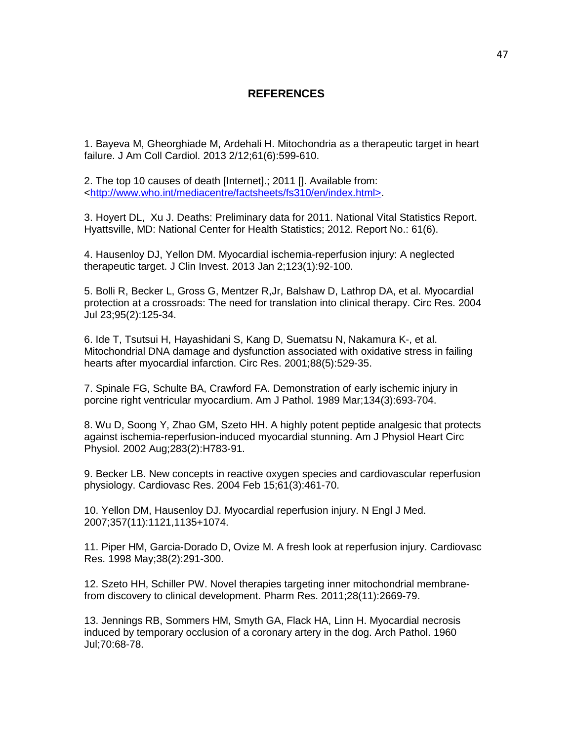# REFERENCES

1. Bayeva M, Gheorghiade M, Ardehali H. Mitochondria as a therapeutic target in heart failure. J Am Coll Cardiol. 2013 2/12;61(6):599-610.

2. The top 10 causes of death [Internet].; 2011 []. Available from: <http://www.who.int/mediacentre/factsheets/fs310/en/index.html>.

3. Hoyert DL, Xu J. Deaths: Preliminary data for 2011. National Vital Statistics Report. Hyattsville, MD: National Center for Health Statistics; 2012. Report No.: 61(6).

4. Hausenloy DJ, Yellon DM. Myocardial ischemia-reperfusion injury: A neglected therapeutic target. J Clin Invest. 2013 Jan 2;123(1):92-100.

5. Bolli R, Becker L, Gross G, Mentzer R,Jr, Balshaw D, Lathrop DA, et al. Myocardial protection at a crossroads: The need for translation into clinical therapy. Circ Res. 2004 Jul 23;95(2):125-34.

6. Ide T, Tsutsui H, Hayashidani S, Kang D, Suematsu N, Nakamura K-, et al. Mitochondrial DNA damage and dysfunction associated with oxidative stress in failing hearts after myocardial infarction. Circ Res. 2001;88(5):529-35.

7. Spinale FG, Schulte BA, Crawford FA. Demonstration of early ischemic injury in porcine right ventricular myocardium. Am J Pathol. 1989 Mar;134(3):693-704.

8. Wu D, Soong Y, Zhao GM, Szeto HH. A highly potent peptide analgesic that protects against ischemia-reperfusion-induced myocardial stunning. Am J Physiol Heart Circ Physiol. 2002 Aug;283(2):H783-91.

9. Becker LB. New concepts in reactive oxygen species and cardiovascular reperfusion physiology. Cardiovasc Res. 2004 Feb 15;61(3):461-70.

10. Yellon DM, Hausenloy DJ. Myocardial reperfusion injury. N Engl J Med. 2007;357(11):1121,1135+1074.

11. Piper HM, Garcia-Dorado D, Ovize M. A fresh look at reperfusion injury. Cardiovasc Res. 1998 May;38(2):291-300.

12. Szeto HH, Schiller PW. Novel therapies targeting inner mitochondrial membrane-from discovery to clinical development. Pharm Res. 2011;28(11):2669-79.

13. Jennings RB, Sommers HM, Smyth GA, Flack HA, Linn H. Myocardial necrosis induced by temporary occlusion of a coronary artery in the dog. Arch Pathol. 1960 Jul;70:68-78.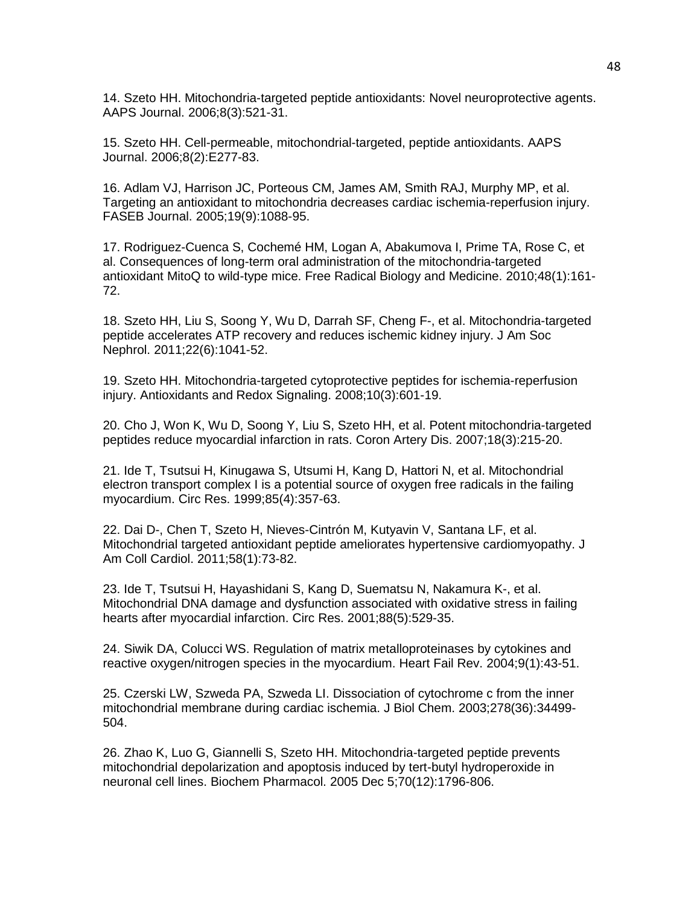14. Szeto HH. Mitochondria-targeted peptide antioxidants: Novel neuroprotective agents. AAPS Journal. 2006;8(3):521-31.

15. Szeto HH. Cell-permeable, mitochondrial-targeted, peptide antioxidants. AAPS Journal. 2006;8(2):E277-83.

16. Adlam VJ, Harrison JC, Porteous CM, James AM, Smith RAJ, Murphy MP, et al. Targeting an antioxidant to mitochondria decreases cardiac ischemia-reperfusion injury. FASEB Journal. 2005;19(9):1088-95.

17. Rodriguez-Cuenca S, Cochemé HM, Logan A, Abakumova I, Prime TA, Rose C, et al. Consequences of long-term oral administration of the mitochondria-targeted antioxidant MitoQ to wild-type mice. Free Radical Biology and Medicine. 2010;48(1):161-72.

18. Szeto HH, Liu S, Soong Y, Wu D, Darrah SF, Cheng F-, et al. Mitochondria-targeted peptide accelerates ATP recovery and reduces ischemic kidney injury. J Am Soc Nephrol. 2011;22(6):1041-52.

19. Szeto HH. Mitochondria-targeted cytoprotective peptides for ischemia-reperfusion injury. Antioxidants and Redox Signaling. 2008;10(3):601-19.

20. Cho J, Won K, Wu D, Soong Y, Liu S, Szeto HH, et al. Potent mitochondria-targeted peptides reduce myocardial infarction in rats. Coron Artery Dis. 2007;18(3):215-20.

21. Ide T, Tsutsui H, Kinugawa S, Utsumi H, Kang D, Hattori N, et al. Mitochondrial electron transport complex I is a potential source of oxygen free radicals in the failing myocardium. Circ Res. 1999;85(4):357-63.

22. Dai D-, Chen T, Szeto H, Nieves-Cintrón M, Kutyavin V, Santana LF, et al. Mitochondrial targeted antioxidant peptide ameliorates hypertensive cardiomyopathy. J Am Coll Cardiol. 2011;58(1):73-82.

23. Ide T, Tsutsui H, Hayashidani S, Kang D, Suematsu N, Nakamura K-, et al. Mitochondrial DNA damage and dysfunction associated with oxidative stress in failing hearts after myocardial infarction. Circ Res. 2001;88(5):529-35.

24. Siwik DA, Colucci WS. Regulation of matrix metalloproteinases by cytokines and reactive oxygen/nitrogen species in the myocardium. Heart Fail Rev. 2004;9(1):43-51.

25. Czerski LW, Szweda PA, Szweda LI. Dissociation of cytochrome c from the inner mitochondrial membrane during cardiac ischemia. J Biol Chem. 2003;278(36):34499-504.

26. Zhao K, Luo G, Giannelli S, Szeto HH. Mitochondria-targeted peptide prevents mitochondrial depolarization and apoptosis induced by tert-butyl hydroperoxide in neuronal cell lines. Biochem Pharmacol. 2005 Dec 5;70(12):1796-806.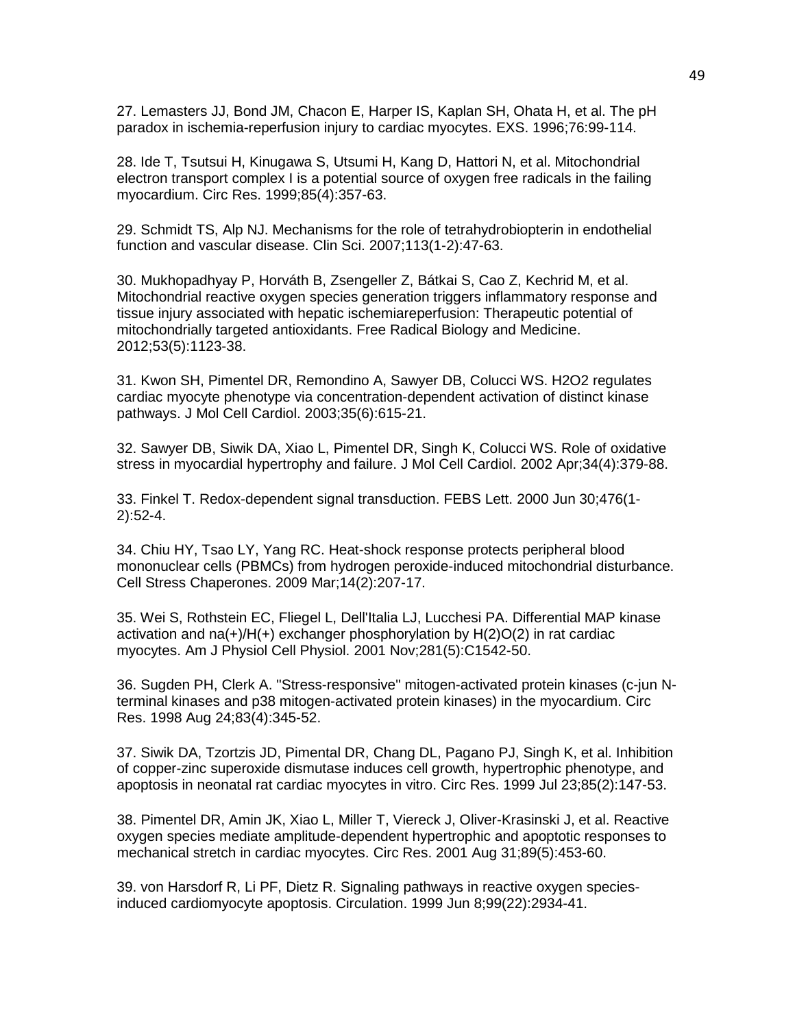27. Lemasters JJ, Bond JM, Chacon E, Harper IS, Kaplan SH, Ohata H, et al. The pH paradox in ischemia-reperfusion injury to cardiac myocytes. EXS. 1996;76:99-114.

28. Ide T, Tsutsui H, Kinugawa S, Utsumi H, Kang D, Hattori N, et al. Mitochondrial electron transport complex I is a potential source of oxygen free radicals in the failing myocardium. Circ Res. 1999;85(4):357-63.

29. Schmidt TS, Alp NJ. Mechanisms for the role of tetrahydrobiopterin in endothelial function and vascular disease. Clin Sci. 2007;113(1-2):47-63.

30. Mukhopadhyay P, Horváth B, Zsengeller Z, Bátkai S, Cao Z, Kechrid M, et al. Mitochondrial reactive oxygen species generation triggers inflammatory response and tissue injury associated with hepatic ischemiareperfusion: Therapeutic potential of mitochondrially targeted antioxidants. Free Radical Biology and Medicine. 2012;53(5):1123-38.

31. Kwon SH, Pimentel DR, Remondino A, Sawyer DB, Colucci WS. $H_2O_2$ regulates cardiac myocyte phenotype via concentration-dependent activation of distinct kinase pathways. J Mol Cell Cardiol. 2003;35(6):615-21.

32. Sawyer DB, Siwik DA, Xiao L, Pimentel DR, Singh K, Colucci WS. Role of oxidative stress in myocardial hypertrophy and failure. J Mol Cell Cardiol. 2002 Apr;34(4):379-88.

33. Finkel T. Redox-dependent signal transduction. FEBS Lett. 2000 Jun 30;476(1-2):52-4.

34. Chiu HY, Tsao LY, Yang RC. Heat-shock response protects peripheral blood mononuclear cells (PBMCs) from hydrogen peroxide-induced mitochondrial disturbance. Cell Stress Chaperones. 2009 Mar;14(2):207-17.

35. Wei S, Rothstein EC, Fliegel L, Dell'Italia LJ, Lucchesi PA. Differential MAP kinase activation and na(+)/H(+) exchanger phosphorylation by H(2)O(2) in rat cardiac myocytes. Am J Physiol Cell Physiol. 2001 Nov;281(5):C1542-50.

36. Sugden PH, Clerk A. "Stress-responsive" mitogen-activated protein kinases (c-jun N-terminal kinases and p38 mitogen-activated protein kinases) in the myocardium. Circ Res. 1998 Aug 24;83(4):345-52.

37. Siwik DA, Tzortzis JD, Pimental DR, Chang DL, Pagano PJ, Singh K, et al. Inhibition of copper-zinc superoxide dismutase induces cell growth, hypertrophic phenotype, and apoptosis in neonatal rat cardiac myocytes in vitro. Circ Res. 1999 Jul 23;85(2):147-53.

38. Pimentel DR, Amin JK, Xiao L, Miller T, Viereck J, Oliver-Krasinski J, et al. Reactive oxygen species mediate amplitude-dependent hypertrophic and apoptotic responses to mechanical stretch in cardiac myocytes. Circ Res. 2001 Aug 31;89(5):453-60.

39. von Harsdorf R, Li PF, Dietz R. Signaling pathways in reactive oxygen species-induced cardiomyocyte apoptosis. Circulation. 1999 Jun 8;99(22):2934-41.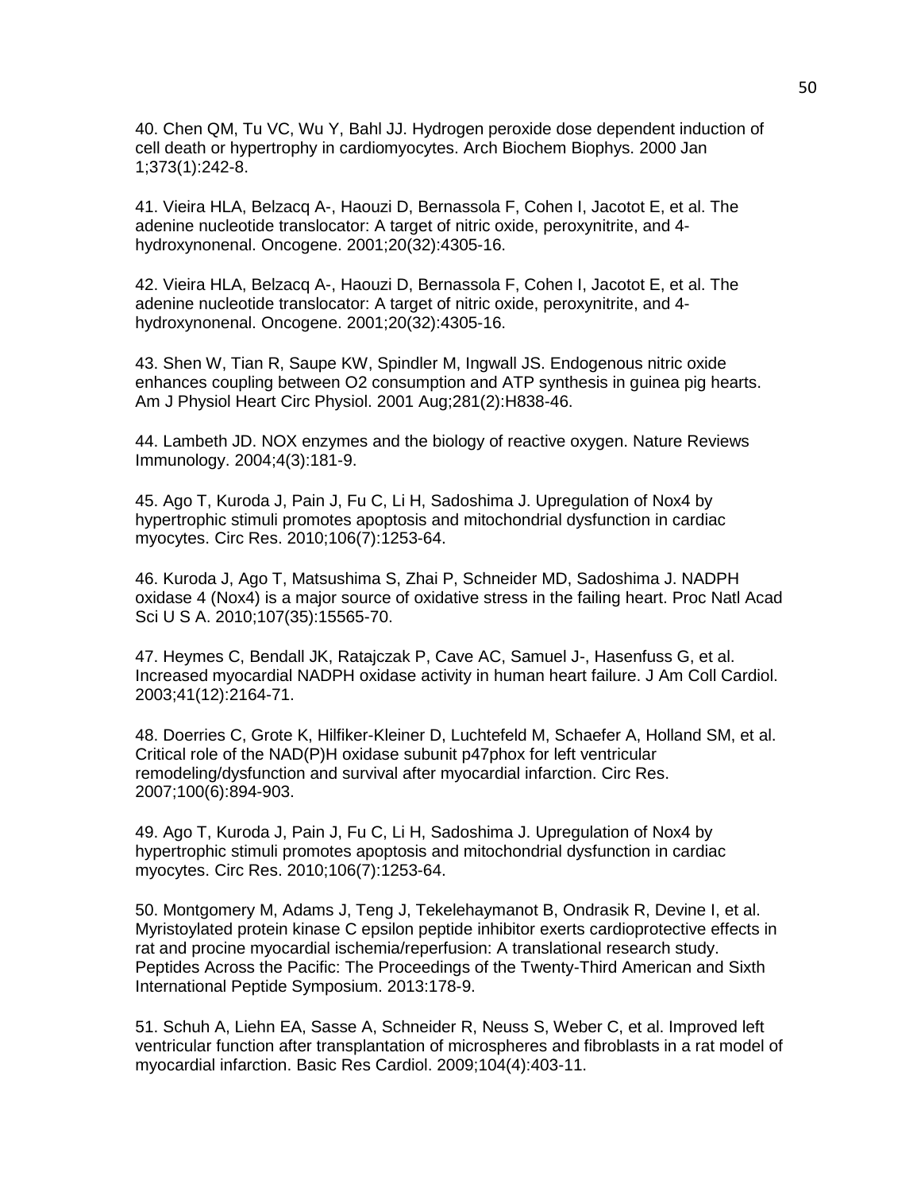40. Chen QM, Tu VC, Wu Y, Bahl JJ. Hydrogen peroxide dose dependent induction of cell death or hypertrophy in cardiomyocytes. Arch Biochem Biophys. 2000 Jan 1;373(1):242-8.

41. Vieira HLA, Belzacq A-, Haouzi D, Bernassola F, Cohen I, Jacotot E, et al. The adenine nucleotide translocator: A target of nitric oxide, peroxynitrite, and 4-hydroxynonenal. Oncogene. 2001;20(32):4305-16.

42. Vieira HLA, Belzacq A-, Haouzi D, Bernassola F, Cohen I, Jacotot E, et al. The adenine nucleotide translocator: A target of nitric oxide, peroxynitrite, and 4-hydroxynonenal. Oncogene. 2001;20(32):4305-16.

43. Shen W, Tian R, Saupe KW, Spindler M, Ingwall JS. Endogenous nitric oxide enhances coupling between O2 consumption and ATP synthesis in guinea pig hearts. Am J Physiol Heart Circ Physiol. 2001 Aug;281(2):H838-46.

44. Lambeth JD. NOX enzymes and the biology of reactive oxygen. Nature Reviews Immunology. 2004;4(3):181-9.

45. Ago T, Kuroda J, Pain J, Fu C, Li H, Sadoshima J. Upregulation of Nox4 by hypertrophic stimuli promotes apoptosis and mitochondrial dysfunction in cardiac myocytes. Circ Res. 2010;106(7):1253-64.

46. Kuroda J, Ago T, Matsushima S, Zhai P, Schneider MD, Sadoshima J. NADPH oxidase 4 (Nox4) is a major source of oxidative stress in the failing heart. Proc Natl Acad Sci U S A. 2010;107(35):15565-70.

47. Heymes C, Bendall JK, Ratajczak P, Cave AC, Samuel J-, Hasenfuss G, et al. Increased myocardial NADPH oxidase activity in human heart failure. J Am Coll Cardiol. 2003;41(12):2164-71.

48. Doerries C, Grote K, Hilfiker-Kleiner D, Luchtefeld M, Schaefer A, Holland SM, et al. Critical role of the NAD(P)H oxidase subunit p47phox for left ventricular remodeling/dysfunction and survival after myocardial infarction. Circ Res. 2007;100(6):894-903.

49. Ago T, Kuroda J, Pain J, Fu C, Li H, Sadoshima J. Upregulation of Nox4 by hypertrophic stimuli promotes apoptosis and mitochondrial dysfunction in cardiac myocytes. Circ Res. 2010;106(7):1253-64.

50. Montgomery M, Adams J, Teng J, Tekelehaymanot B, Ondrasik R, Devine I, et al. Myristoylated protein kinase C epsilon peptide inhibitor exerts cardioprotective effects in rat and procine myocardial ischemia/reperfusion: A translational research study. Peptides Across the Pacific: The Proceedings of the Twenty-Third American and Sixth International Peptide Symposium. 2013:178-9.

51. Schuh A, Liehn EA, Sasse A, Schneider R, Neuss S, Weber C, et al. Improved left ventricular function after transplantation of microspheres and fibroblasts in a rat model of myocardial infarction. Basic Res Cardiol. 2009;104(4):403-11.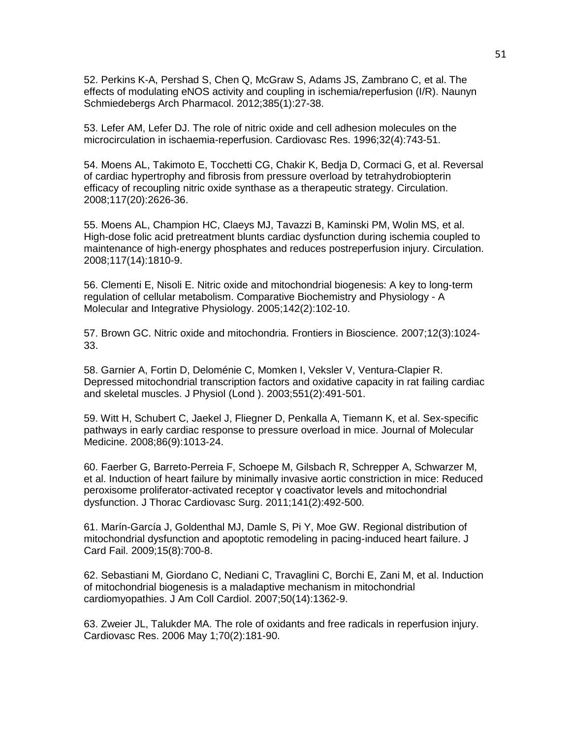52. Perkins K-A, Pershad S, Chen Q, McGraw S, Adams JS, Zambrano C, et al. The effects of modulating eNOS activity and coupling in ischemia/reperfusion (I/R). Naunyn Schmiedebergs Arch Pharmacol. 2012;385(1):27-38.

53. Lefer AM, Lefer DJ. The role of nitric oxide and cell adhesion molecules on the microcirculation in ischaemia-reperfusion. Cardiovasc Res. 1996;32(4):743-51.

54. Moens AL, Takimoto E, Tocchetti CG, Chakir K, Bedja D, Cormaci G, et al. Reversal of cardiac hypertrophy and fibrosis from pressure overload by tetrahydrobiopterin efficacy of recoupling nitric oxide synthase as a therapeutic strategy. Circulation. 2008;117(20):2626-36.

55. Moens AL, Champion HC, Claeys MJ, Tavazzi B, Kaminski PM, Wolin MS, et al. High-dose folic acid pretreatment blunts cardiac dysfunction during ischemia coupled to maintenance of high-energy phosphates and reduces postreperfusion injury. Circulation. 2008;117(14):1810-9.

56. Clementi E, Nisoli E. Nitric oxide and mitochondrial biogenesis: A key to long-term regulation of cellular metabolism. Comparative Biochemistry and Physiology - A Molecular and Integrative Physiology. 2005;142(2):102-10.

57. Brown GC. Nitric oxide and mitochondria. Frontiers in Bioscience. 2007;12(3):1024-33.

58. Garnier A, Fortin D, Deloménie C, Momken I, Veksler V, Ventura-Clapier R. Depressed mitochondrial transcription factors and oxidative capacity in rat failing cardiac and skeletal muscles. J Physiol (Lond ). 2003;551(2):491-501.

59. Witt H, Schubert C, Jaekel J, Fliegner D, Penkalla A, Tiemann K, et al. Sex-specific pathways in early cardiac response to pressure overload in mice. Journal of Molecular Medicine. 2008;86(9):1013-24.

60. Faerber G, Barreto-Perreia F, Schoepe M, Gilsbach R, Schrepper A, Schwarzer M, et al. Induction of heart failure by minimally invasive aortic constriction in mice: Reduced peroxisome proliferator-activated receptor γ coactivator levels and mitochondrial dysfunction. J Thorac Cardiovasc Surg. 2011;141(2):492-500.

61. Marín-García J, Goldenthal MJ, Damle S, Pi Y, Moe GW. Regional distribution of mitochondrial dysfunction and apoptotic remodeling in pacing-induced heart failure. J Card Fail. 2009;15(8):700-8.

62. Sebastiani M, Giordano C, Nediani C, Travaglini C, Borchi E, Zani M, et al. Induction of mitochondrial biogenesis is a maladaptive mechanism in mitochondrial cardiomyopathies. J Am Coll Cardiol. 2007;50(14):1362-9.

63. Zweier JL, Talukder MA. The role of oxidants and free radicals in reperfusion injury. Cardiovasc Res. 2006 May 1;70(2):181-90.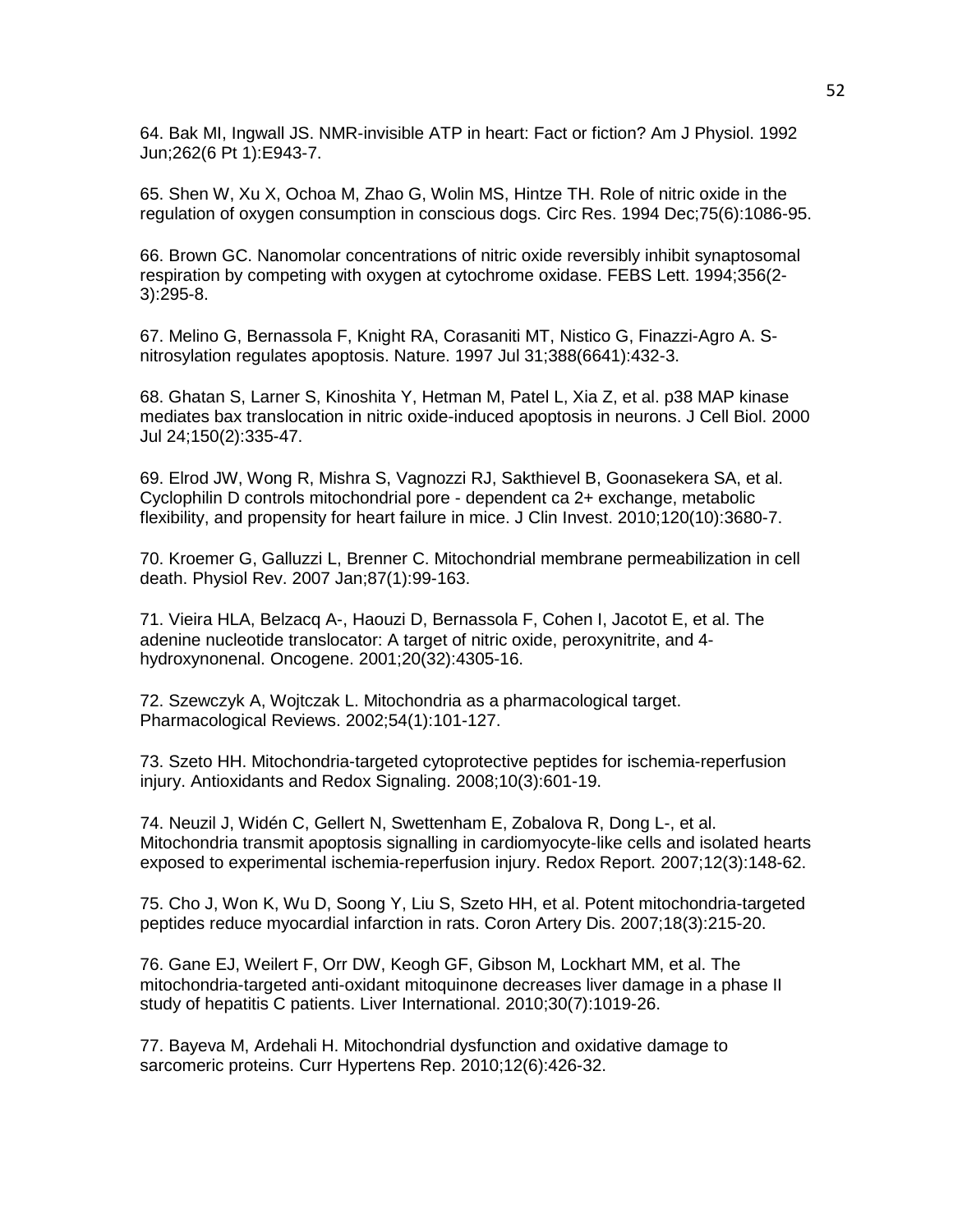64. Bak MI, Ingwall JS. NMR-invisible ATP in heart: Fact or fiction? Am J Physiol. 1992 Jun;262(6 Pt 1):E943-7.

65. Shen W, Xu X, Ochoa M, Zhao G, Wolin MS, Hintze TH. Role of nitric oxide in the regulation of oxygen consumption in conscious dogs. Circ Res. 1994 Dec;75(6):1086-95.

66. Brown GC. Nanomolar concentrations of nitric oxide reversibly inhibit synaptosomal respiration by competing with oxygen at cytochrome oxidase. FEBS Lett. 1994;356(2-3):295-8.

67. Melino G, Bernassola F, Knight RA, Corasaniti MT, Nistico G, Finazzi-Agro A. S-nitrosylation regulates apoptosis. Nature. 1997 Jul 31;388(6641):432-3.

68. Ghatan S, Larner S, Kinoshita Y, Hetman M, Patel L, Xia Z, et al. p38 MAP kinase mediates bax translocation in nitric oxide-induced apoptosis in neurons. J Cell Biol. 2000 Jul 24;150(2):335-47.

69. Elrod JW, Wong R, Mishra S, Vagnozzi RJ, Sakthievel B, Goonasekera SA, et al. Cyclophilin D controls mitochondrial pore - dependent ca 2+ exchange, metabolic flexibility, and propensity for heart failure in mice. J Clin Invest. 2010;120(10):3680-7.

70. Kroemer G, Galluzzi L, Brenner C. Mitochondrial membrane permeabilization in cell death. Physiol Rev. 2007 Jan;87(1):99-163.

71. Vieira HLA, Belzacq A-, Haouzi D, Bernassola F, Cohen I, Jacotot E, et al. The adenine nucleotide translocator: A target of nitric oxide, peroxynitrite, and 4-hydroxynonenal. Oncogene. 2001;20(32):4305-16.

72. Szewczyk A, Wojtczak L. Mitochondria as a pharmacological target. Pharmacological Reviews. 2002;54(1):101-127.

73. Szeto HH. Mitochondria-targeted cytoprotective peptides for ischemia-reperfusion injury. Antioxidants and Redox Signaling. 2008;10(3):601-19.

74. Neuzil J, Widén C, Gellert N, Swettenham E, Zobalova R, Dong L-, et al. Mitochondria transmit apoptosis signalling in cardiomyocyte-like cells and isolated hearts exposed to experimental ischemia-reperfusion injury. Redox Report. 2007;12(3):148-62.

75. Cho J, Won K, Wu D, Soong Y, Liu S, Szeto HH, et al. Potent mitochondria-targeted peptides reduce myocardial infarction in rats. Coron Artery Dis. 2007;18(3):215-20.

76. Gane EJ, Weilert F, Orr DW, Keogh GF, Gibson M, Lockhart MM, et al. The mitochondria-targeted anti-oxidant mitoquinone decreases liver damage in a phase II study of hepatitis C patients. Liver International. 2010;30(7):1019-26.

77. Bayeva M, Ardehali H. Mitochondrial dysfunction and oxidative damage to sarcomeric proteins. Curr Hypertens Rep. 2010;12(6):426-32.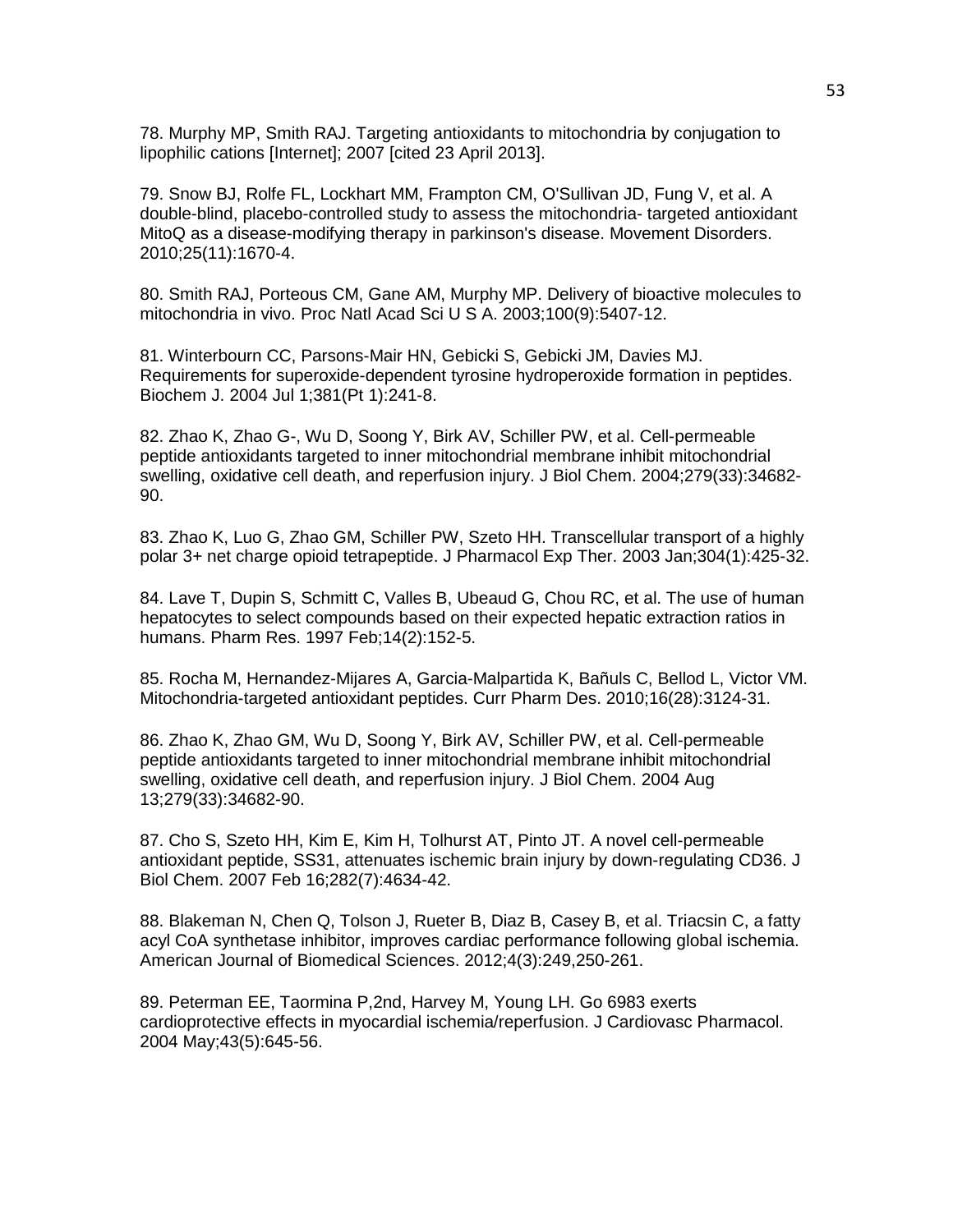78. Murphy MP, Smith RAJ. Targeting antioxidants to mitochondria by conjugation to lipophilic cations [Internet]; 2007 [cited 23 April 2013].

79. Snow BJ, Rolfe FL, Lockhart MM, Frampton CM, O'Sullivan JD, Fung V, et al. A double-blind, placebo-controlled study to assess the mitochondria- targeted antioxidant MitoQ as a disease-modifying therapy in parkinson's disease. Movement Disorders. 2010;25(11):1670-4.

80. Smith RAJ, Porteous CM, Gane AM, Murphy MP. Delivery of bioactive molecules to mitochondria in vivo. Proc Natl Acad Sci U S A. 2003;100(9):5407-12.

81. Winterbourn CC, Parsons-Mair HN, Gebicki S, Gebicki JM, Davies MJ. Requirements for superoxide-dependent tyrosine hydroperoxide formation in peptides. Biochem J. 2004 Jul 1;381(Pt 1):241-8.

82. Zhao K, Zhao G-, Wu D, Soong Y, Birk AV, Schiller PW, et al. Cell-permeable peptide antioxidants targeted to inner mitochondrial membrane inhibit mitochondrial swelling, oxidative cell death, and reperfusion injury. J Biol Chem. 2004;279(33):34682-90.

83. Zhao K, Luo G, Zhao GM, Schiller PW, Szeto HH. Transcellular transport of a highly polar 3+ net charge opioid tetrapeptide. J Pharmacol Exp Ther. 2003 Jan;304(1):425-32.

84. Lave T, Dupin S, Schmitt C, Valles B, Ubeaud G, Chou RC, et al. The use of human hepatocytes to select compounds based on their expected hepatic extraction ratios in humans. Pharm Res. 1997 Feb;14(2):152-5.

85. Rocha M, Hernandez-Mijares A, Garcia-Malpartida K, Bañuls C, Bellod L, Victor VM. Mitochondria-targeted antioxidant peptides. Curr Pharm Des. 2010;16(28):3124-31.

86. Zhao K, Zhao GM, Wu D, Soong Y, Birk AV, Schiller PW, et al. Cell-permeable peptide antioxidants targeted to inner mitochondrial membrane inhibit mitochondrial swelling, oxidative cell death, and reperfusion injury. J Biol Chem. 2004 Aug 13;279(33):34682-90.

87. Cho S, Szeto HH, Kim E, Kim H, Tolhurst AT, Pinto JT. A novel cell-permeable antioxidant peptide, SS31, attenuates ischemic brain injury by down-regulating CD36. J Biol Chem. 2007 Feb 16;282(7):4634-42.

88. Blakeman N, Chen Q, Tolson J, Rueter B, Diaz B, Casey B, et al. Triacsin C, a fatty acyl CoA synthetase inhibitor, improves cardiac performance following global ischemia. American Journal of Biomedical Sciences. 2012;4(3):249,250-261.

89. Peterman EE, Taormina P,2nd, Harvey M, Young LH. Go 6983 exerts cardioprotective effects in myocardial ischemia/reperfusion. J Cardiovasc Pharmacol. 2004 May;43(5):645-56.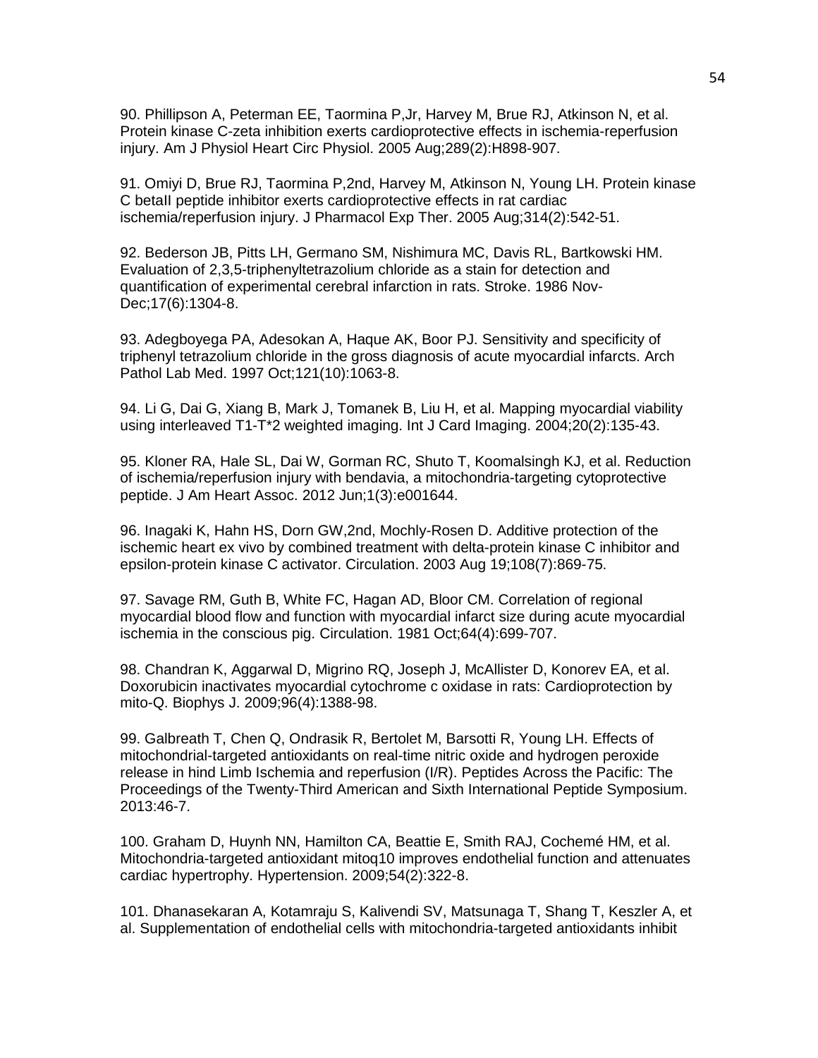90. Phillipson A, Peterman EE, Taormina P,Jr, Harvey M, Brue RJ, Atkinson N, et al. Protein kinase C-zeta inhibition exerts cardioprotective effects in ischemia-reperfusion injury. Am J Physiol Heart Circ Physiol. 2005 Aug;289(2):H898-907.

91. Omiyi D, Brue RJ, Taormina P,2nd, Harvey M, Atkinson N, Young LH. Protein kinase C betaII peptide inhibitor exerts cardioprotective effects in rat cardiac ischemia/reperfusion injury. J Pharmacol Exp Ther. 2005 Aug;314(2):542-51.

92. Bederson JB, Pitts LH, Germano SM, Nishimura MC, Davis RL, Bartkowski HM. Evaluation of 2,3,5-triphenyltetrazolium chloride as a stain for detection and quantification of experimental cerebral infarction in rats. Stroke. 1986 Nov-Dec;17(6):1304-8.

93. Adegboyega PA, Adesokan A, Haque AK, Boor PJ. Sensitivity and specificity of triphenyl tetrazolium chloride in the gross diagnosis of acute myocardial infarcts. Arch Pathol Lab Med. 1997 Oct;121(10):1063-8.

94. Li G, Dai G, Xiang B, Mark J, Tomanek B, Liu H, et al. Mapping myocardial viability using interleaved T1-T*2 weighted imaging. Int J Card Imaging. 2004;20(2):135-43.

95. Kloner RA, Hale SL, Dai W, Gorman RC, Shuto T, Koomalsingh KJ, et al. Reduction of ischemia/reperfusion injury with bendavia, a mitochondria-targeting cytoprotective peptide. J Am Heart Assoc. 2012 Jun;1(3):e001644.

96. Inagaki K, Hahn HS, Dorn GW,2nd, Mochly-Rosen D. Additive protection of the ischemic heart ex vivo by combined treatment with delta-protein kinase C inhibitor and epsilon-protein kinase C activator. Circulation. 2003 Aug 19;108(7):869-75.

97. Savage RM, Guth B, White FC, Hagan AD, Bloor CM. Correlation of regional myocardial blood flow and function with myocardial infarct size during acute myocardial ischemia in the conscious pig. Circulation. 1981 Oct;64(4):699-707.

98. Chandran K, Aggarwal D, Migrino RQ, Joseph J, McAllister D, Konorev EA, et al. Doxorubicin inactivates myocardial cytochrome c oxidase in rats: Cardioprotection by mito-Q. Biophys J. 2009;96(4):1388-98.

99. Galbreath T, Chen Q, Ondrasik R, Bertolet M, Barsotti R, Young LH. Effects of mitochondrial-targeted antioxidants on real-time nitric oxide and hydrogen peroxide release in hind Limb Ischemia and reperfusion (I/R). Peptides Across the Pacific: The Proceedings of the Twenty-Third American and Sixth International Peptide Symposium. 2013:46-7.

100. Graham D, Huynh NN, Hamilton CA, Beattie E, Smith RAJ, Cochemé HM, et al. Mitochondria-targeted antioxidant mitoq10 improves endothelial function and attenuates cardiac hypertrophy. Hypertension. 2009;54(2):322-8.

101. Dhanasekaran A, Kotamraju S, Kalivendi SV, Matsunaga T, Shang T, Keszler A, et al. Supplementation of endothelial cells with mitochondria-targeted antioxidants inhibit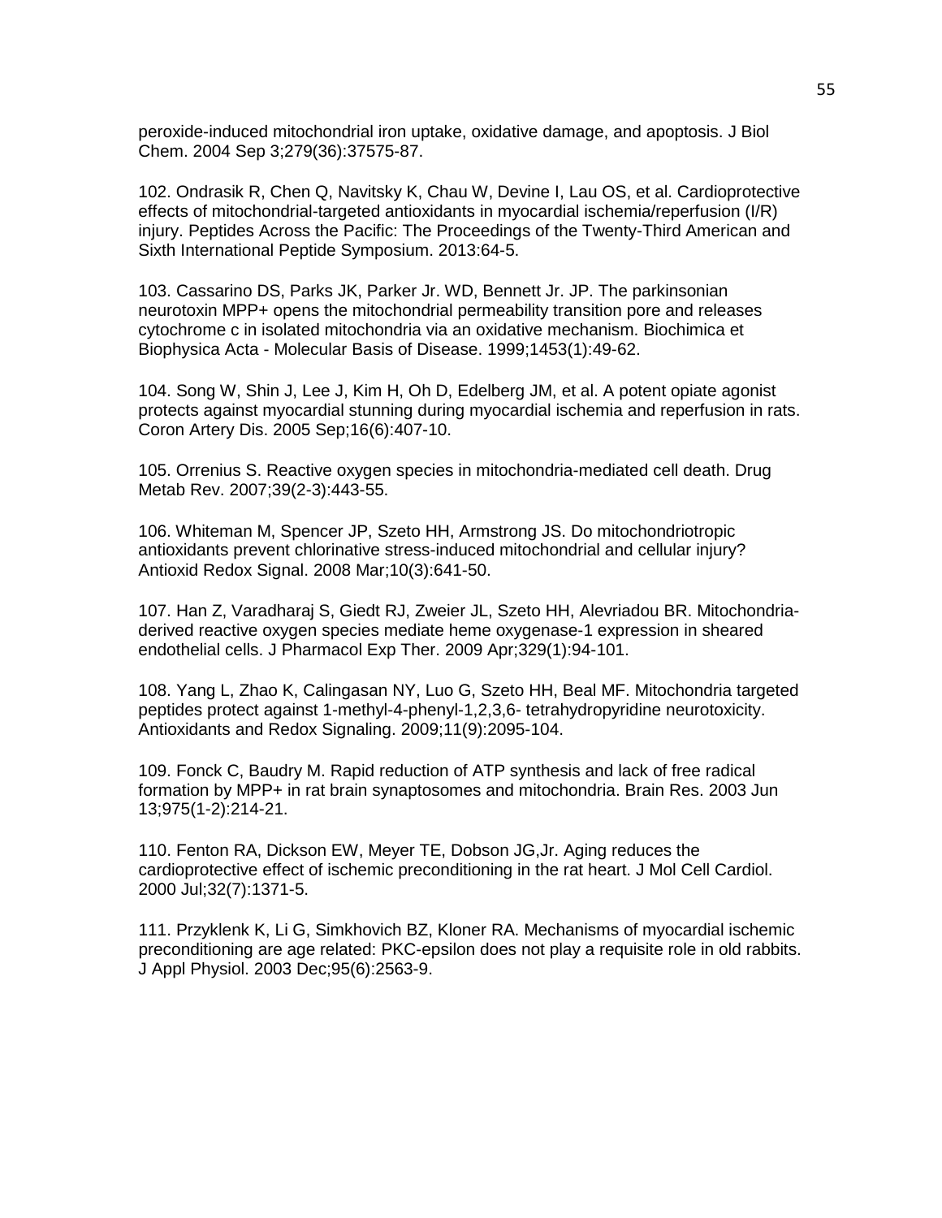peroxide-induced mitochondrial iron uptake, oxidative damage, and apoptosis. J Biol Chem. 2004 Sep 3;279(36):37575-87.

102. Ondrasik R, Chen Q, Navitsky K, Chau W, Devine I, Lau OS, et al. Cardioprotective effects of mitochondrial-targeted antioxidants in myocardial ischemia/reperfusion (I/R) injury. Peptides Across the Pacific: The Proceedings of the Twenty-Third American and Sixth International Peptide Symposium. 2013:64-5.

103. Cassarino DS, Parks JK, Parker Jr. WD, Bennett Jr. JP. The parkinsonian neurotoxin MPP+ opens the mitochondrial permeability transition pore and releases cytochrome c in isolated mitochondria via an oxidative mechanism. Biochimica et Biophysica Acta - Molecular Basis of Disease. 1999;1453(1):49-62.

104. Song W, Shin J, Lee J, Kim H, Oh D, Edelberg JM, et al. A potent opiate agonist protects against myocardial stunning during myocardial ischemia and reperfusion in rats. Coron Artery Dis. 2005 Sep;16(6):407-10.

105. Orrenius S. Reactive oxygen species in mitochondria-mediated cell death. Drug Metab Rev. 2007;39(2-3):443-55.

106. Whiteman M, Spencer JP, Szeto HH, Armstrong JS. Do mitochondriotropic antioxidants prevent chlorinative stress-induced mitochondrial and cellular injury? Antioxid Redox Signal. 2008 Mar;10(3):641-50.

107. Han Z, Varadharaj S, Giedt RJ, Zweier JL, Szeto HH, Alevriadou BR. Mitochondria-derived reactive oxygen species mediate heme oxygenase-1 expression in sheared endothelial cells. J Pharmacol Exp Ther. 2009 Apr;329(1):94-101.

108. Yang L, Zhao K, Calingasan NY, Luo G, Szeto HH, Beal MF. Mitochondria targeted peptides protect against 1-methyl-4-phenyl-1,2,3,6- tetrahydropyridine neurotoxicity. Antioxidants and Redox Signaling. 2009;11(9):2095-104.

109. Fonck C, Baudry M. Rapid reduction of ATP synthesis and lack of free radical formation by MPP+ in rat brain synaptosomes and mitochondria. Brain Res. 2003 Jun 13;975(1-2):214-21.

110. Fenton RA, Dickson EW, Meyer TE, Dobson JG,Jr. Aging reduces the cardioprotective effect of ischemic preconditioning in the rat heart. J Mol Cell Cardiol. 2000 Jul;32(7):1371-5.

111. Przyklenk K, Li G, Simkhovich BZ, Kloner RA. Mechanisms of myocardial ischemic preconditioning are age related: PKC-epsilon does not play a requisite role in old rabbits. J Appl Physiol. 2003 Dec;95(6):2563-9.